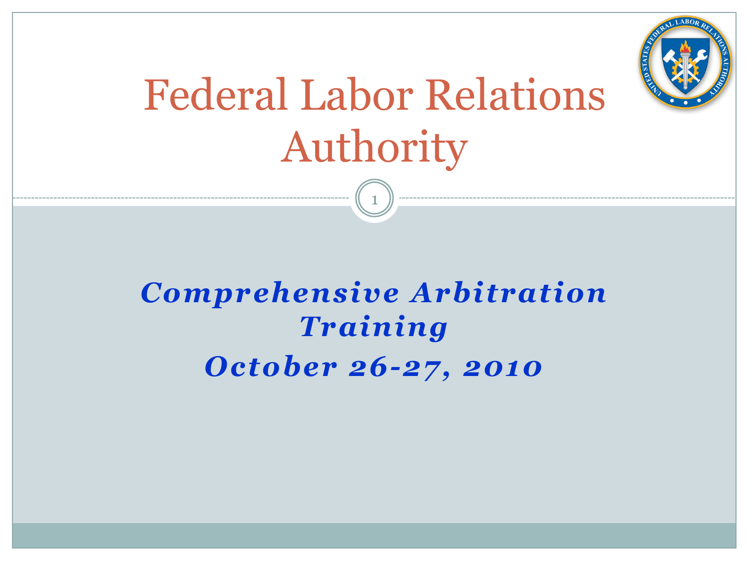# Federal Labor Relations Authority

## *Comprehensive Arbitration Training*

***October 26-27, 2010***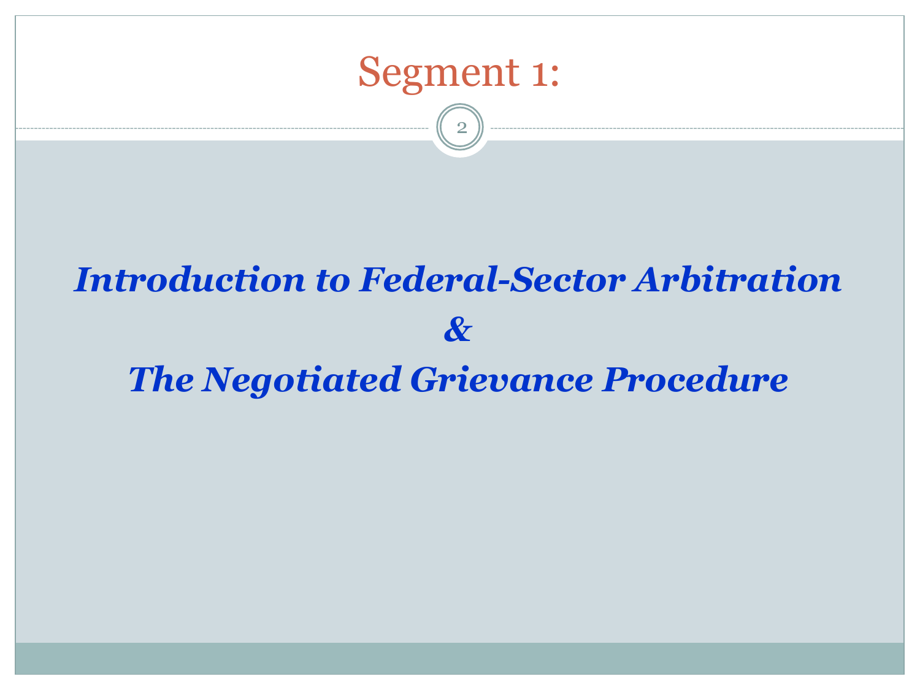# Segment 1:

***Introduction to Federal-Sector Arbitration***

***&***

***The Negotiated Grievance Procedure***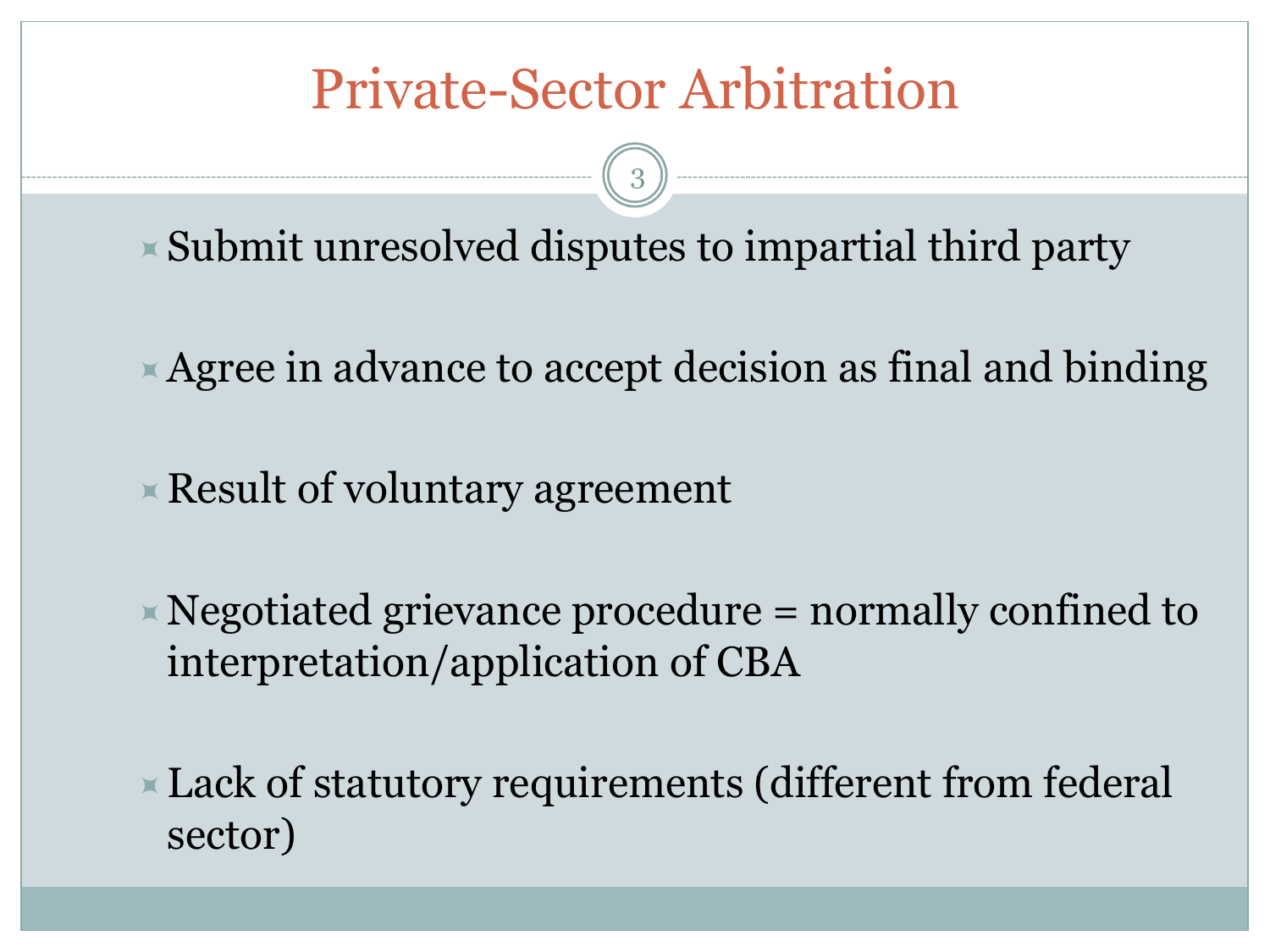# Private-Sector Arbitration

- Submit unresolved disputes to impartial third party
- Agree in advance to accept decision as final and binding
- Result of voluntary agreement
- Negotiated grievance procedure = normally confined to interpretation/application of CBA
- Lack of statutory requirements (different from federal sector)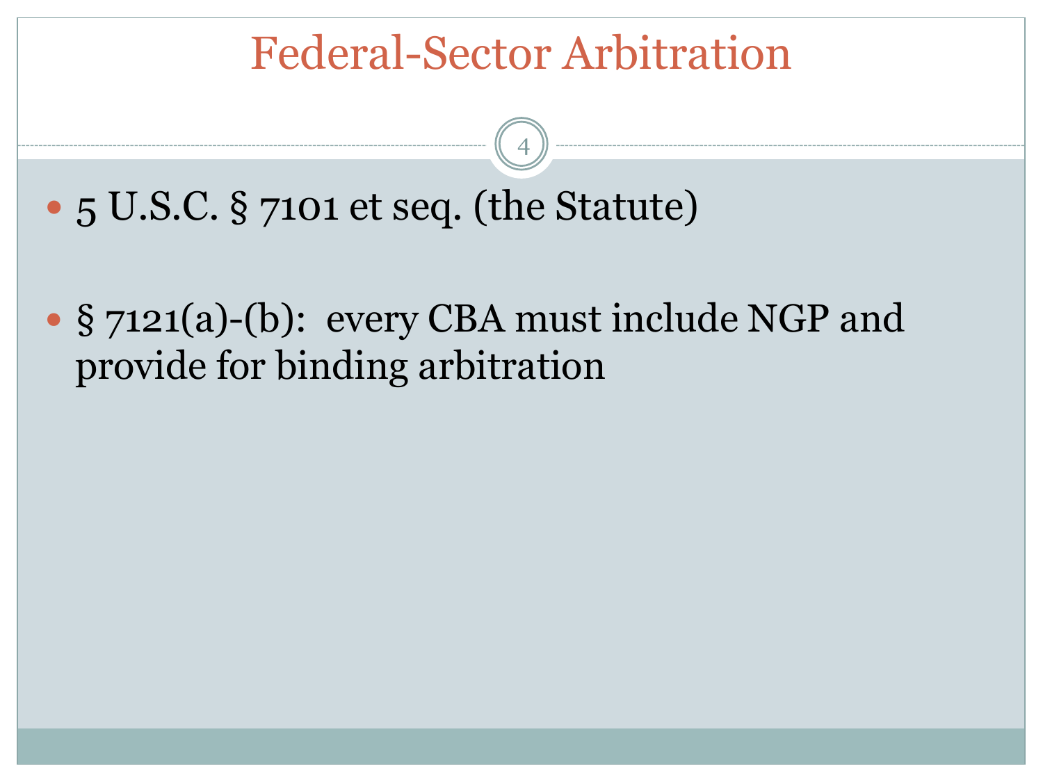# Federal-Sector Arbitration

- 5 U.S.C. § 7101 et seq. (the Statute)
- § 7121(a)-(b): every CBA must include NGP and provide for binding arbitration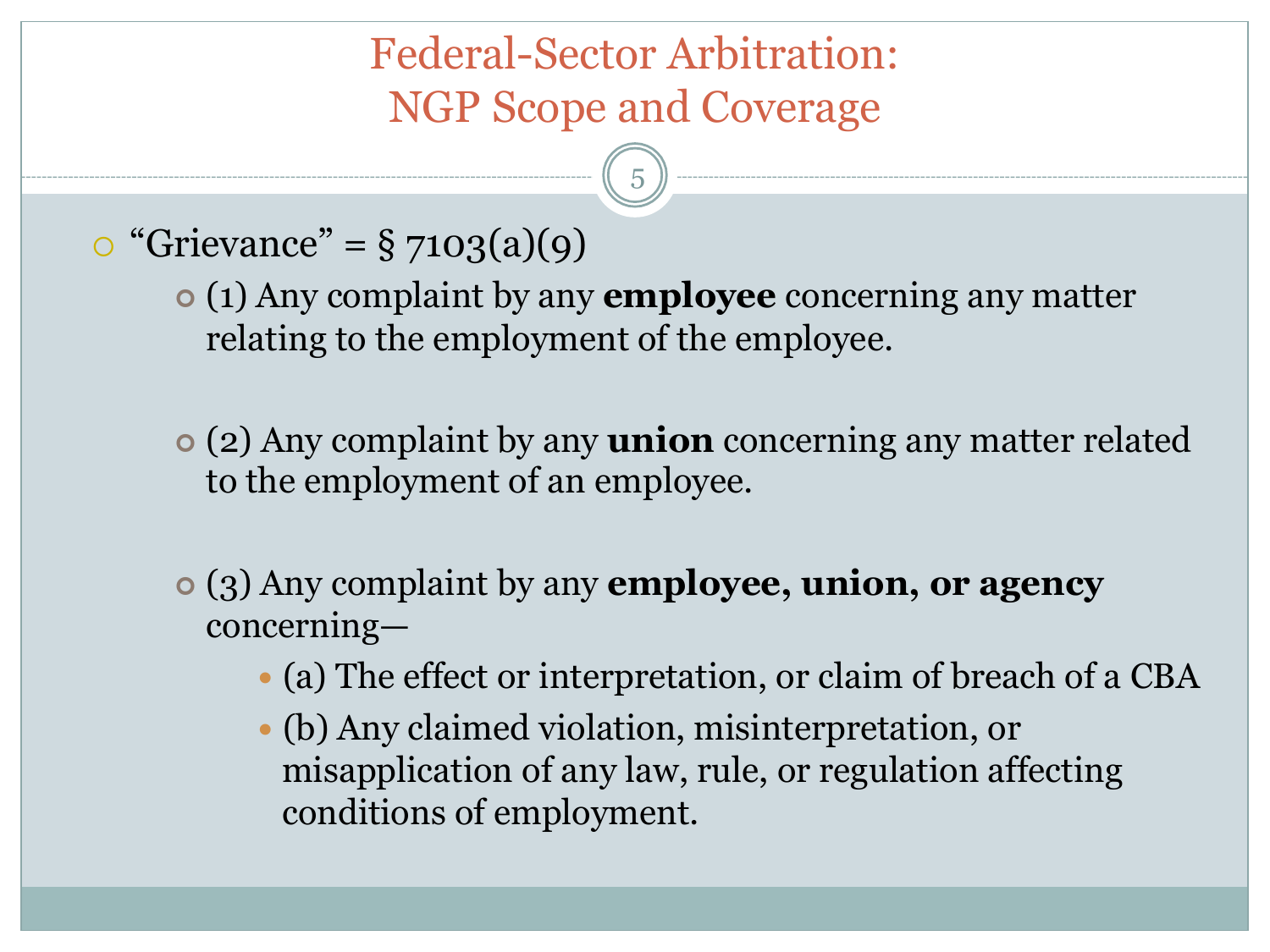# Federal-Sector Arbitration: NGP Scope and Coverage

- "Grievance" = § 7103(a)(9)
  - (1) Any complaint by any **employee** concerning any matter relating to the employment of the employee.
  - (2) Any complaint by any **union** concerning any matter related to the employment of an employee.
  - (3) Any complaint by any **employee, union, or agency** concerning—
    - (a) The effect or interpretation, or claim of breach of a CBA
    - (b) Any claimed violation, misinterpretation, or misapplication of any law, rule, or regulation affecting conditions of employment.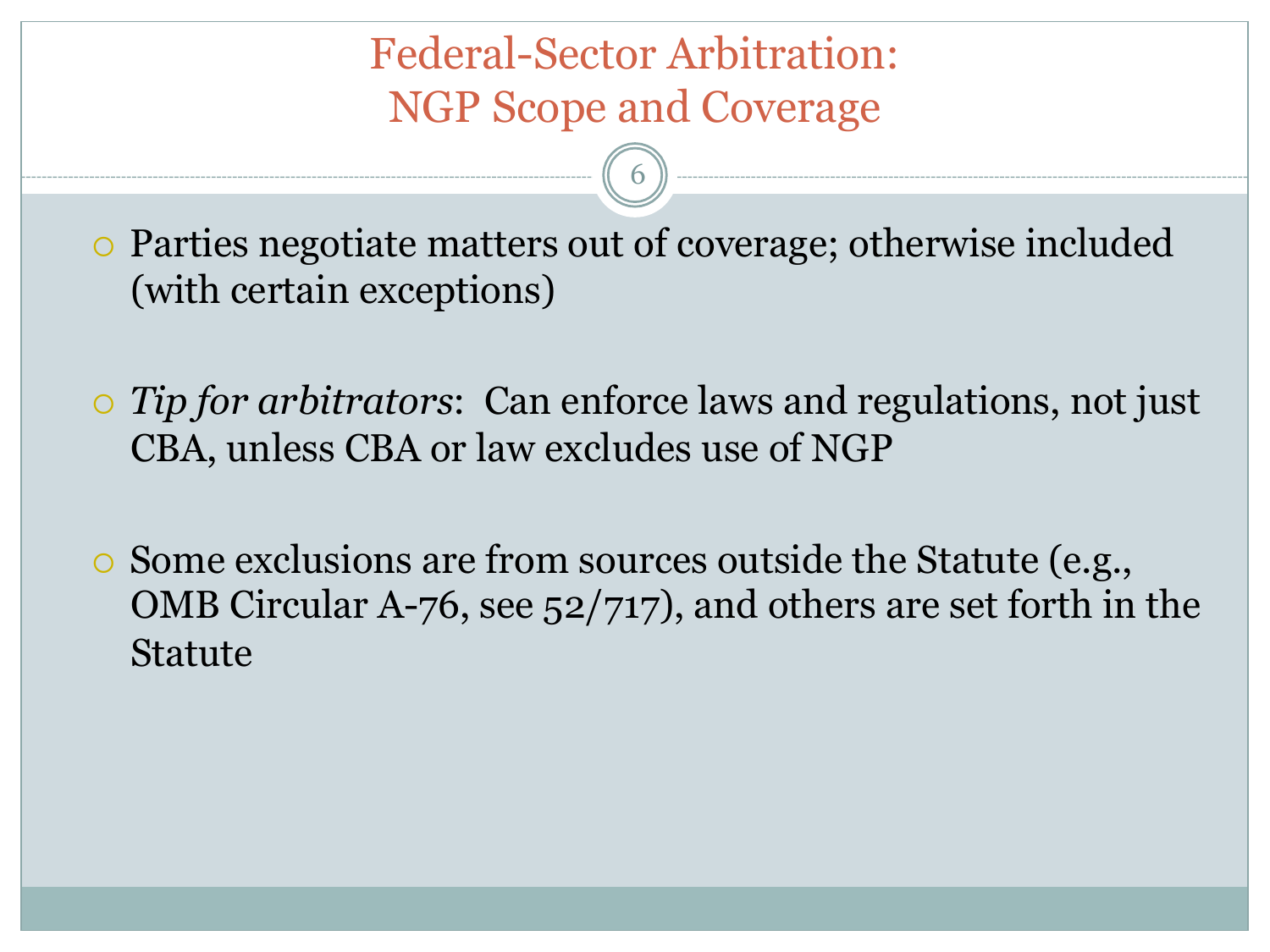# Federal-Sector Arbitration: NGP Scope and Coverage

- Parties negotiate matters out of coverage; otherwise included (with certain exceptions)

- *Tip for arbitrators*: Can enforce laws and regulations, not just CBA, unless CBA or law excludes use of NGP

- Some exclusions are from sources outside the Statute (e.g., OMB Circular A-76, see 52/717), and others are set forth in the Statute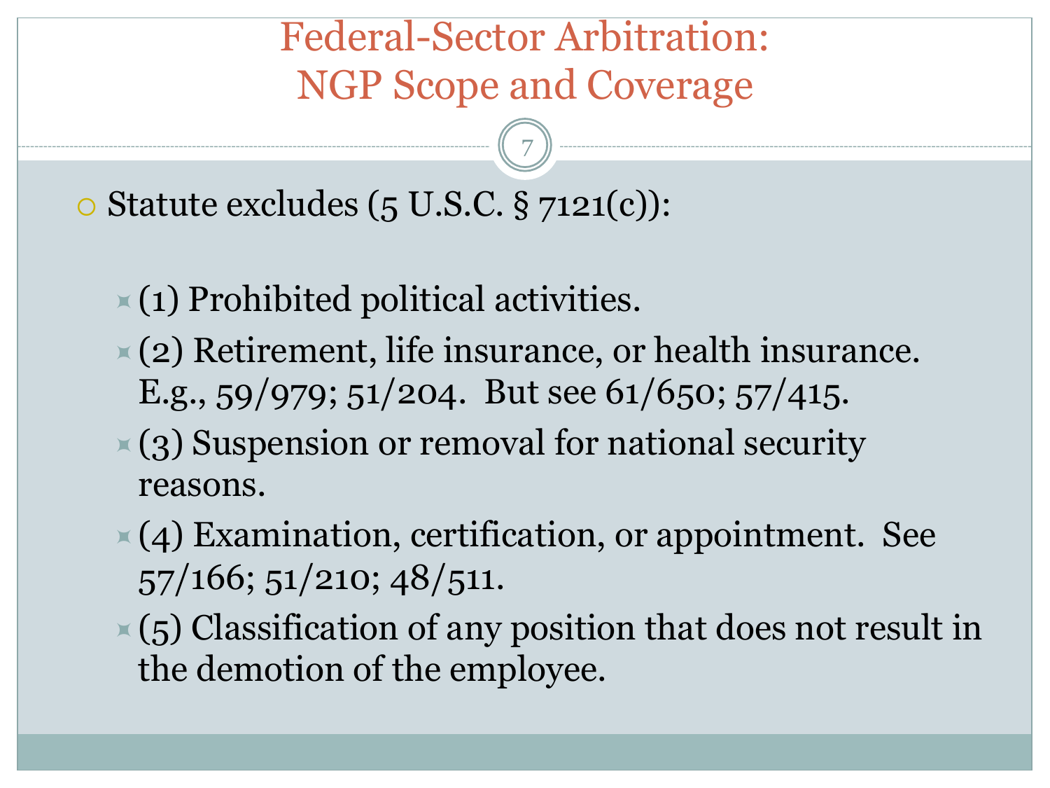# Federal-Sector Arbitration: NGP Scope and Coverage

- Statute excludes (5 U.S.C. § 7121(c)):
  - (1) Prohibited political activities.
  - (2) Retirement, life insurance, or health insurance. E.g., 59/979; 51/204. But see 61/650; 57/415.
  - (3) Suspension or removal for national security reasons.
  - (4) Examination, certification, or appointment. See 57/166; 51/210; 48/511.
  - (5) Classification of any position that does not result in the demotion of the employee.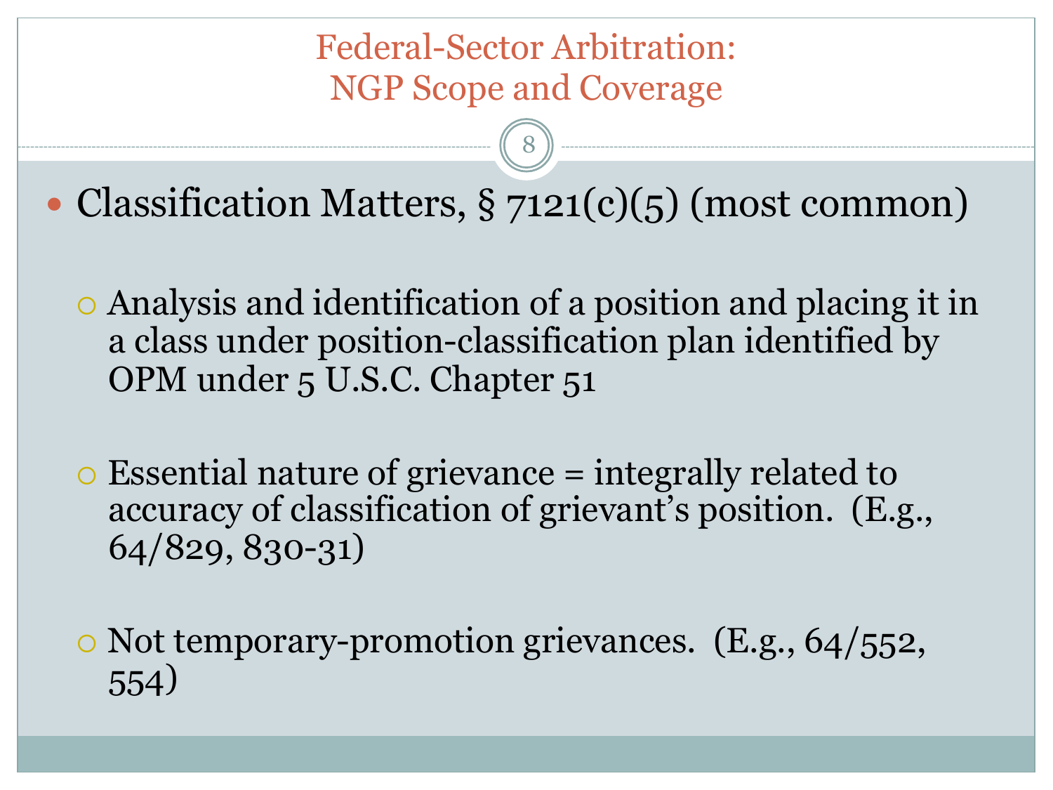# Federal-Sector Arbitration: NGP Scope and Coverage

- Classification Matters, § 7121(c)(5) (most common)
  - Analysis and identification of a position and placing it in a class under position-classification plan identified by OPM under 5 U.S.C. Chapter 51
  - Essential nature of grievance = integrally related to accuracy of classification of grievant's position. (E.g., 64/829, 830-31)
  - Not temporary-promotion grievances. (E.g., 64/552, 554)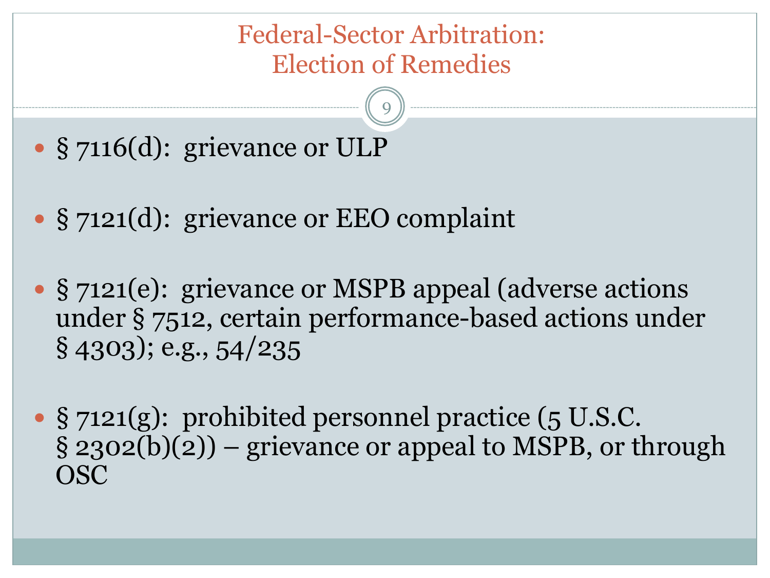# Federal-Sector Arbitration: Election of Remedies

- § 7116(d): grievance or ULP
- § 7121(d): grievance or EEO complaint
- § 7121(e): grievance or MSPB appeal (adverse actions under § 7512, certain performance-based actions under § 4303); e.g., 54/235
- § 7121(g): prohibited personnel practice (5 U.S.C. § 2302(b)(2)) – grievance or appeal to MSPB, or through OSC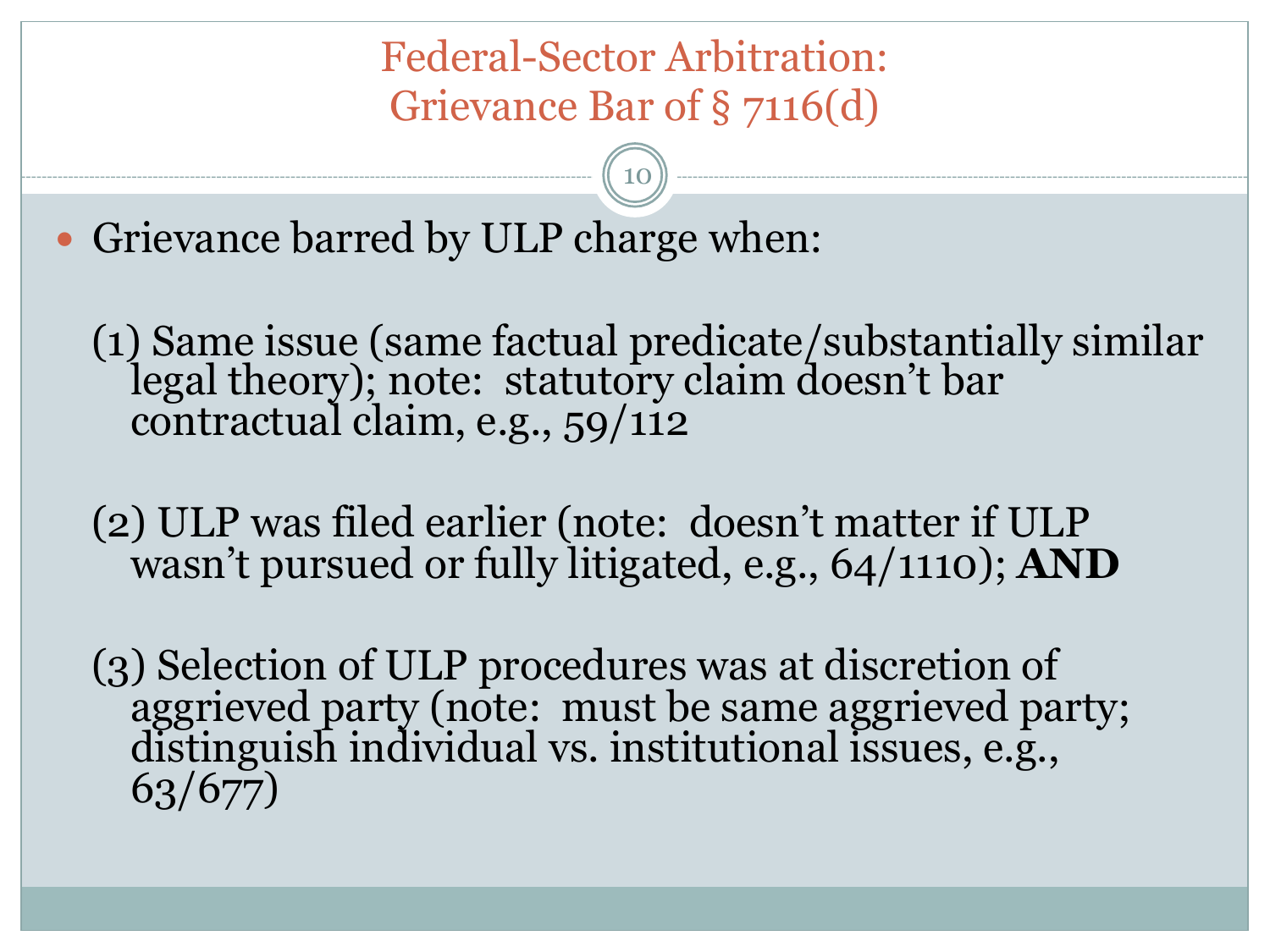# Federal-Sector Arbitration: Grievance Bar of § 7116(d)

- Grievance barred by ULP charge when:

  (1) Same issue (same factual predicate/substantially similar legal theory); note: statutory claim doesn't bar contractual claim, e.g., 59/112

  (2) ULP was filed earlier (note: doesn't matter if ULP wasn't pursued or fully litigated, e.g., 64/1110); **AND**

  (3) Selection of ULP procedures was at discretion of aggrieved party (note: must be same aggrieved party; distinguish individual vs. institutional issues, e.g., 63/677)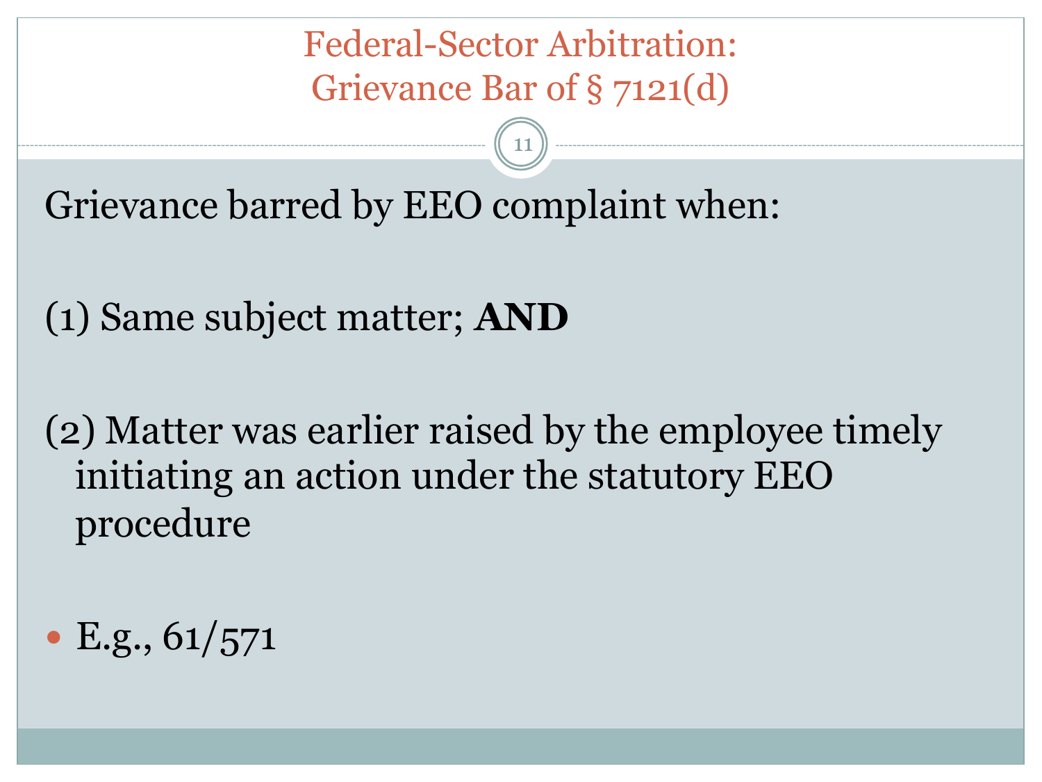# Federal-Sector Arbitration: Grievance Bar of § 7121(d)

Grievance barred by EEO complaint when:

(1) Same subject matter; **AND**

(2) Matter was earlier raised by the employee timely initiating an action under the statutory EEO procedure

- E.g., 61/571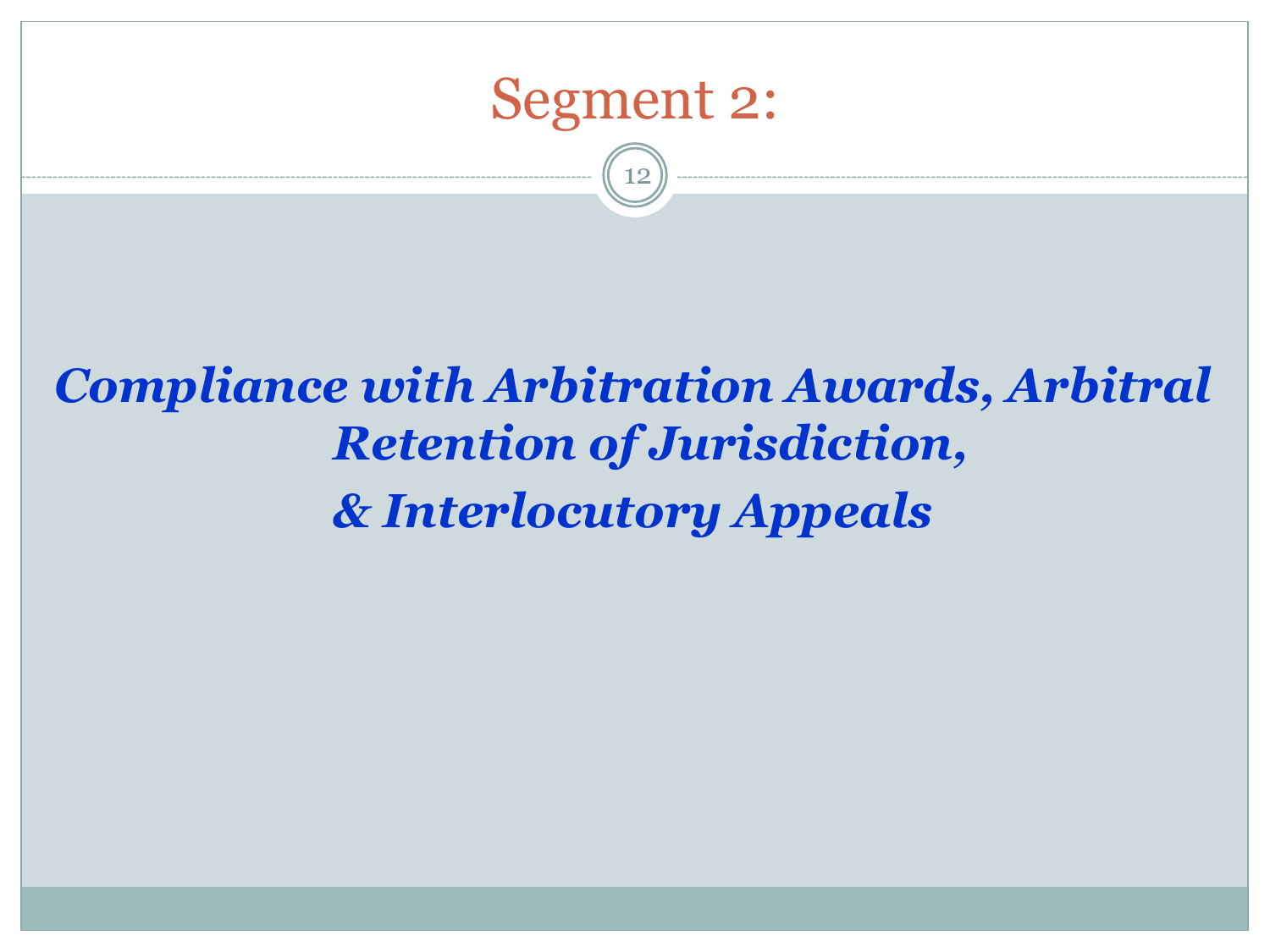# Segment 2:

***Compliance with Arbitration Awards, Arbitral Retention of Jurisdiction,***

***& Interlocutory Appeals***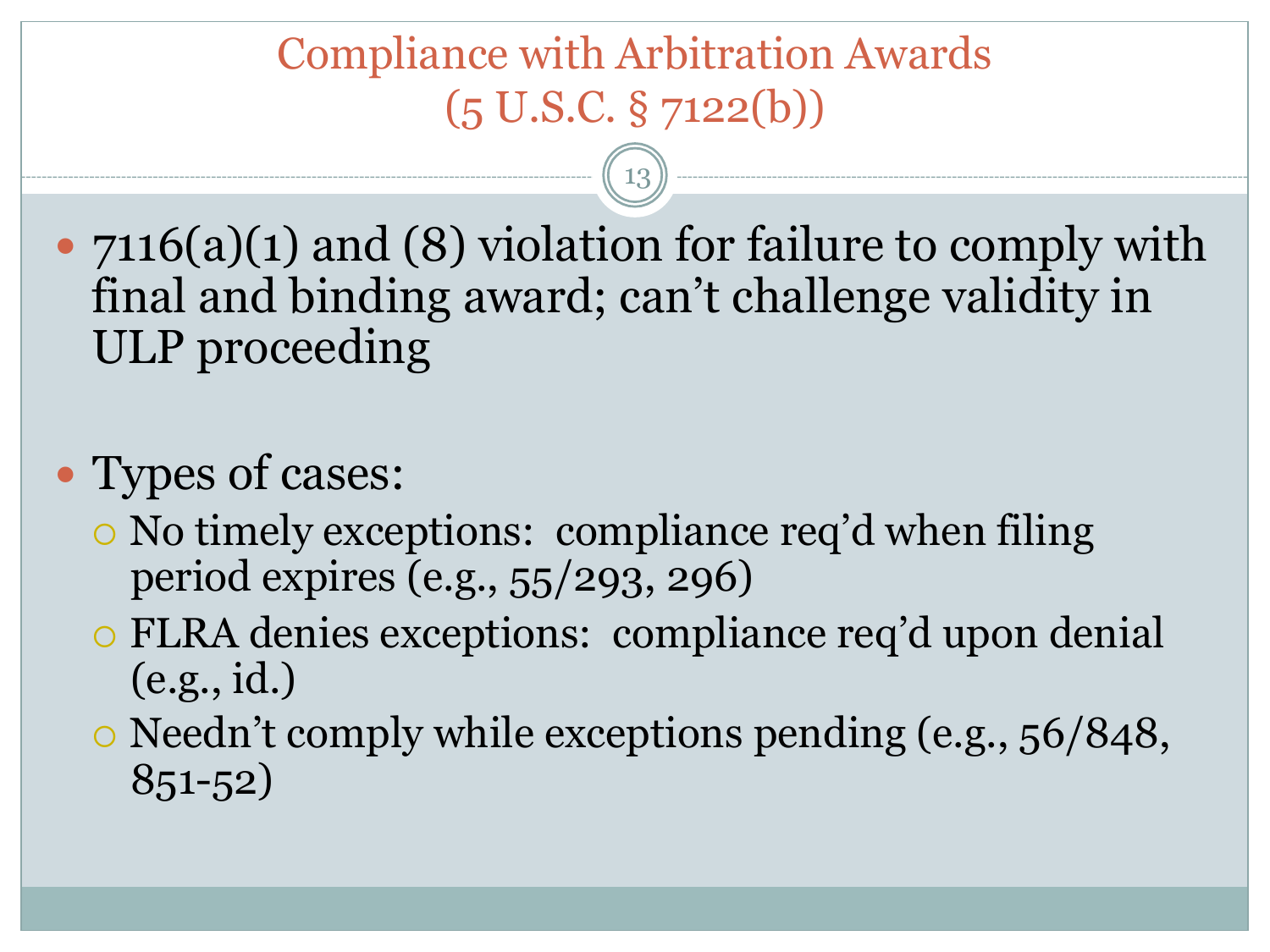# Compliance with Arbitration Awards (5 U.S.C. § 7122(b))

- 7116(a)(1) and (8) violation for failure to comply with final and binding award; can't challenge validity in ULP proceeding

- Types of cases:
  - No timely exceptions: compliance req'd when filing period expires (e.g., 55/293, 296)
  - FLRA denies exceptions: compliance req'd upon denial (e.g., id.)
  - Needn't comply while exceptions pending (e.g., 56/848, 851-52)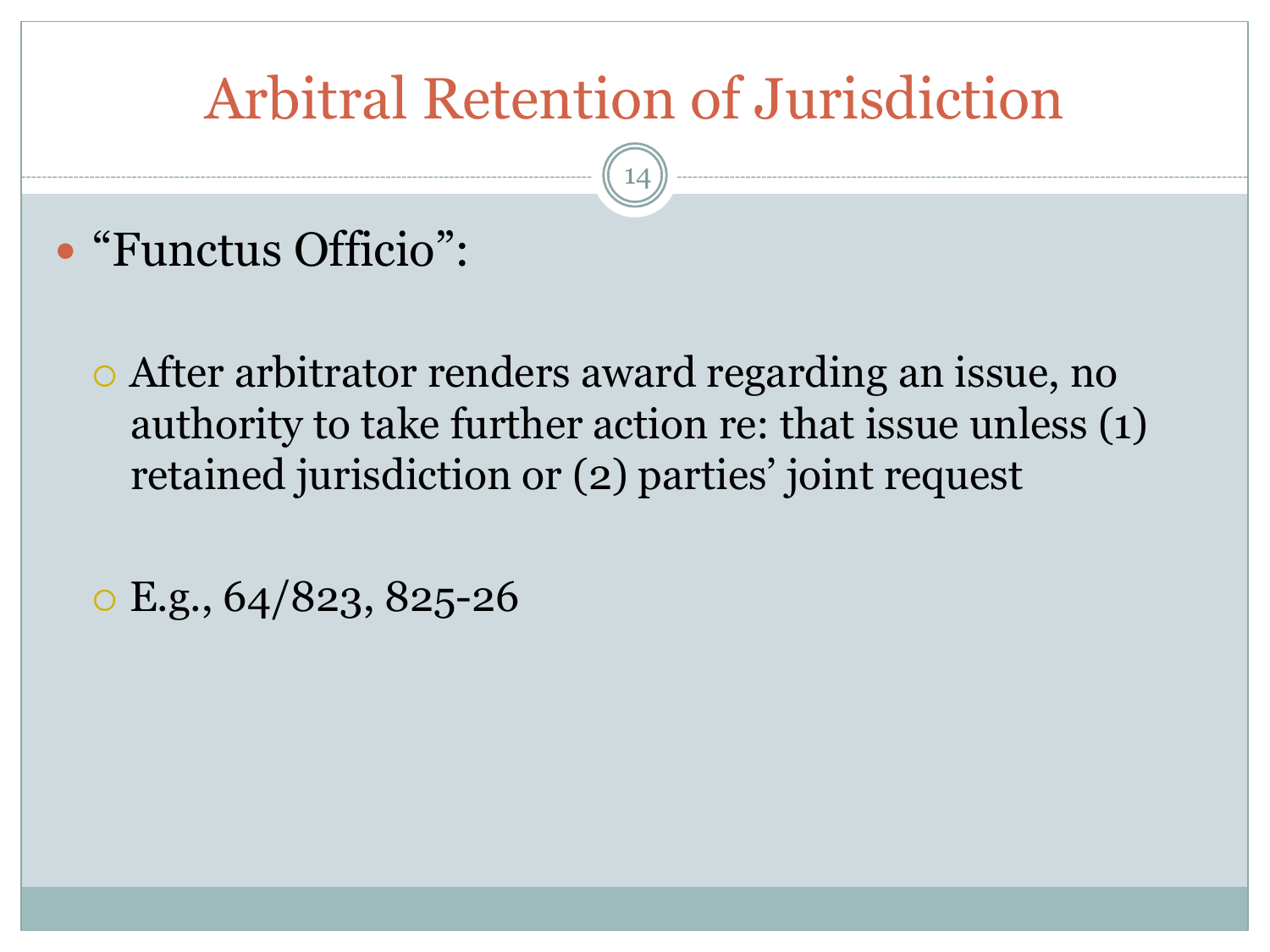# Arbitral Retention of Jurisdiction

- "Functus Officio":
  - After arbitrator renders award regarding an issue, no authority to take further action re: that issue unless (1) retained jurisdiction or (2) parties' joint request
  - E.g., 64/823, 825-26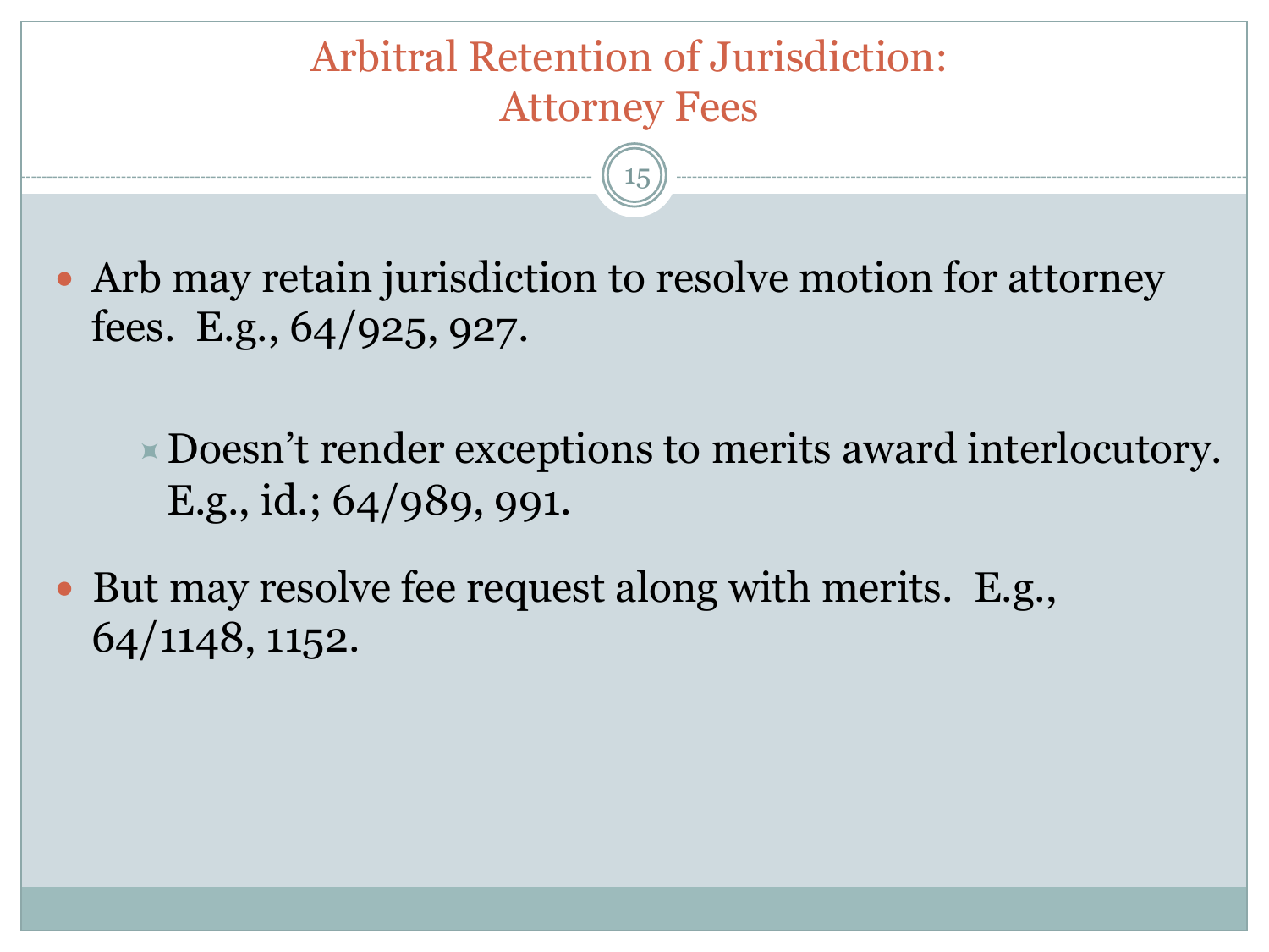# Arbitral Retention of Jurisdiction: Attorney Fees

- Arb may retain jurisdiction to resolve motion for attorney fees. E.g., 64/925, 927.
  - Doesn't render exceptions to merits award interlocutory. E.g., id.; 64/989, 991.
- But may resolve fee request along with merits. E.g., 64/1148, 1152.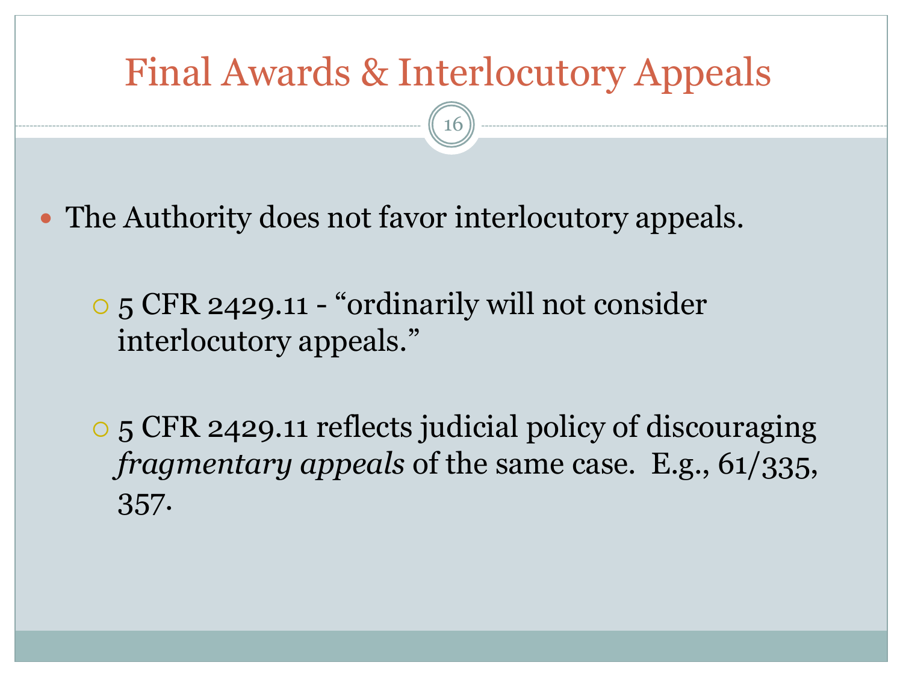# Final Awards & Interlocutory Appeals

- The Authority does not favor interlocutory appeals.
  - 5 CFR 2429.11 - "ordinarily will not consider interlocutory appeals."
  - 5 CFR 2429.11 reflects judicial policy of discouraging *fragmentary appeals* of the same case. E.g., 61/335, 357.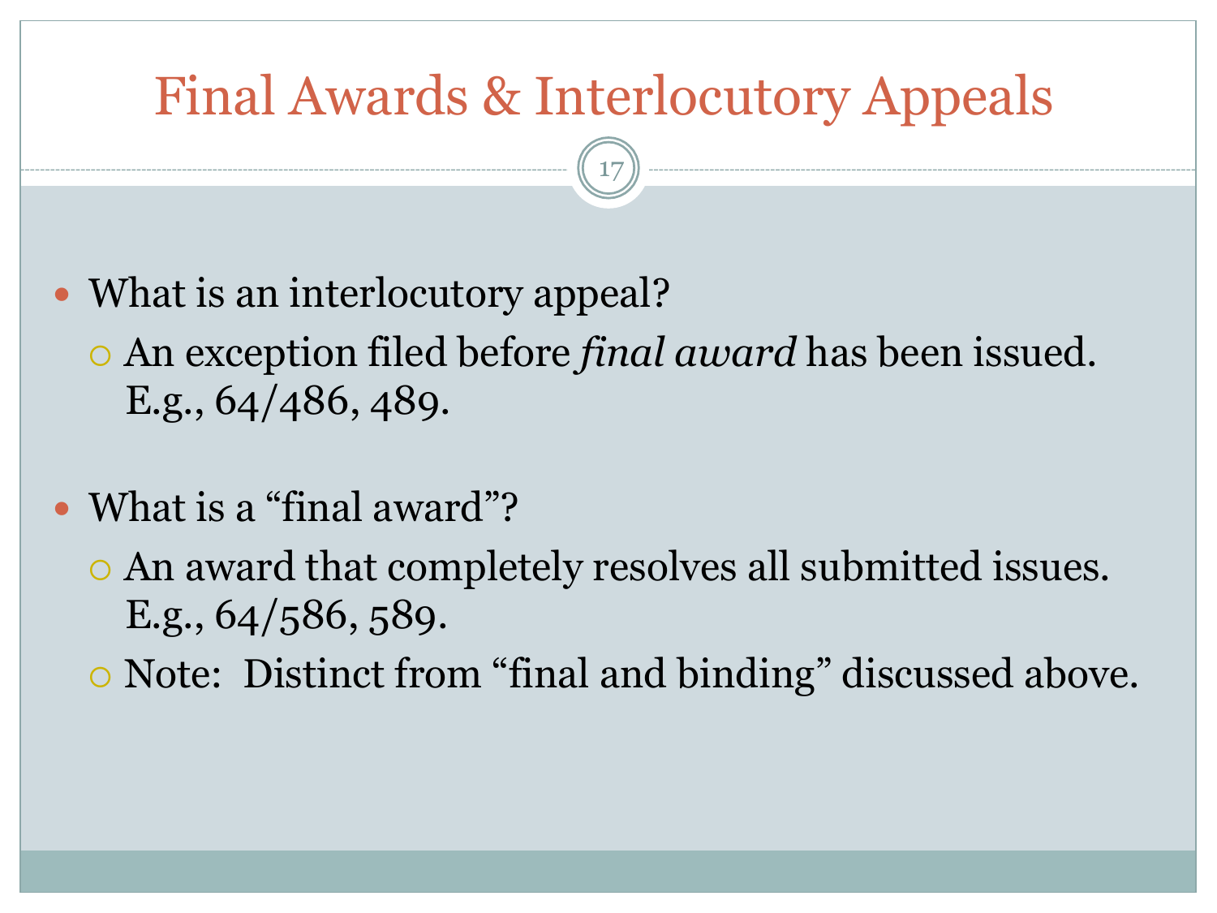# Final Awards & Interlocutory Appeals

- What is an interlocutory appeal?
  - An exception filed before *final award* has been issued. E.g., 64/486, 489.

- What is a "final award"?
  - An award that completely resolves all submitted issues. E.g., 64/586, 589.
  - Note: Distinct from "final and binding" discussed above.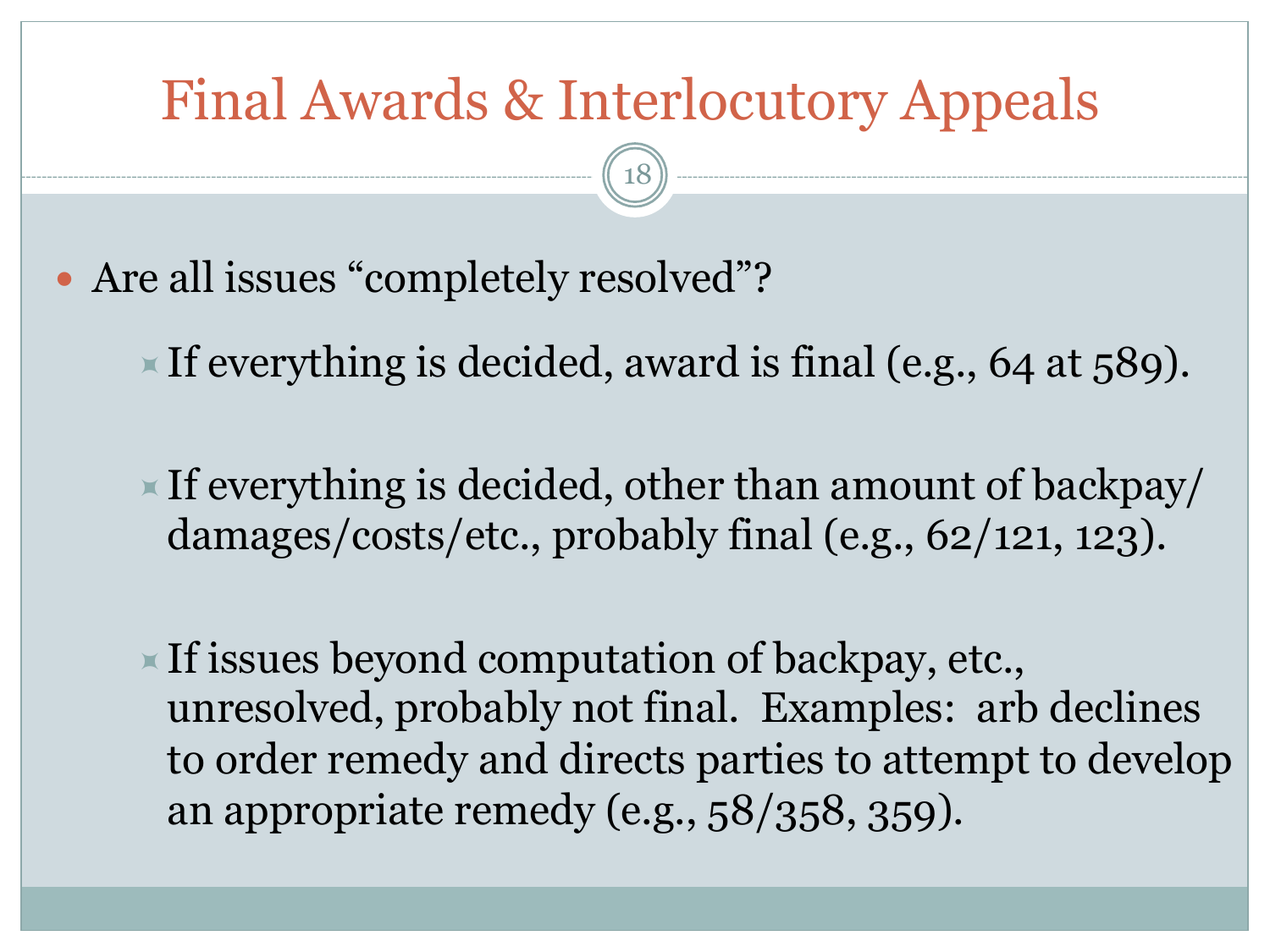# Final Awards & Interlocutory Appeals

- Are all issues "completely resolved"?
  - If everything is decided, award is final (e.g., 64 at 589).
  - If everything is decided, other than amount of backpay/ damages/costs/etc., probably final (e.g., 62/121, 123).
  - If issues beyond computation of backpay, etc., unresolved, probably not final. Examples: arb declines to order remedy and directs parties to attempt to develop an appropriate remedy (e.g., 58/358, 359).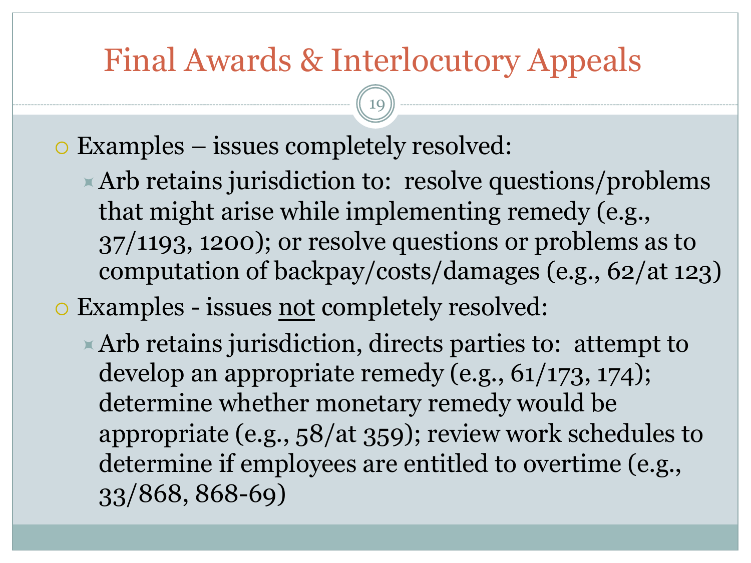# Final Awards & Interlocutory Appeals

- Examples – issues completely resolved:
  - Arb retains jurisdiction to: resolve questions/problems that might arise while implementing remedy (e.g., 37/1193, 1200); or resolve questions or problems as to computation of backpay/costs/damages (e.g., 62/at 123)
- Examples - issues <u>not</u> completely resolved:
  - Arb retains jurisdiction, directs parties to: attempt to develop an appropriate remedy (e.g., 61/173, 174); determine whether monetary remedy would be appropriate (e.g., 58/at 359); review work schedules to determine if employees are entitled to overtime (e.g., 33/868, 868-69)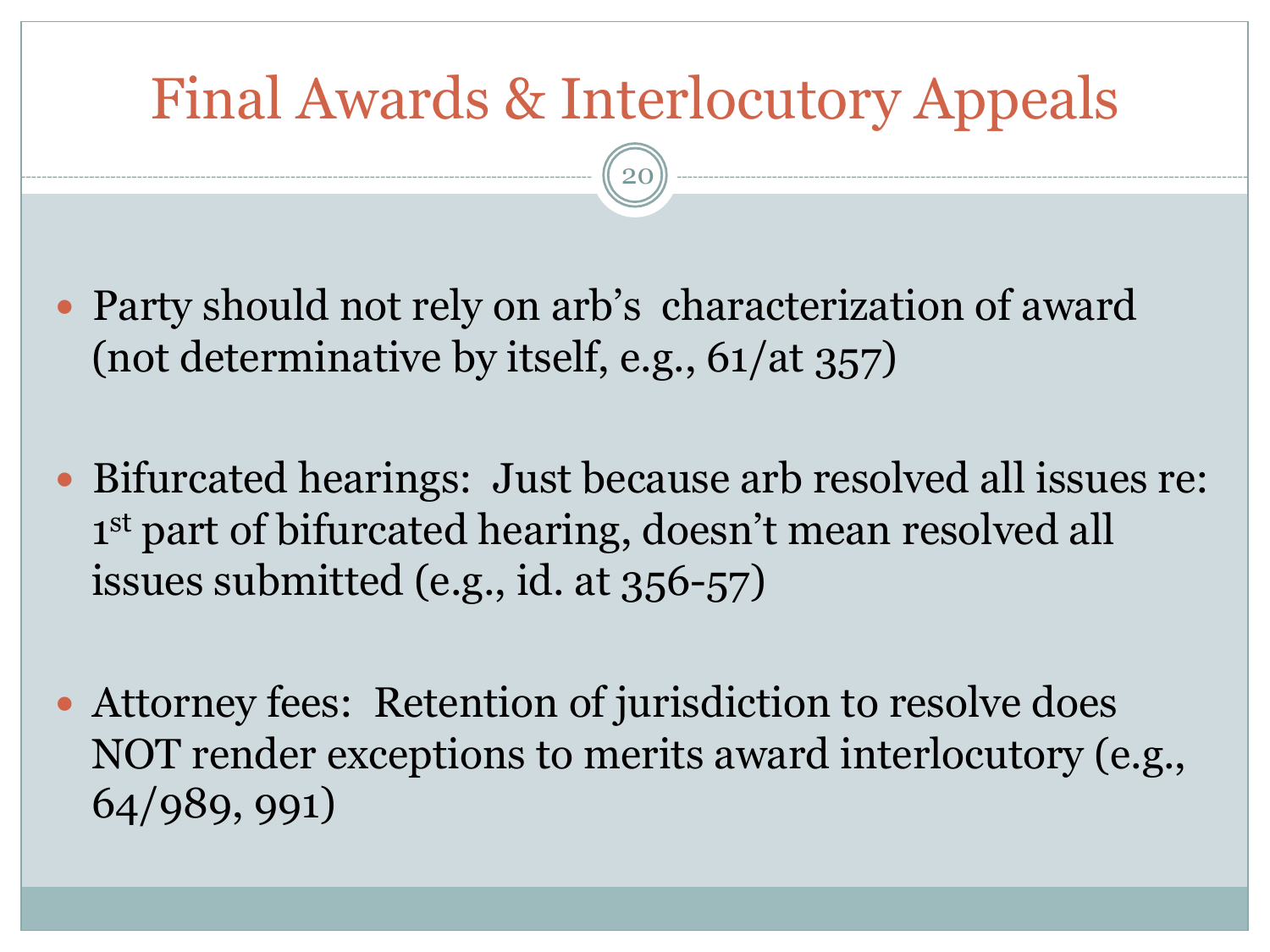# Final Awards & Interlocutory Appeals

- Party should not rely on arb's characterization of award (not determinative by itself, e.g., 61/at 357)

- Bifurcated hearings: Just because arb resolved all issues re: 1st part of bifurcated hearing, doesn't mean resolved all issues submitted (e.g., id. at 356-57)

- Attorney fees: Retention of jurisdiction to resolve does NOT render exceptions to merits award interlocutory (e.g., 64/989, 991)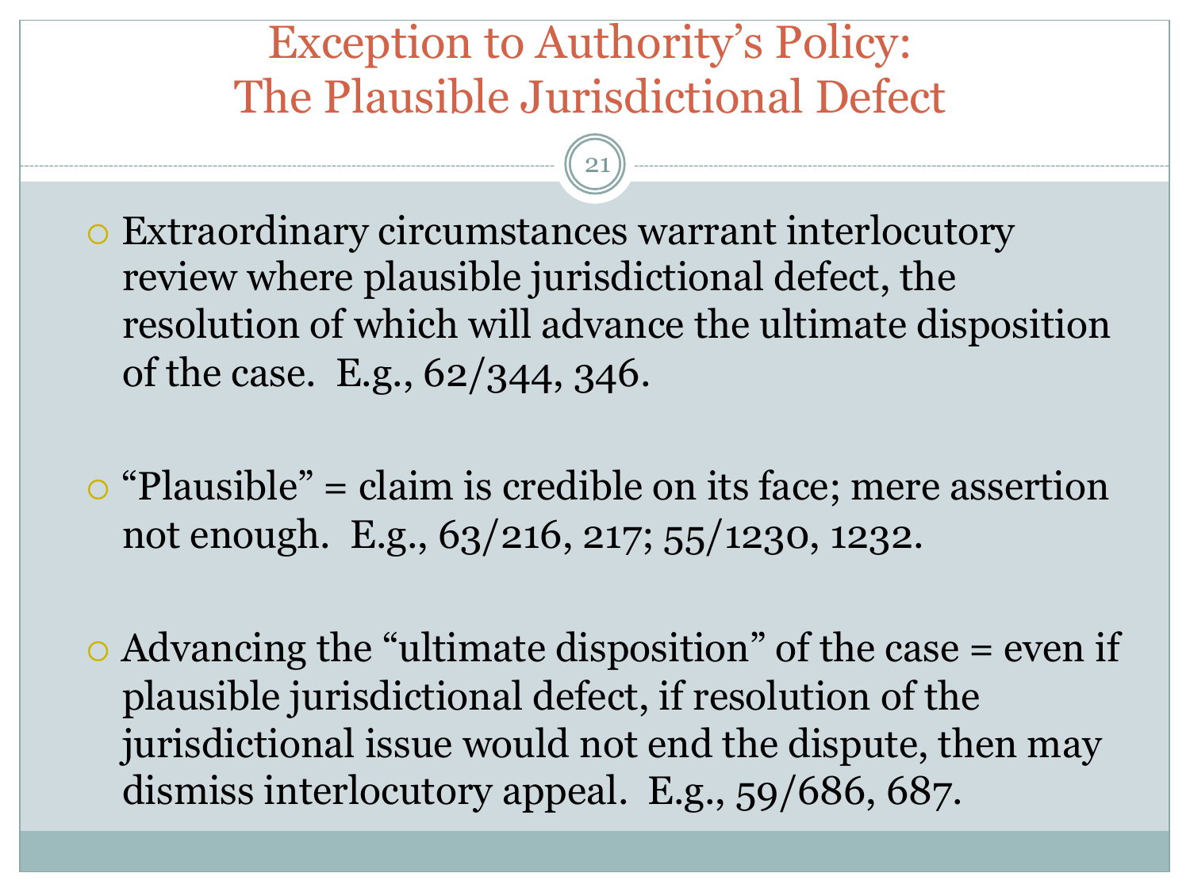# Exception to Authority's Policy: The Plausible Jurisdictional Defect

- Extraordinary circumstances warrant interlocutory review where plausible jurisdictional defect, the resolution of which will advance the ultimate disposition of the case. E.g., 62/344, 346.

- "Plausible" = claim is credible on its face; mere assertion not enough. E.g., 63/216, 217; 55/1230, 1232.

- Advancing the "ultimate disposition" of the case = even if plausible jurisdictional defect, if resolution of the jurisdictional issue would not end the dispute, then may dismiss interlocutory appeal. E.g., 59/686, 687.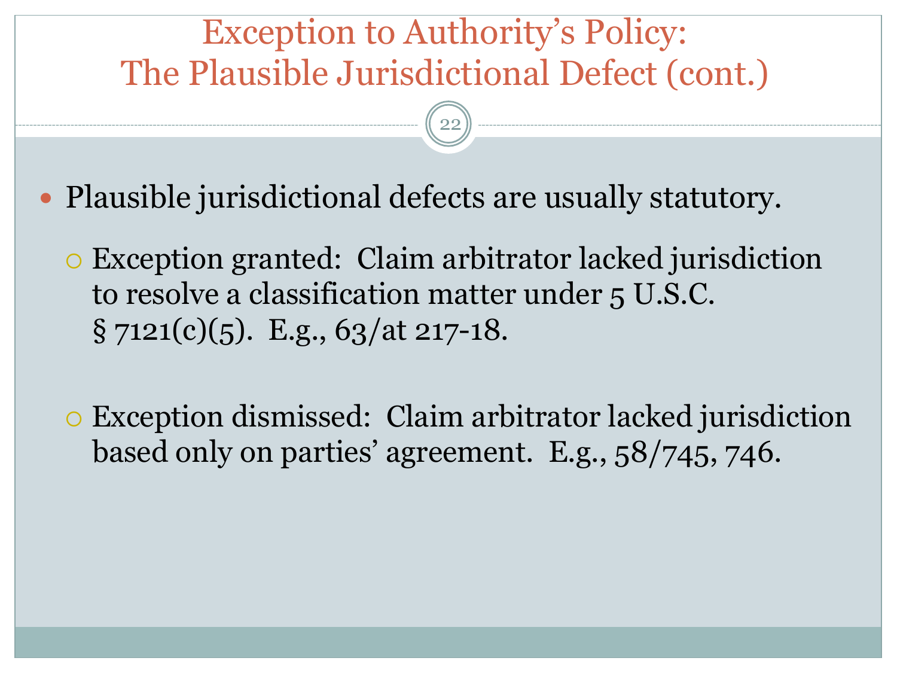# Exception to Authority's Policy: The Plausible Jurisdictional Defect (cont.)

- Plausible jurisdictional defects are usually statutory.
  - Exception granted: Claim arbitrator lacked jurisdiction to resolve a classification matter under 5 U.S.C. § 7121(c)(5). E.g., 63/at 217-18.
  - Exception dismissed: Claim arbitrator lacked jurisdiction based only on parties' agreement. E.g., 58/745, 746.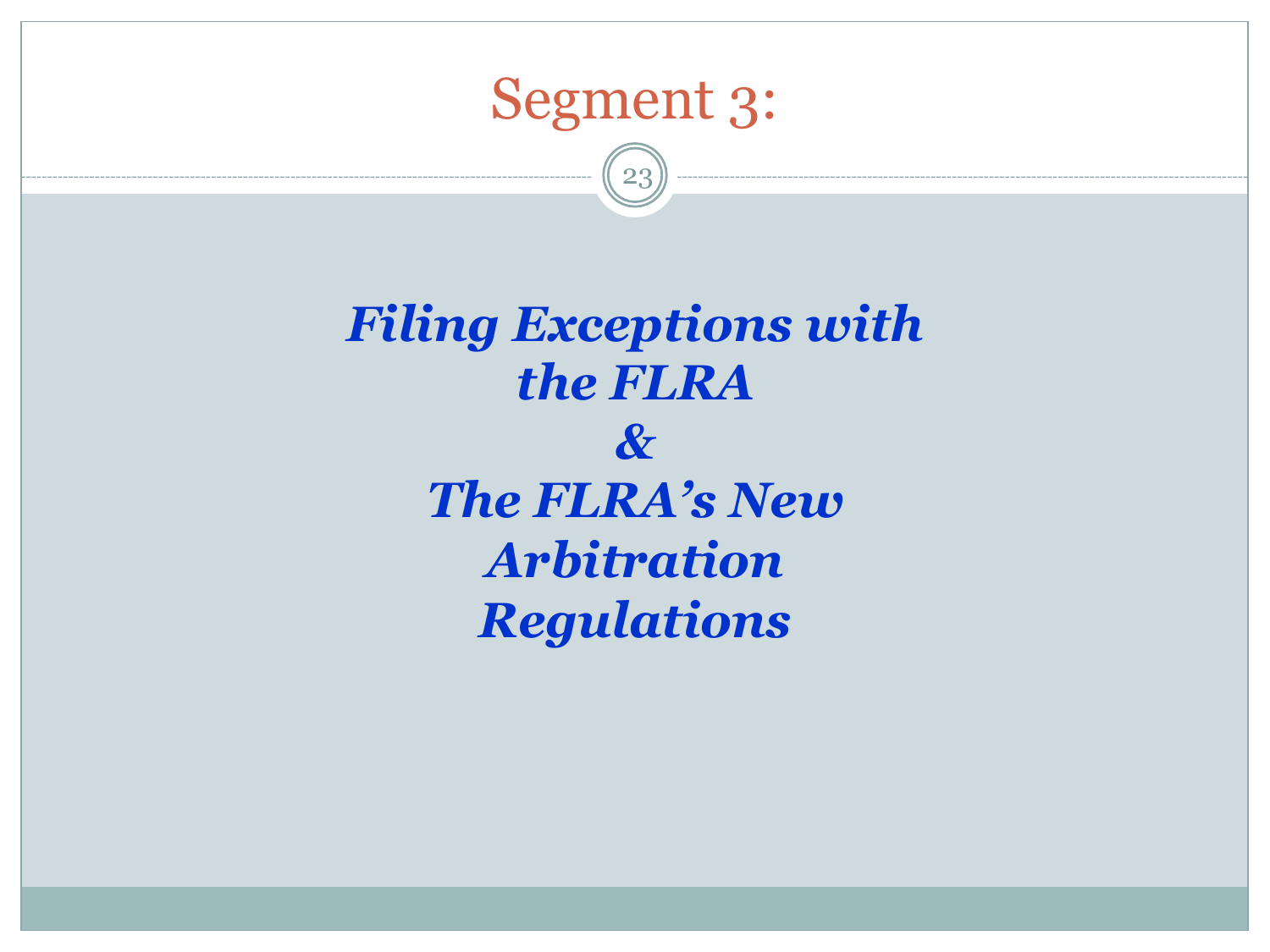# Segment 3:

***Filing Exceptions with the FLRA***

***&***

***The FLRA's New Arbitration Regulations***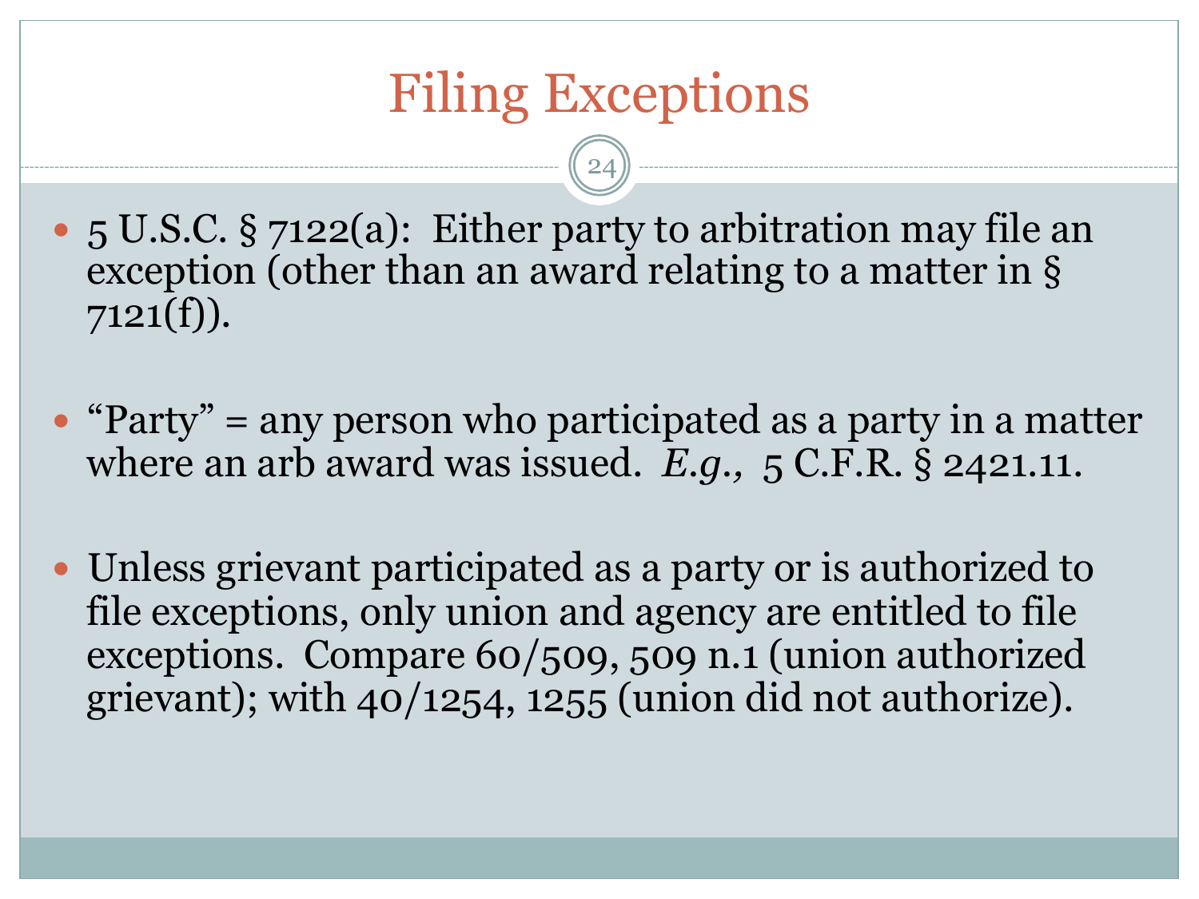# Filing Exceptions

- 5 U.S.C. § 7122(a): Either party to arbitration may file an exception (other than an award relating to a matter in § 7121(f)).
- "Party" = any person who participated as a party in a matter where an arb award was issued. *E.g.,* 5 C.F.R. § 2421.11.
- Unless grievant participated as a party or is authorized to file exceptions, only union and agency are entitled to file exceptions. Compare 60/509, 509 n.1 (union authorized grievant); with 40/1254, 1255 (union did not authorize).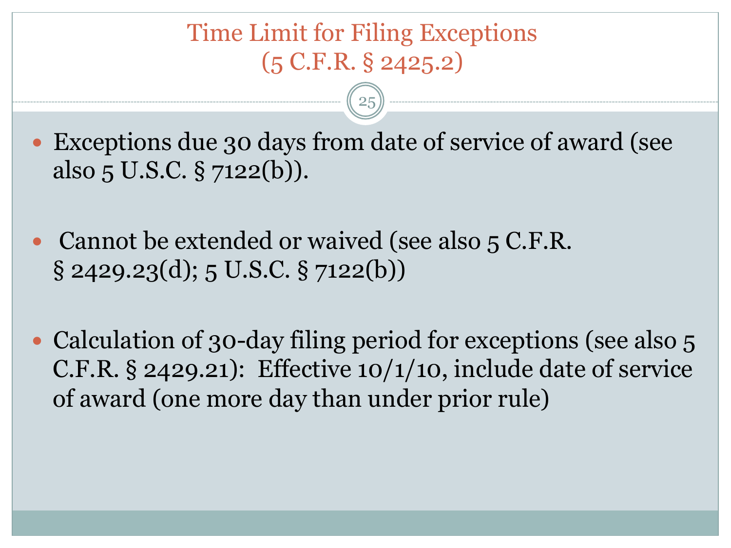# Time Limit for Filing Exceptions (5 C.F.R. § 2425.2)

- Exceptions due 30 days from date of service of award (see also 5 U.S.C. § 7122(b)).
- Cannot be extended or waived (see also 5 C.F.R. § 2429.23(d); 5 U.S.C. § 7122(b))
- Calculation of 30-day filing period for exceptions (see also 5 C.F.R. § 2429.21): Effective 10/1/10, include date of service of award (one more day than under prior rule)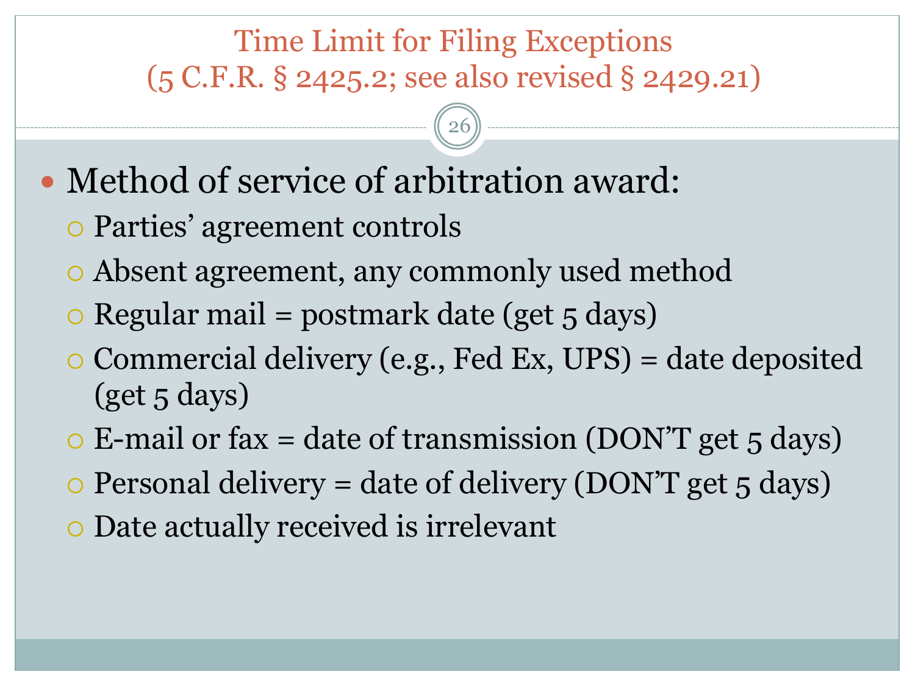# Time Limit for Filing Exceptions (5 C.F.R. § 2425.2; see also revised § 2429.21)

- Method of service of arbitration award:
  - Parties' agreement controls
  - Absent agreement, any commonly used method
  - Regular mail = postmark date (get 5 days)
  - Commercial delivery (e.g., Fed Ex, UPS) = date deposited (get 5 days)
  - E-mail or fax = date of transmission (DON'T get 5 days)
  - Personal delivery = date of delivery (DON'T get 5 days)
  - Date actually received is irrelevant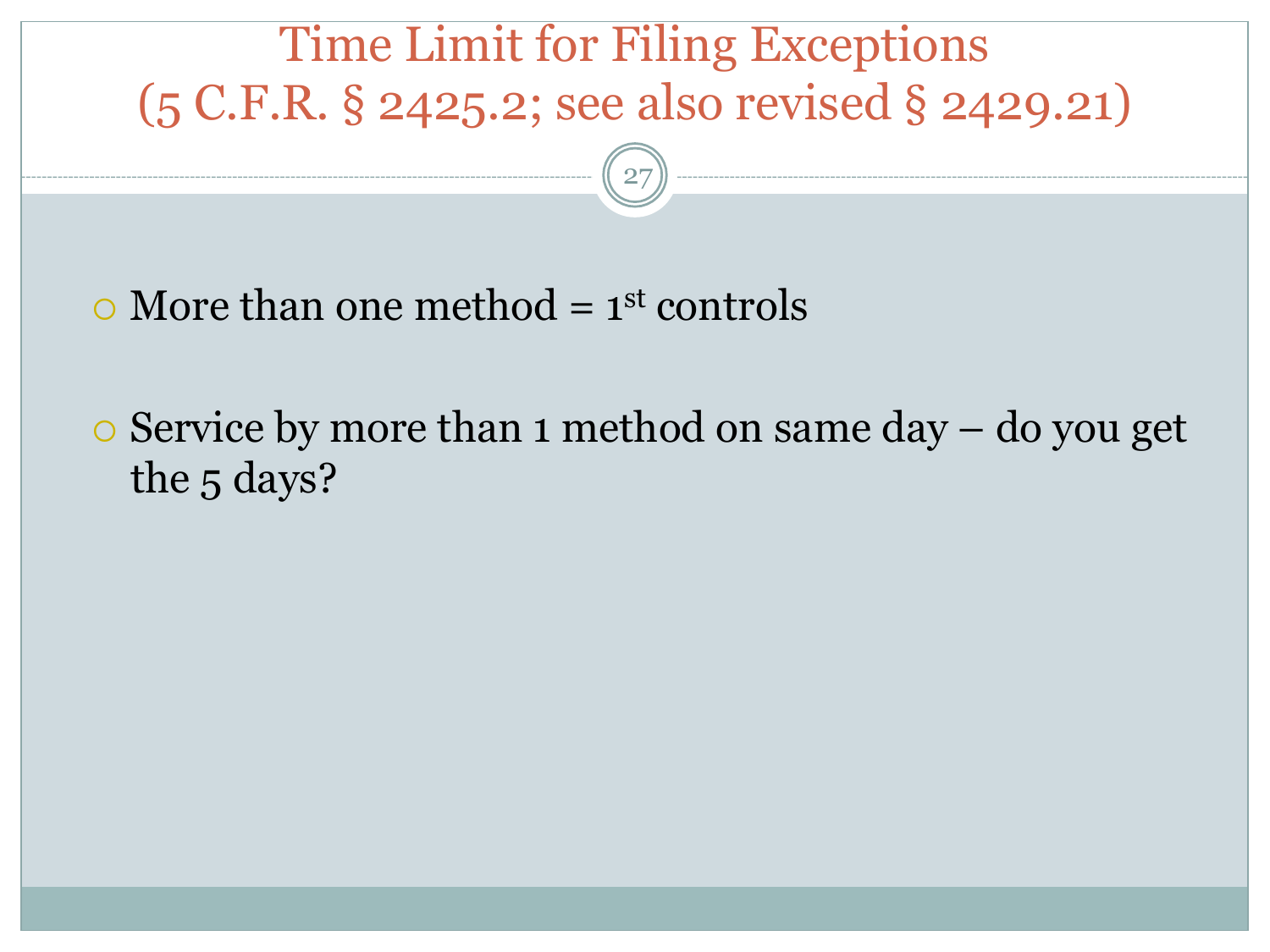# Time Limit for Filing Exceptions (5 C.F.R. § 2425.2; see also revised § 2429.21)

- More than one method = 1st controls
- Service by more than 1 method on same day – do you get the 5 days?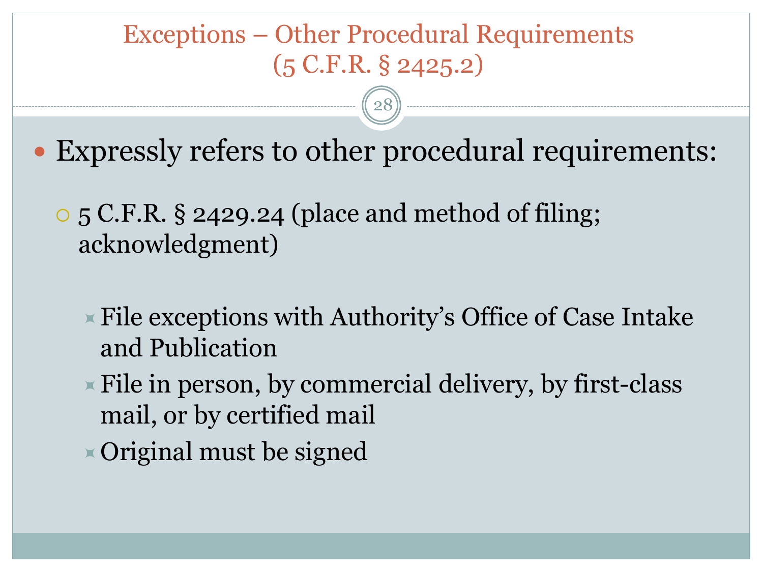# Exceptions – Other Procedural Requirements (5 C.F.R. § 2425.2)

- Expressly refers to other procedural requirements:
  - 5 C.F.R. § 2429.24 (place and method of filing; acknowledgment)
    - File exceptions with Authority's Office of Case Intake and Publication
    - File in person, by commercial delivery, by first-class mail, or by certified mail
    - Original must be signed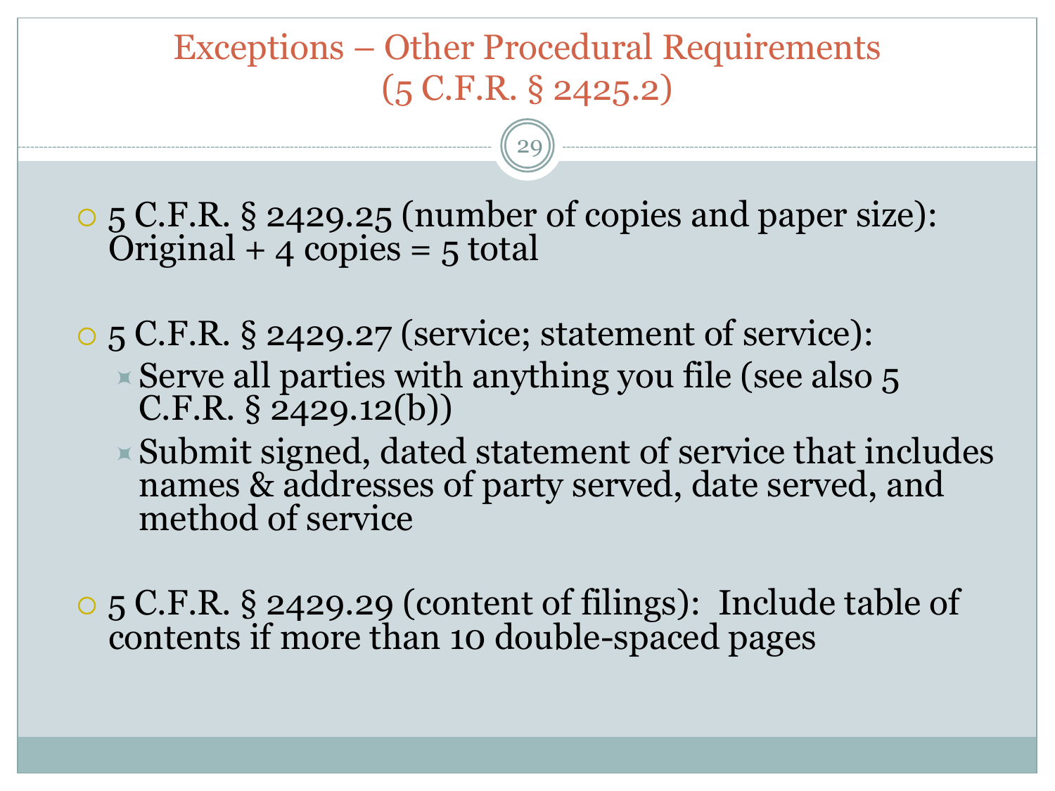# Exceptions – Other Procedural Requirements (5 C.F.R. § 2425.2)

- 5 C.F.R. § 2429.25 (number of copies and paper size): Original + 4 copies = 5 total

- 5 C.F.R. § 2429.27 (service; statement of service):
  - Serve all parties with anything you file (see also 5 C.F.R. § 2429.12(b))
  - Submit signed, dated statement of service that includes names & addresses of party served, date served, and method of service

- 5 C.F.R. § 2429.29 (content of filings): Include table of contents if more than 10 double-spaced pages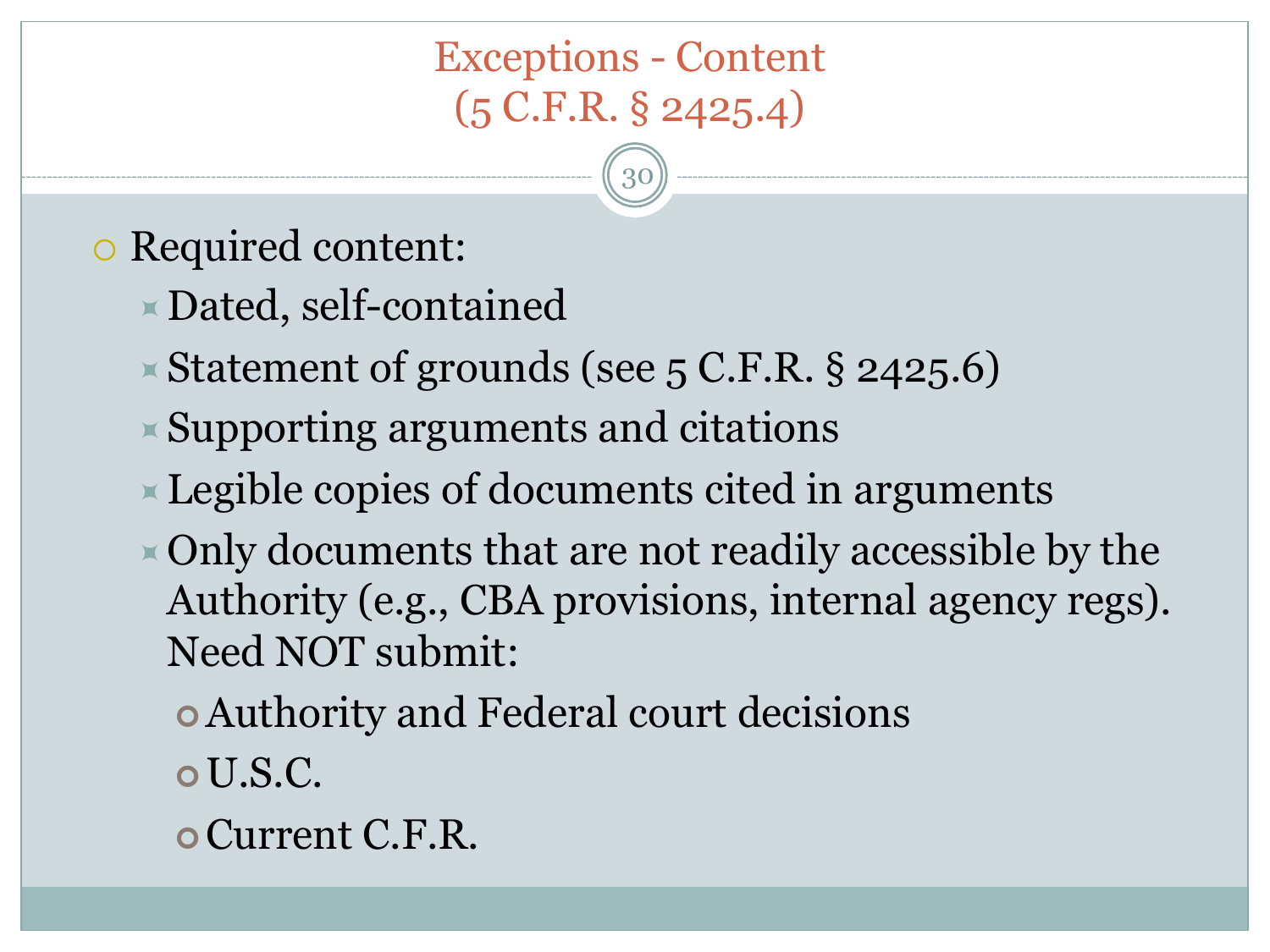# Exceptions - Content (5 C.F.R. § 2425.4)

- Required content:
  - Dated, self-contained
  - Statement of grounds (see 5 C.F.R. § 2425.6)
  - Supporting arguments and citations
  - Legible copies of documents cited in arguments
  - Only documents that are not readily accessible by the Authority (e.g., CBA provisions, internal agency regs). Need NOT submit:
    - Authority and Federal court decisions
    - U.S.C.
    - Current C.F.R.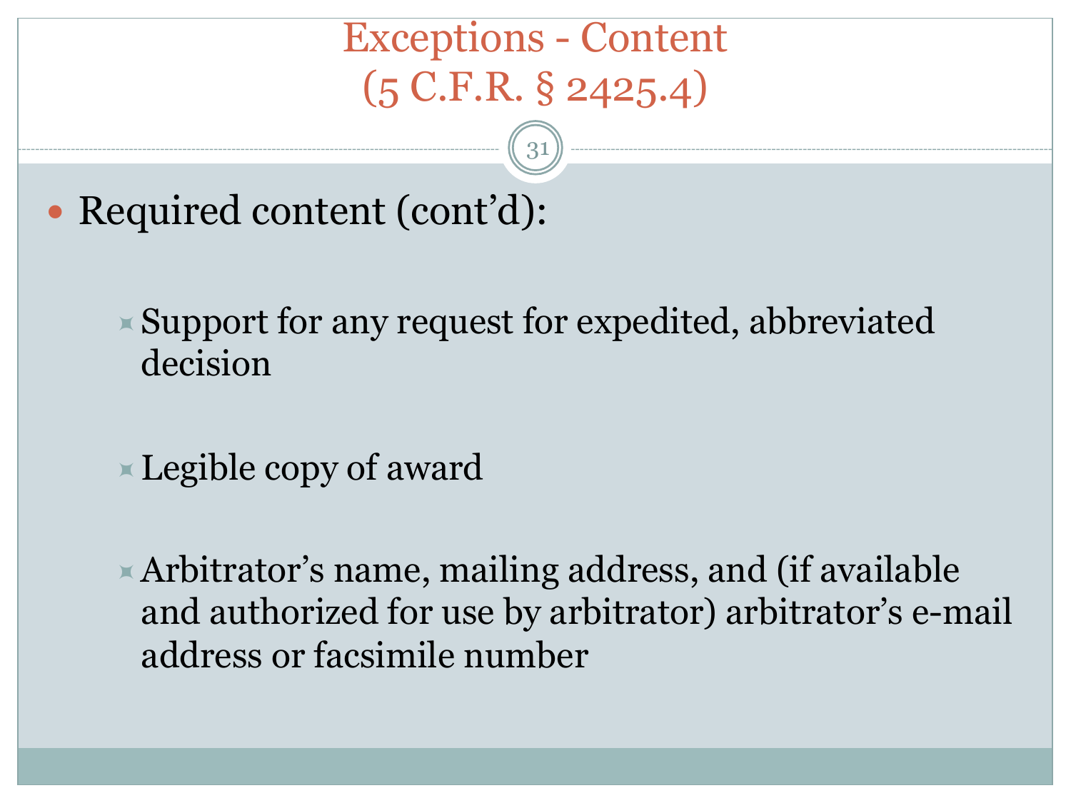# Exceptions - Content (5 C.F.R. § 2425.4)

- Required content (cont'd):
  - Support for any request for expedited, abbreviated decision
  - Legible copy of award
  - Arbitrator's name, mailing address, and (if available and authorized for use by arbitrator) arbitrator's e-mail address or facsimile number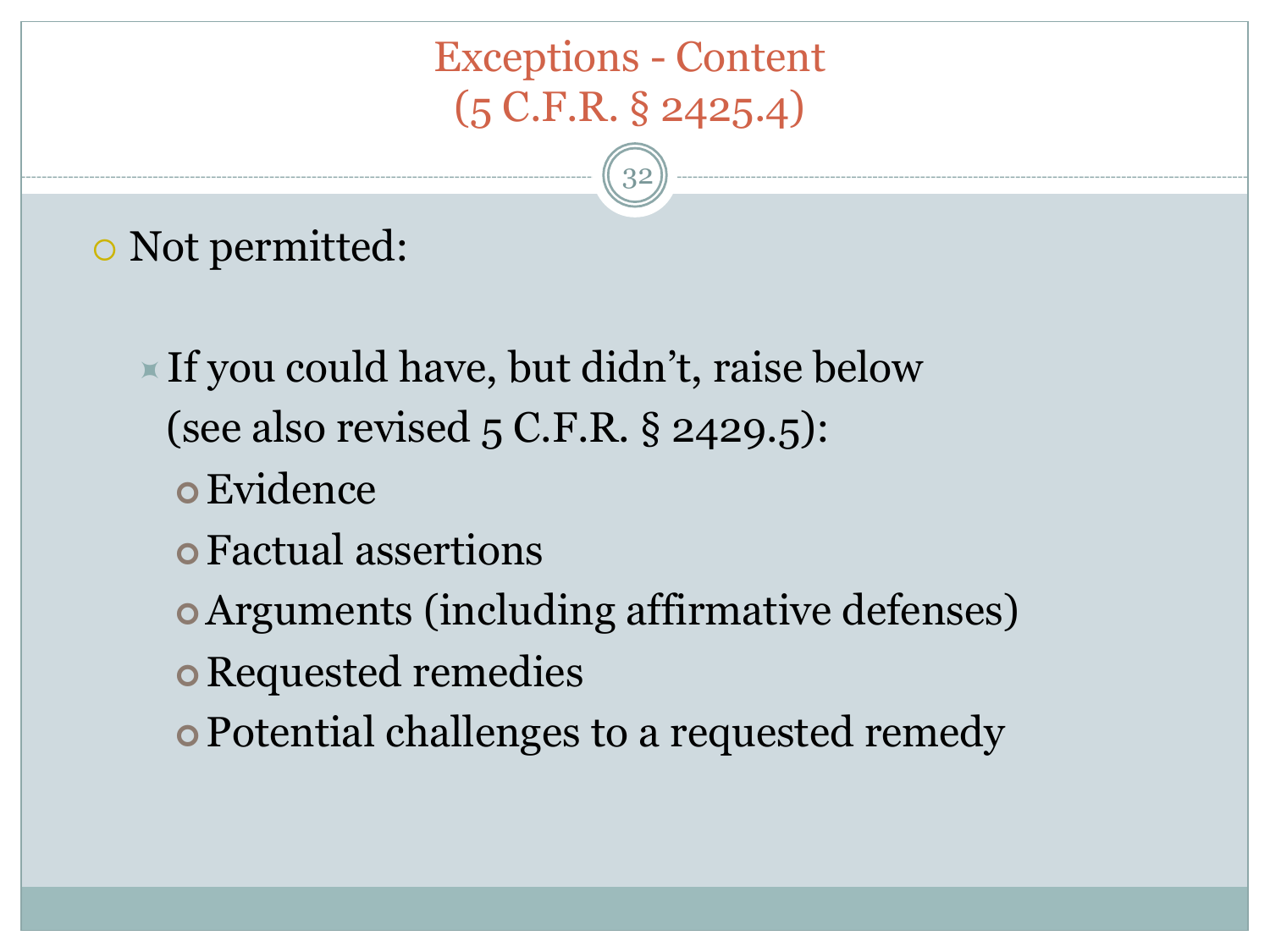# Exceptions - Content (5 C.F.R. § 2425.4)

- Not permitted:
  - If you could have, but didn't, raise below (see also revised 5 C.F.R. § 2429.5):
    - Evidence
    - Factual assertions
    - Arguments (including affirmative defenses)
    - Requested remedies
    - Potential challenges to a requested remedy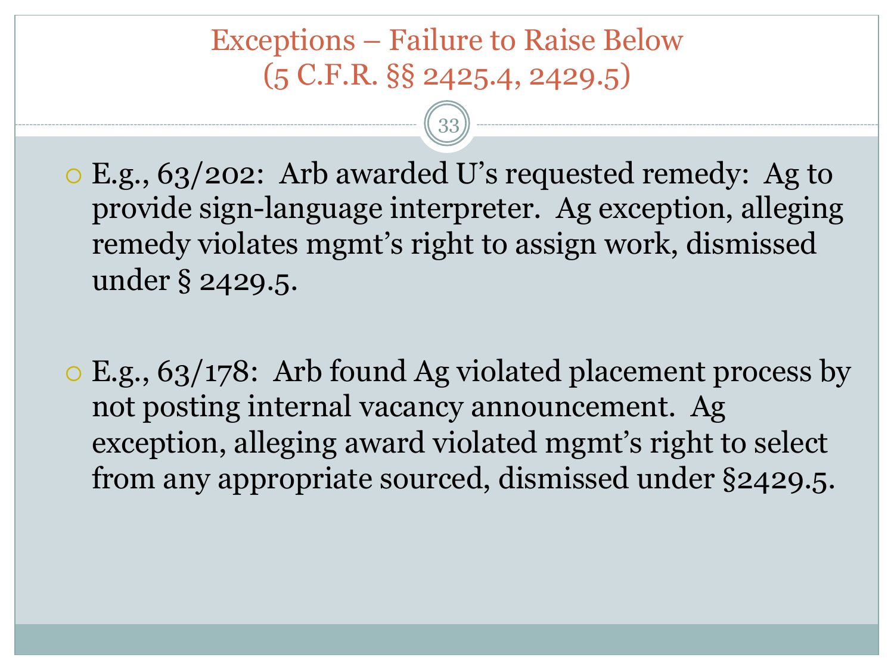# Exceptions – Failure to Raise Below (5 C.F.R. §§ 2425.4, 2429.5)

- E.g., 63/202: Arb awarded U's requested remedy: Ag to provide sign-language interpreter. Ag exception, alleging remedy violates mgmt's right to assign work, dismissed under § 2429.5.

- E.g., 63/178: Arb found Ag violated placement process by not posting internal vacancy announcement. Ag exception, alleging award violated mgmt's right to select from any appropriate sourced, dismissed under §2429.5.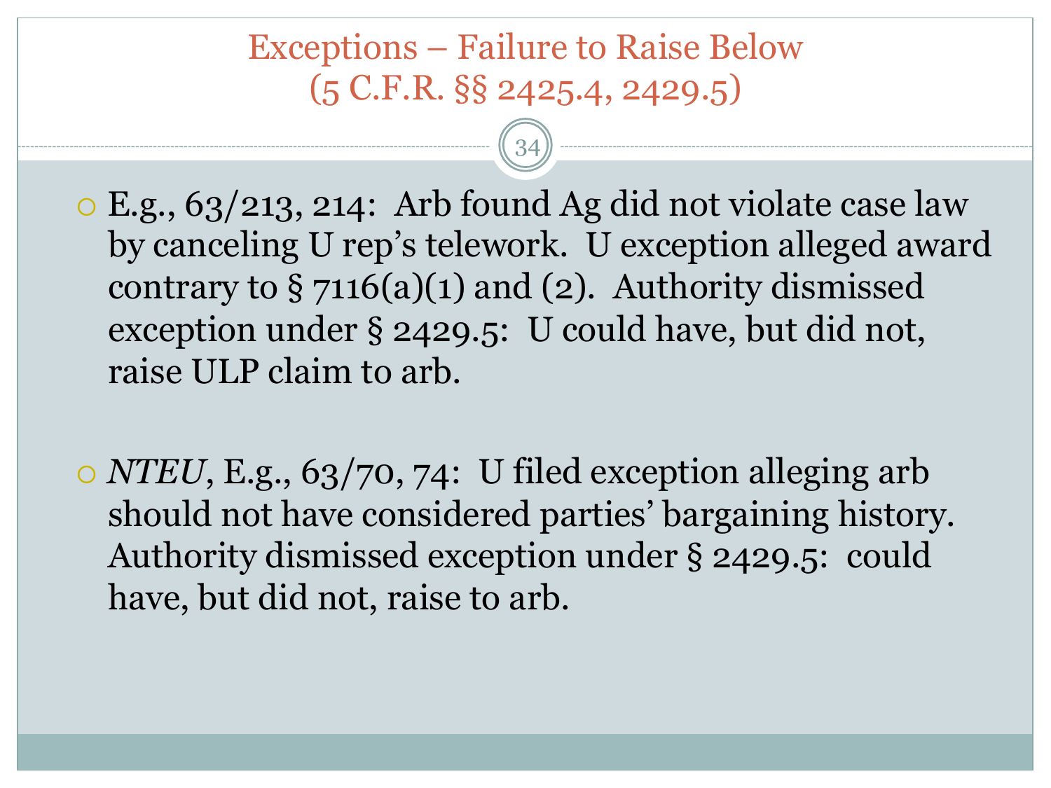# Exceptions – Failure to Raise Below (5 C.F.R. §§ 2425.4, 2429.5)

- E.g., 63/213, 214: Arb found Ag did not violate case law by canceling U rep's telework. U exception alleged award contrary to § 7116(a)(1) and (2). Authority dismissed exception under § 2429.5: U could have, but did not, raise ULP claim to arb.

- *NTEU*, E.g., 63/70, 74: U filed exception alleging arb should not have considered parties' bargaining history. Authority dismissed exception under § 2429.5: could have, but did not, raise to arb.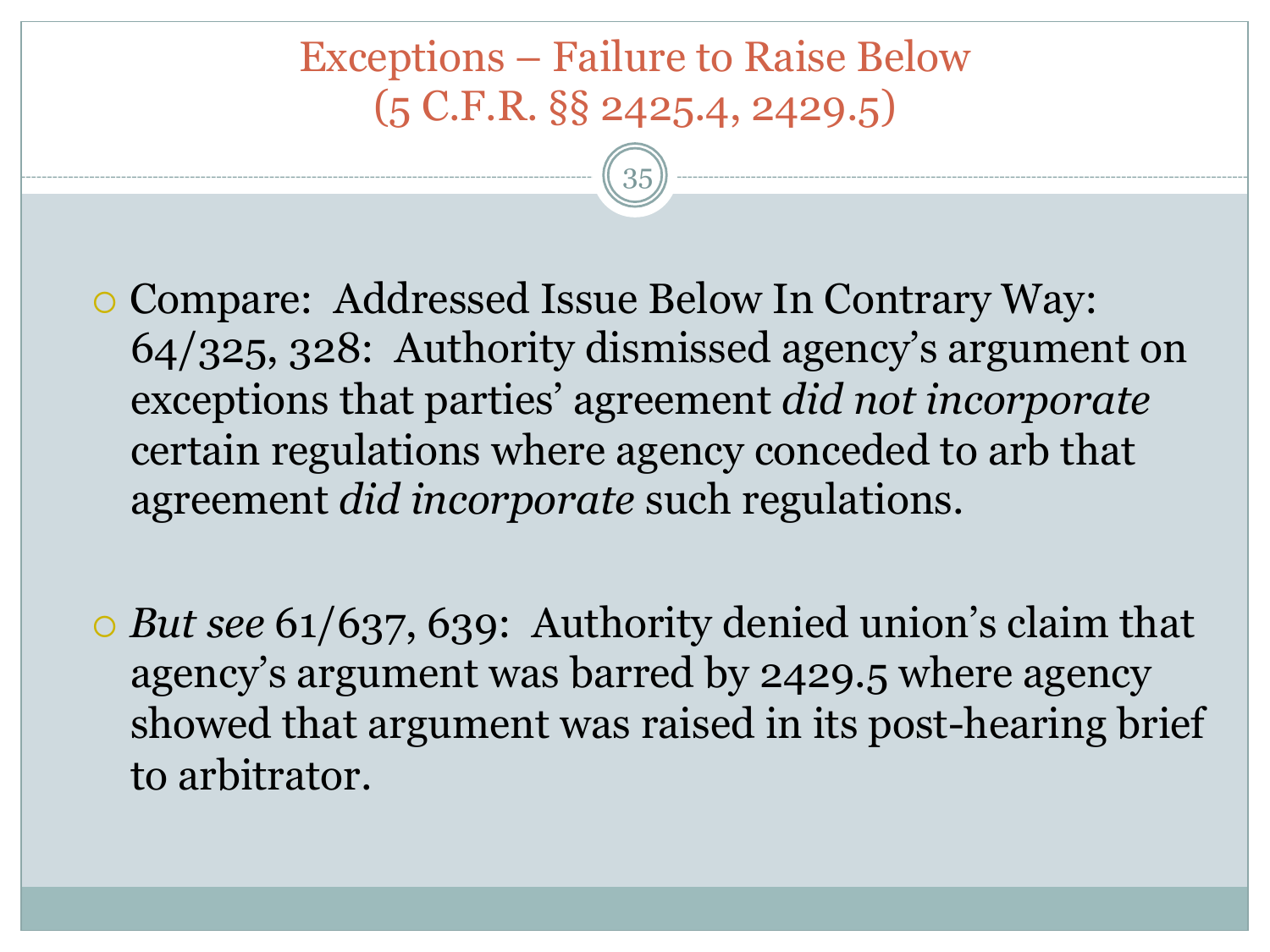# Exceptions – Failure to Raise Below (5 C.F.R. §§ 2425.4, 2429.5)

- Compare: Addressed Issue Below In Contrary Way: 64/325, 328: Authority dismissed agency's argument on exceptions that parties' agreement *did not incorporate* certain regulations where agency conceded to arb that agreement *did incorporate* such regulations.

- *But see* 61/637, 639: Authority denied union's claim that agency's argument was barred by 2429.5 where agency showed that argument was raised in its post-hearing brief to arbitrator.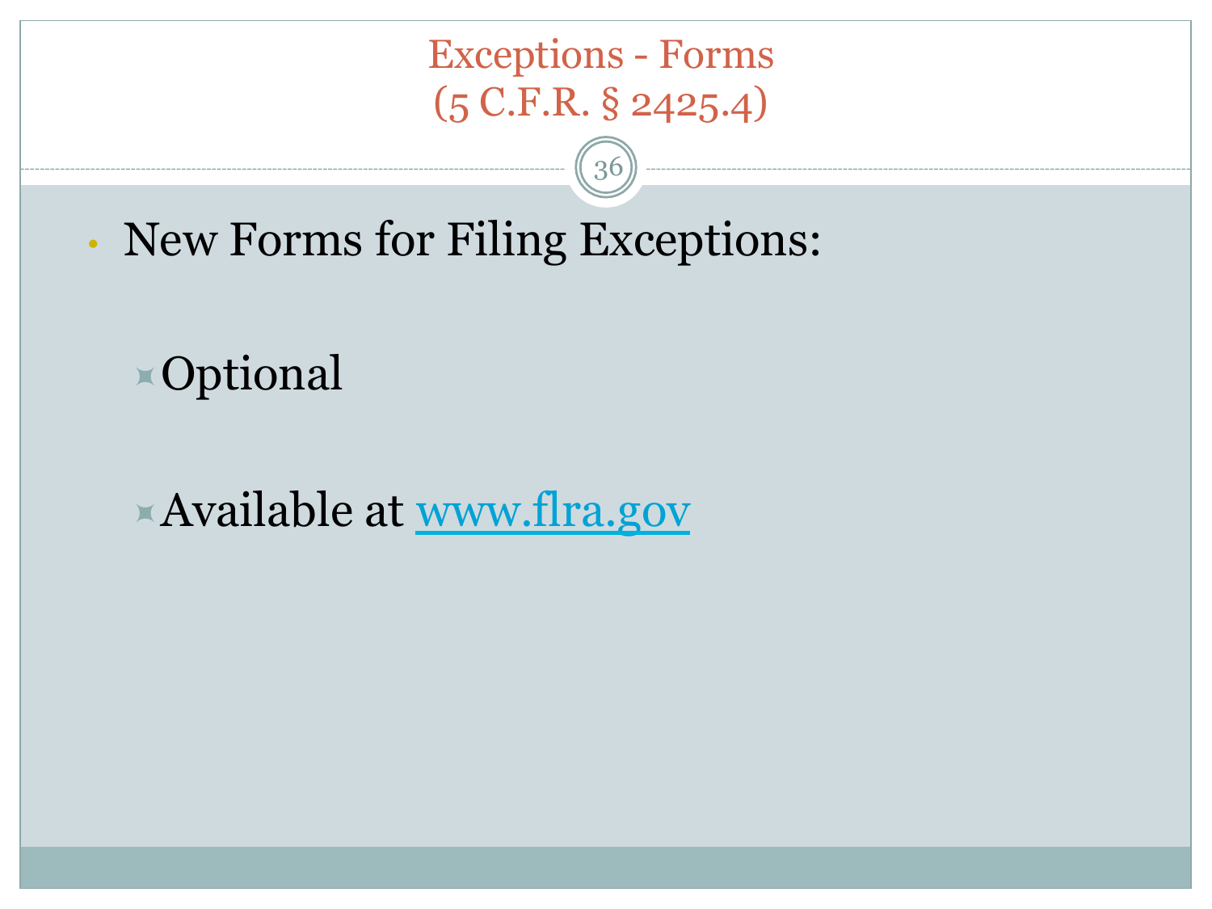# Exceptions - Forms (5 C.F.R. § 2425.4)

- New Forms for Filing Exceptions:
  - Optional
  - Available at www.flra.gov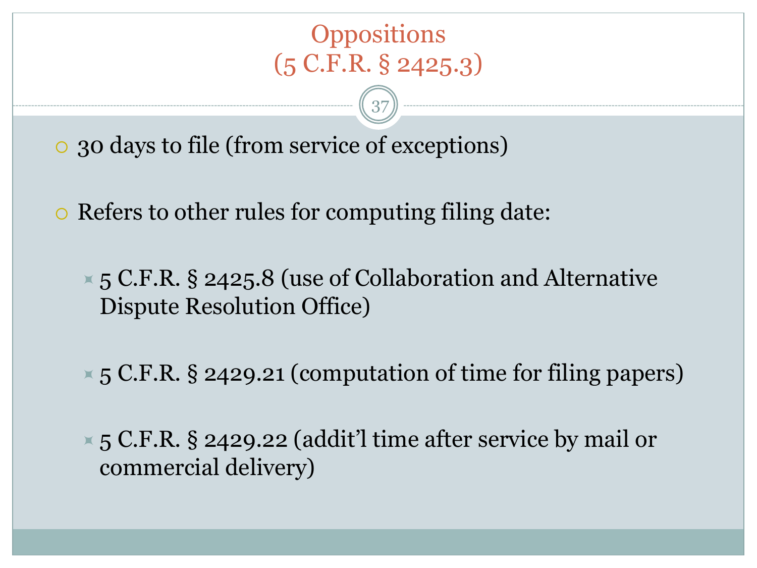# Oppositions (5 C.F.R. § 2425.3)

- 30 days to file (from service of exceptions)
- Refers to other rules for computing filing date:
  - 5 C.F.R. § 2425.8 (use of Collaboration and Alternative Dispute Resolution Office)
  - 5 C.F.R. § 2429.21 (computation of time for filing papers)
  - 5 C.F.R. § 2429.22 (addit'l time after service by mail or commercial delivery)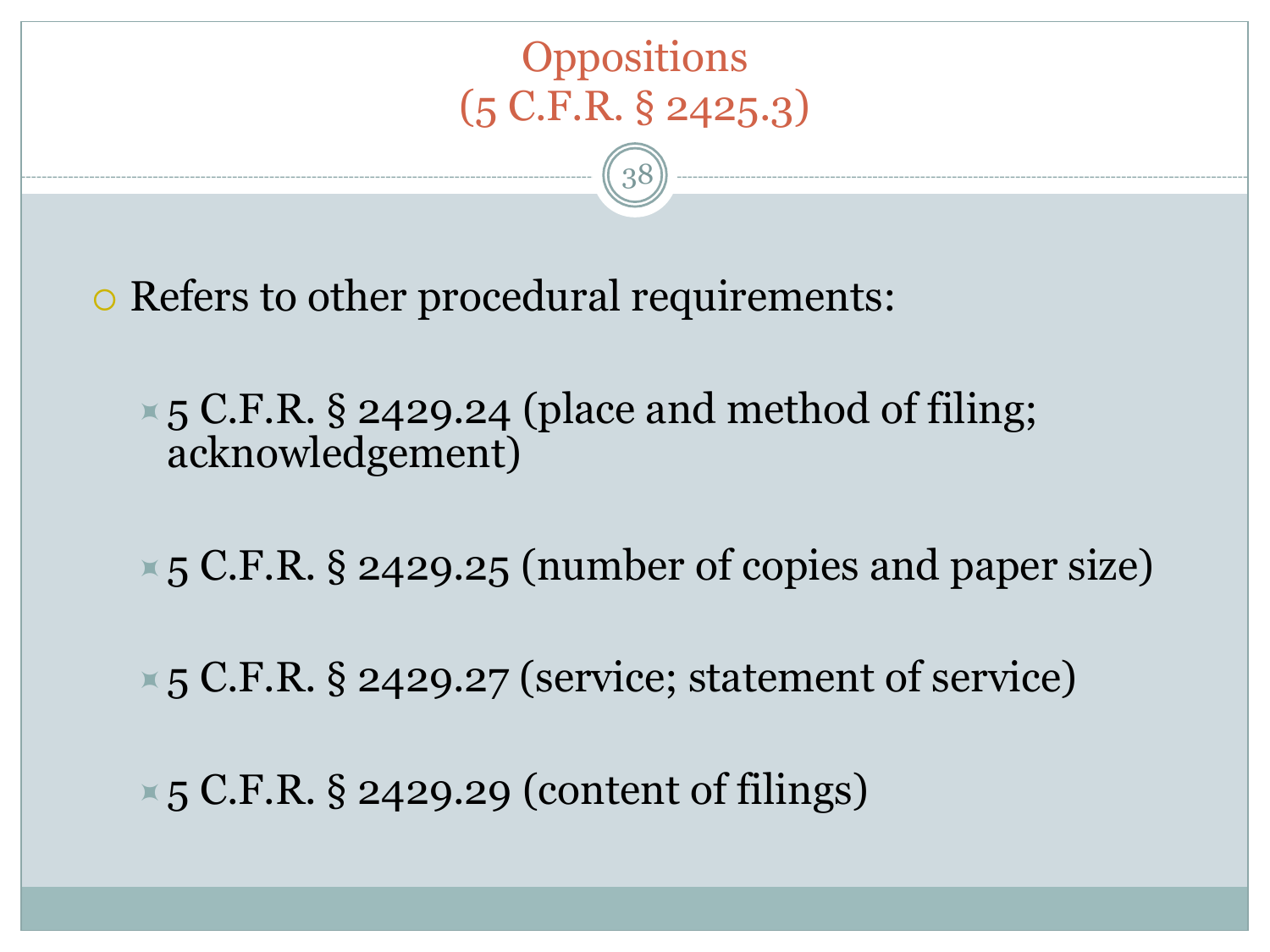# Oppositions (5 C.F.R. § 2425.3)

- Refers to other procedural requirements:
  - 5 C.F.R. § 2429.24 (place and method of filing; acknowledgement)
  - 5 C.F.R. § 2429.25 (number of copies and paper size)
  - 5 C.F.R. § 2429.27 (service; statement of service)
  - 5 C.F.R. § 2429.29 (content of filings)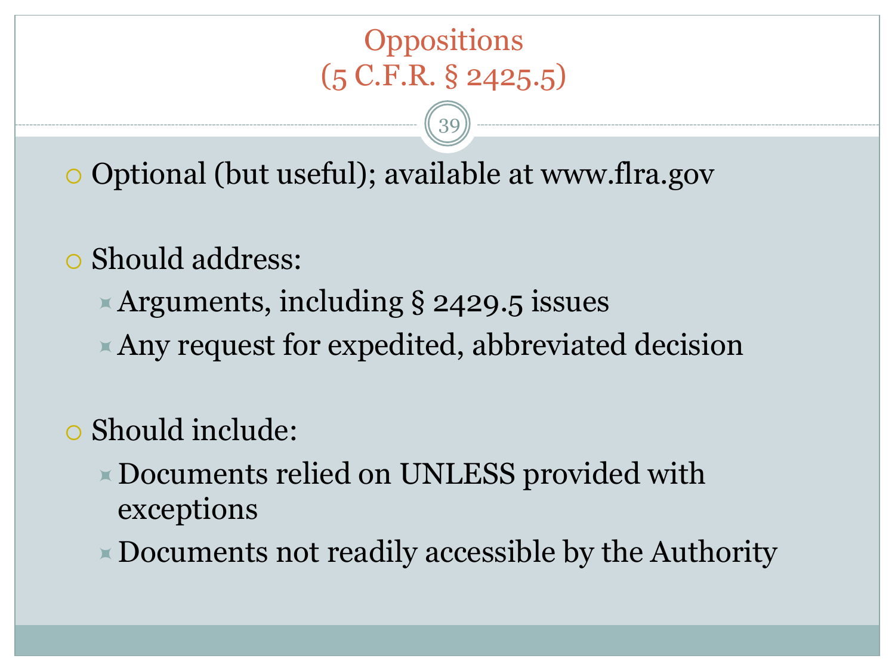# Oppositions (5 C.F.R. § 2425.5)

- Optional (but useful); available at www.flra.gov

- Should address:
  - Arguments, including § 2429.5 issues
  - Any request for expedited, abbreviated decision

- Should include:
  - Documents relied on UNLESS provided with exceptions
  - Documents not readily accessible by the Authority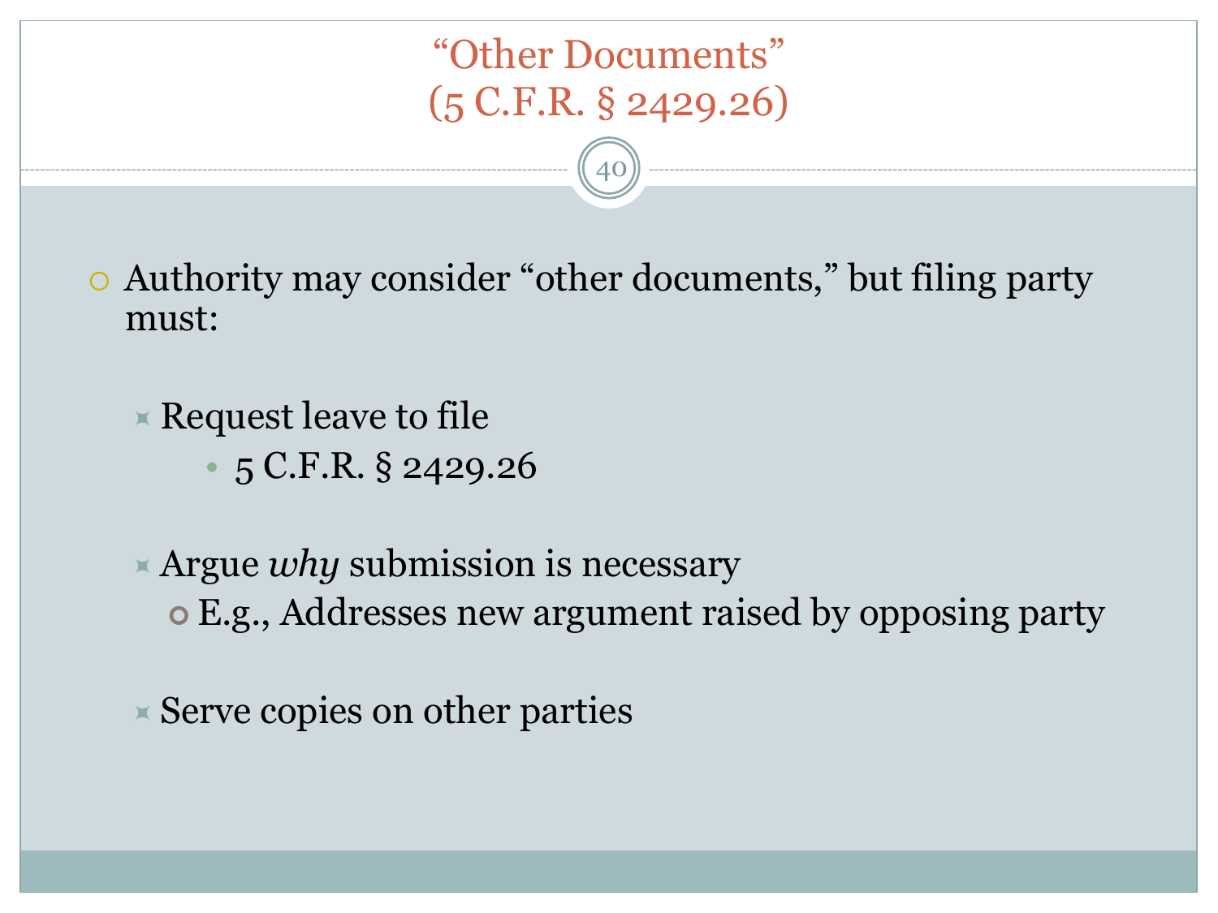# "Other Documents" (5 C.F.R. § 2429.26)

- Authority may consider "other documents," but filing party must:
  - Request leave to file
    - 5 C.F.R. § 2429.26
  - Argue *why* submission is necessary
    - E.g., Addresses new argument raised by opposing party
  - Serve copies on other parties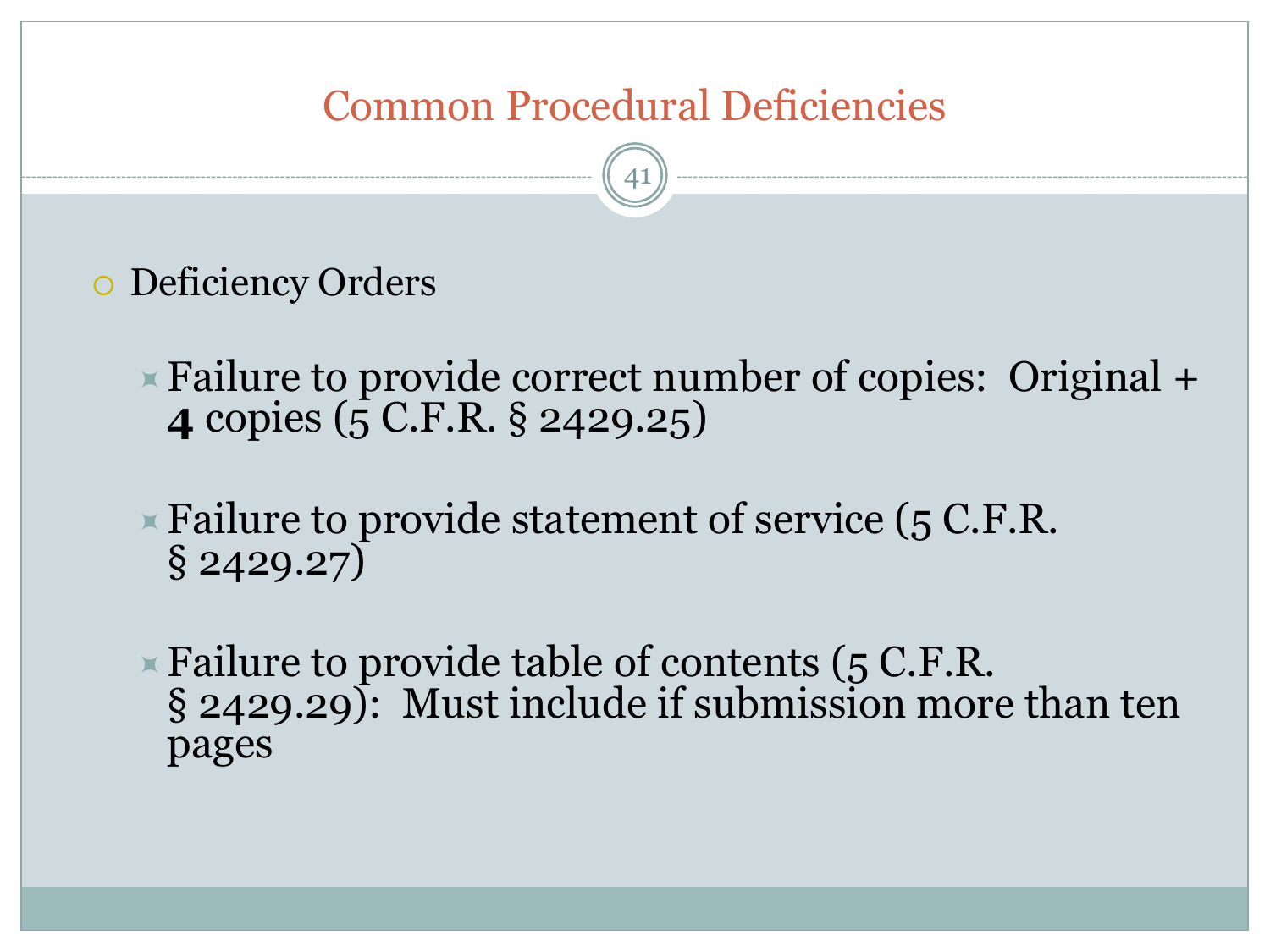# Common Procedural Deficiencies

- Deficiency Orders
  - Failure to provide correct number of copies: Original + **4** copies (5 C.F.R. § 2429.25)
  - Failure to provide statement of service (5 C.F.R. § 2429.27)
  - Failure to provide table of contents (5 C.F.R. § 2429.29): Must include if submission more than ten pages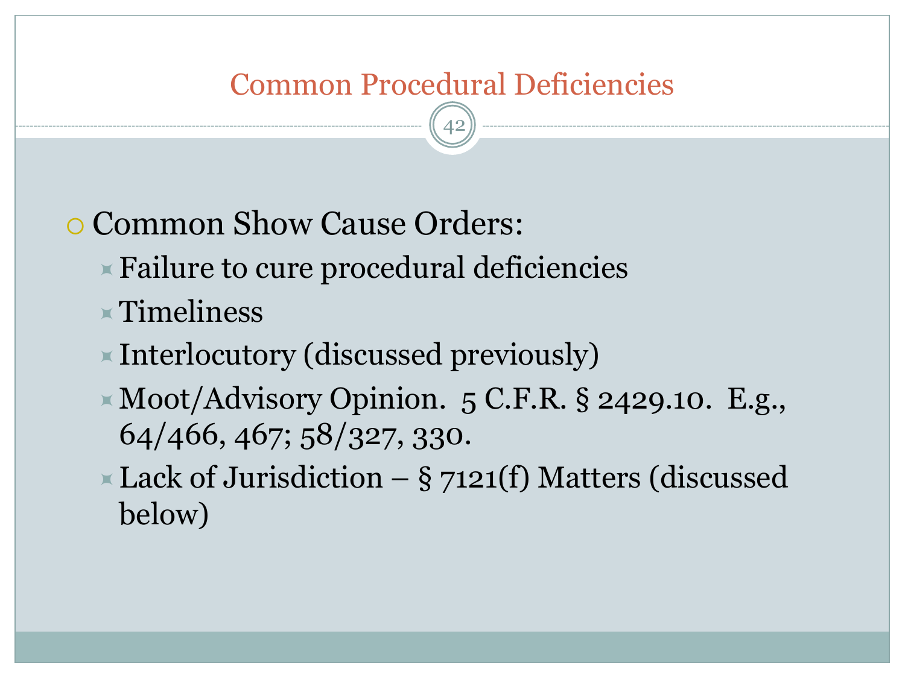# Common Procedural Deficiencies

- Common Show Cause Orders:
  - Failure to cure procedural deficiencies
  - Timeliness
  - Interlocutory (discussed previously)
  - Moot/Advisory Opinion. 5 C.F.R. § 2429.10. E.g., 64/466, 467; 58/327, 330.
  - Lack of Jurisdiction – § 7121(f) Matters (discussed below)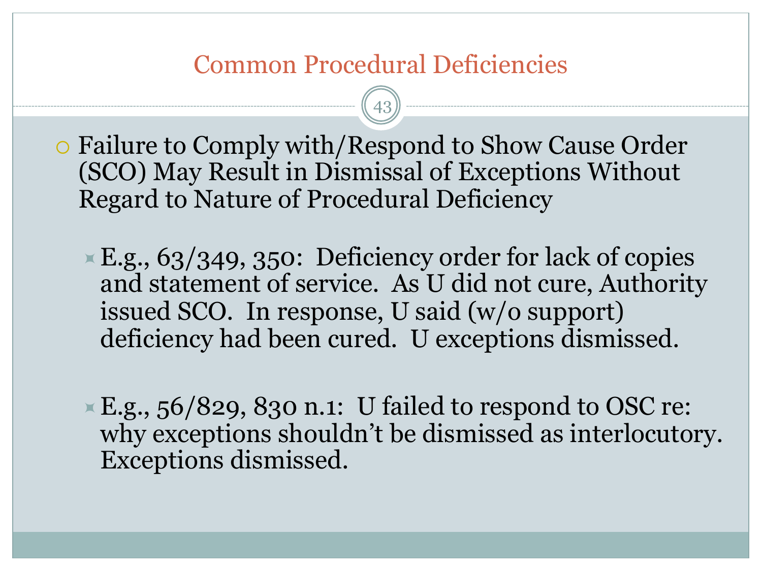# Common Procedural Deficiencies

- Failure to Comply with/Respond to Show Cause Order (SCO) May Result in Dismissal of Exceptions Without Regard to Nature of Procedural Deficiency
  - E.g., 63/349, 350: Deficiency order for lack of copies and statement of service. As U did not cure, Authority issued SCO. In response, U said (w/o support) deficiency had been cured. U exceptions dismissed.
  - E.g., 56/829, 830 n.1: U failed to respond to OSC re: why exceptions shouldn't be dismissed as interlocutory. Exceptions dismissed.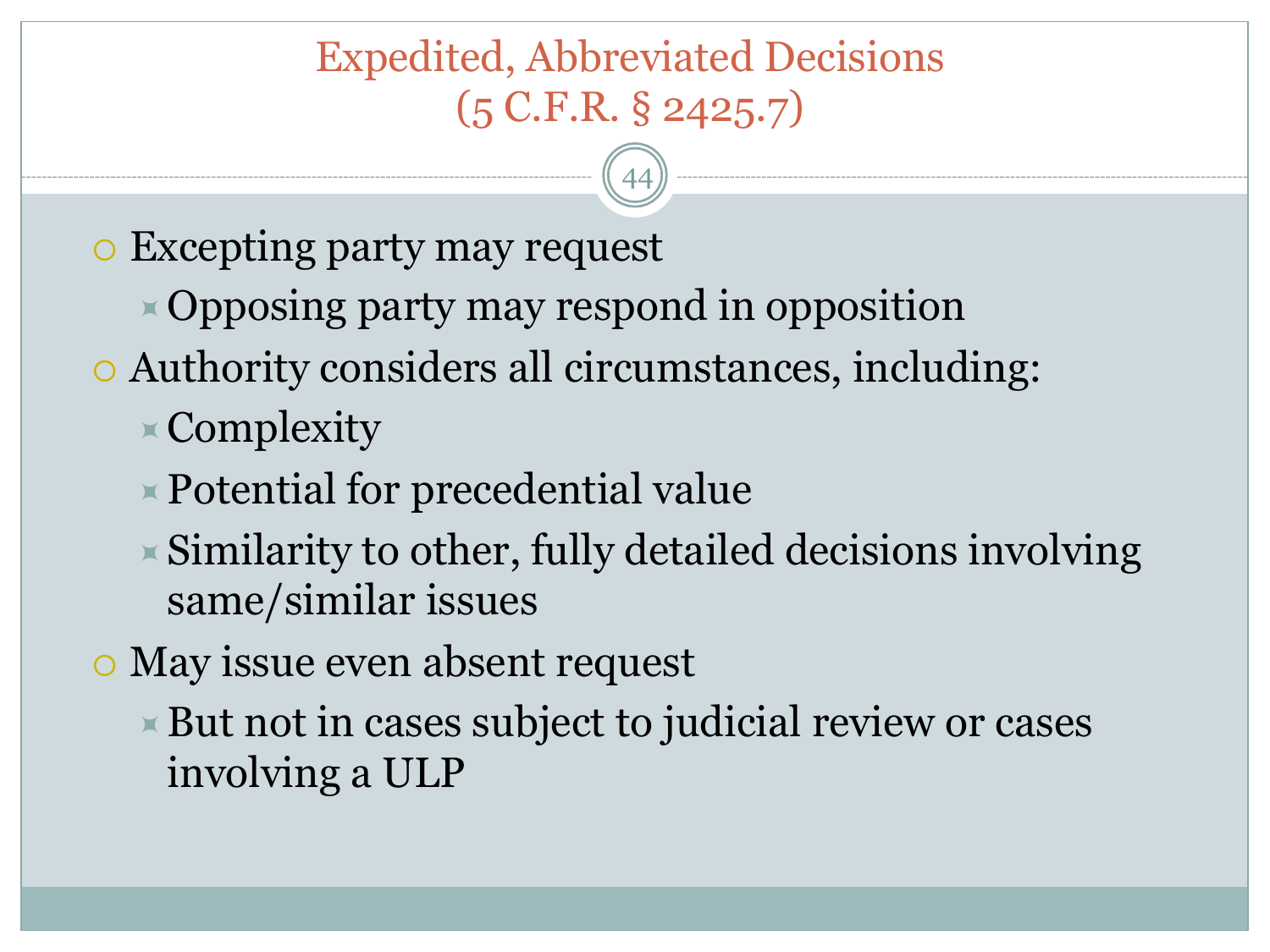# Expedited, Abbreviated Decisions (5 C.F.R. § 2425.7)

- Excepting party may request
  - Opposing party may respond in opposition
- Authority considers all circumstances, including:
  - Complexity
  - Potential for precedential value
  - Similarity to other, fully detailed decisions involving same/similar issues
- May issue even absent request
  - But not in cases subject to judicial review or cases involving a ULP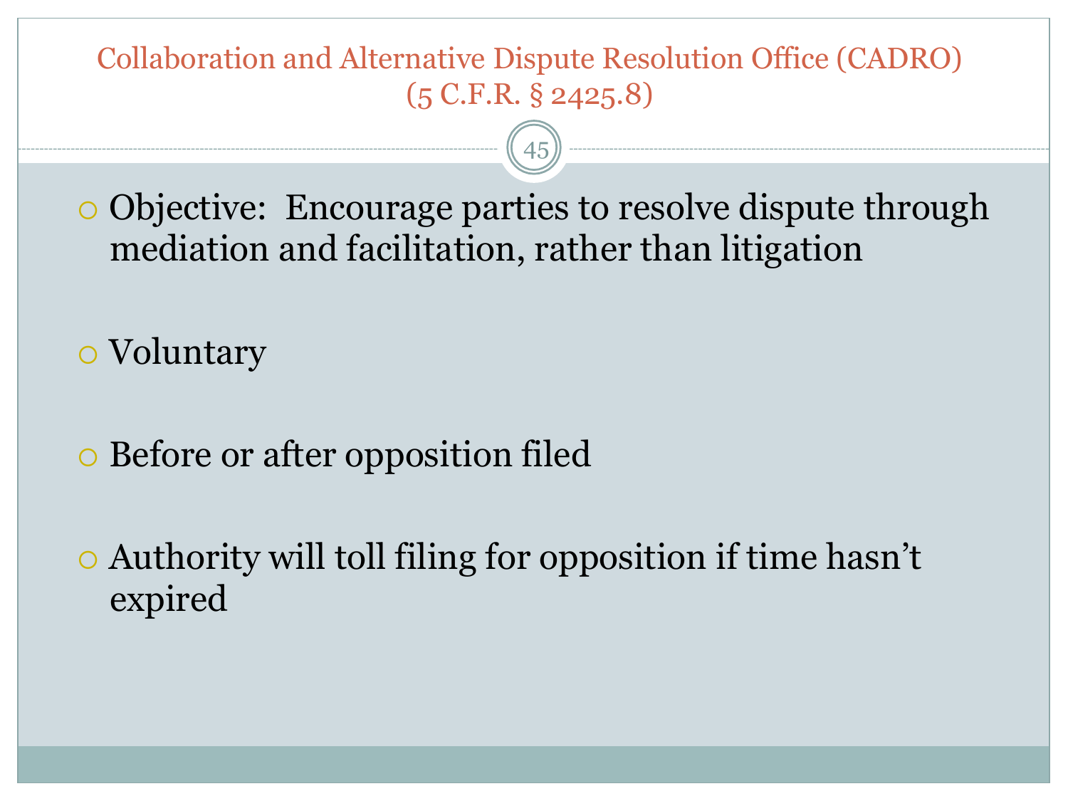# Collaboration and Alternative Dispute Resolution Office (CADRO) (5 C.F.R. § 2425.8)

- Objective: Encourage parties to resolve dispute through mediation and facilitation, rather than litigation
- Voluntary
- Before or after opposition filed
- Authority will toll filing for opposition if time hasn't expired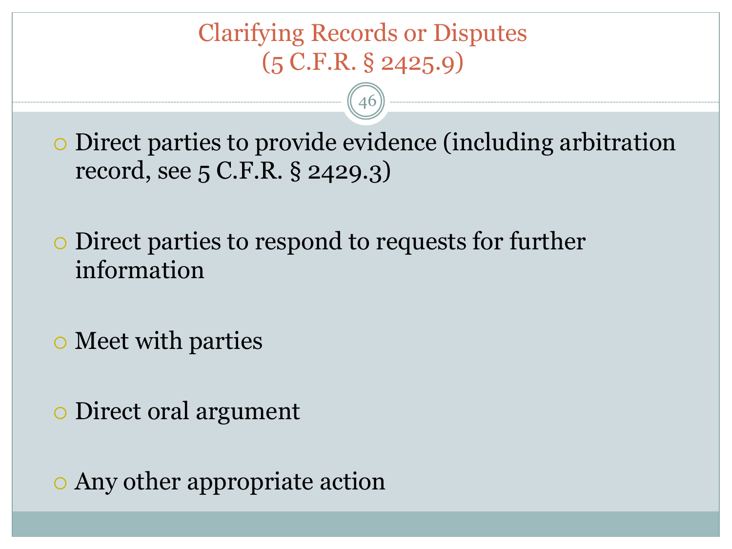# Clarifying Records or Disputes (5 C.F.R. § 2425.9)

- Direct parties to provide evidence (including arbitration record, see 5 C.F.R. § 2429.3)
- Direct parties to respond to requests for further information
- Meet with parties
- Direct oral argument
- Any other appropriate action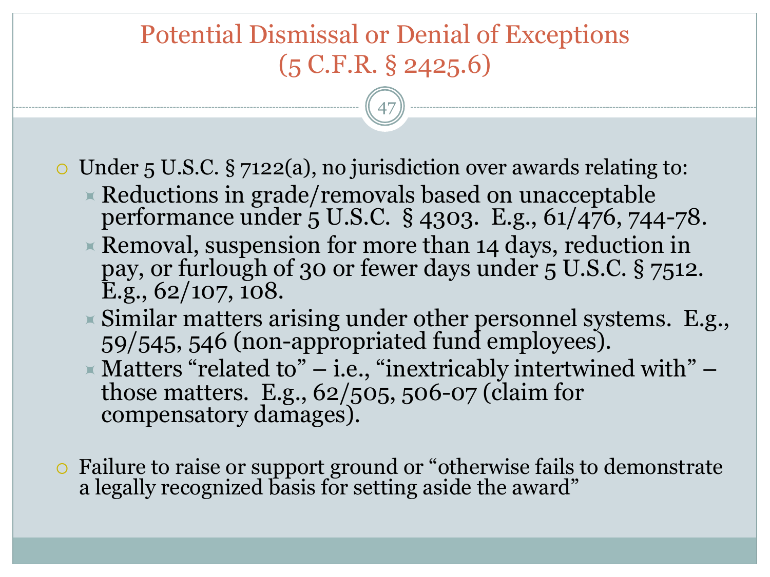# Potential Dismissal or Denial of Exceptions (5 C.F.R. § 2425.6)

- Under 5 U.S.C. § 7122(a), no jurisdiction over awards relating to:
  - Reductions in grade/removals based on unacceptable performance under 5 U.S.C. § 4303. E.g., 61/476, 744-78.
  - Removal, suspension for more than 14 days, reduction in pay, or furlough of 30 or fewer days under 5 U.S.C. § 7512. E.g., 62/107, 108.
  - Similar matters arising under other personnel systems. E.g., 59/545, 546 (non-appropriated fund employees).
  - Matters "related to" – i.e., "inextricably intertwined with" – those matters. E.g., 62/505, 506-07 (claim for compensatory damages).
- Failure to raise or support ground or "otherwise fails to demonstrate a legally recognized basis for setting aside the award"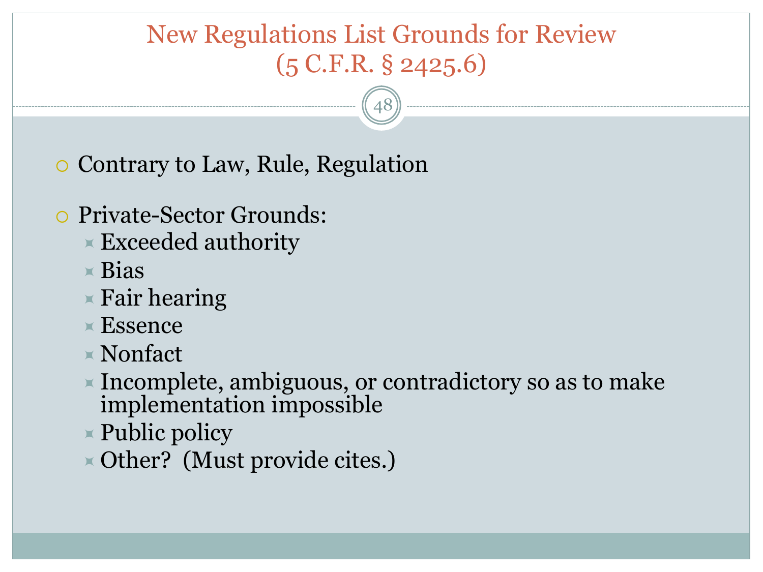# New Regulations List Grounds for Review (5 C.F.R. § 2425.6)

- Contrary to Law, Rule, Regulation
- Private-Sector Grounds:
  - Exceeded authority
  - Bias
  - Fair hearing
  - Essence
  - Nonfact
  - Incomplete, ambiguous, or contradictory so as to make implementation impossible
  - Public policy
  - Other? (Must provide cites.)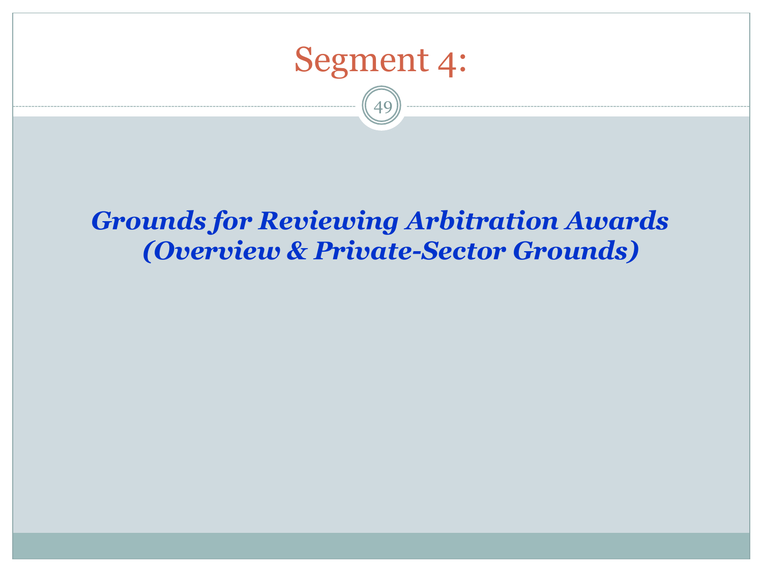# Segment 4:

***Grounds for Reviewing Arbitration Awards (Overview & Private-Sector Grounds)***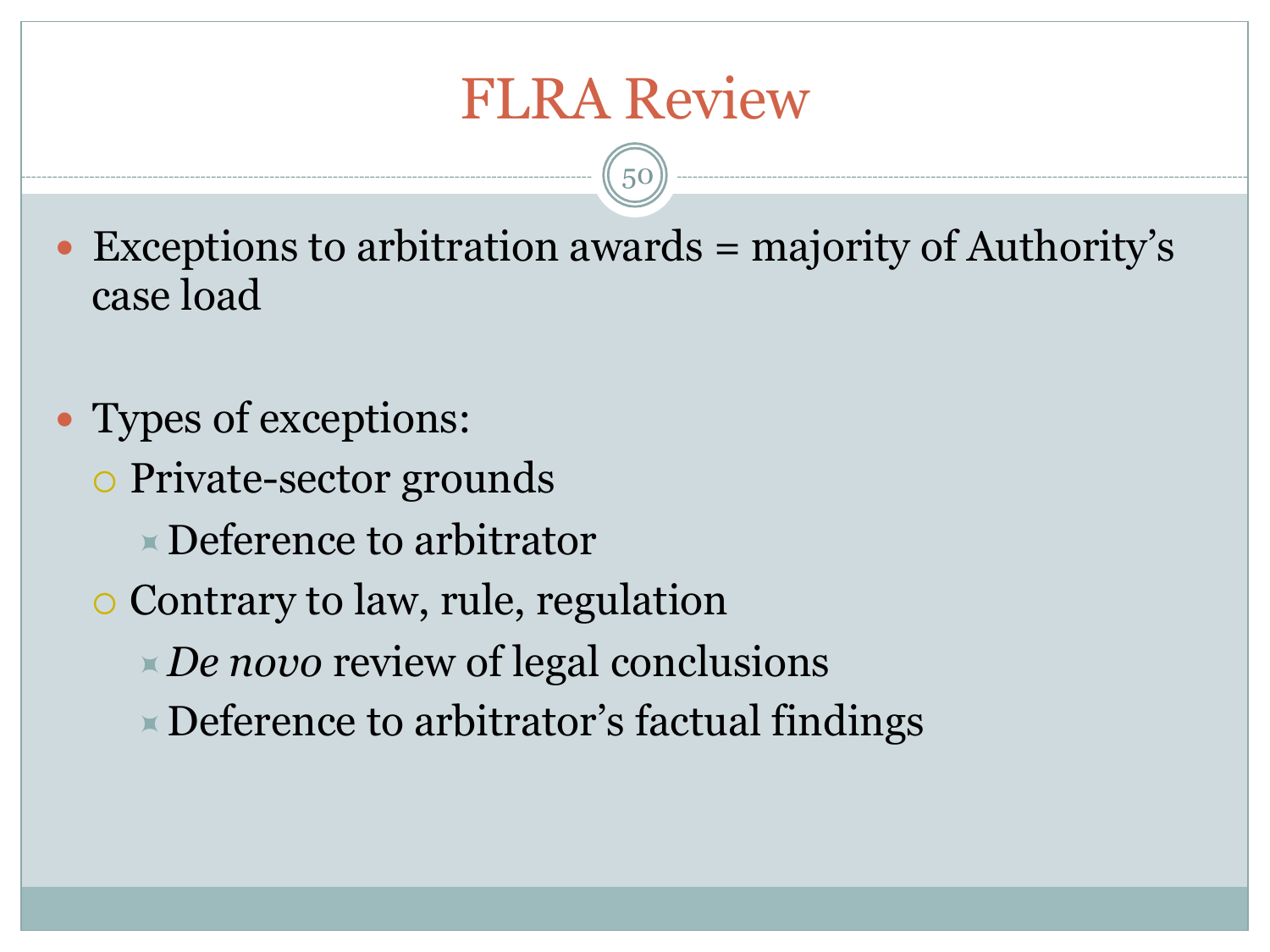# FLRA Review

- Exceptions to arbitration awards = majority of Authority's case load

- Types of exceptions:
  - Private-sector grounds
    - Deference to arbitrator
  - Contrary to law, rule, regulation
    - *De novo* review of legal conclusions
    - Deference to arbitrator's factual findings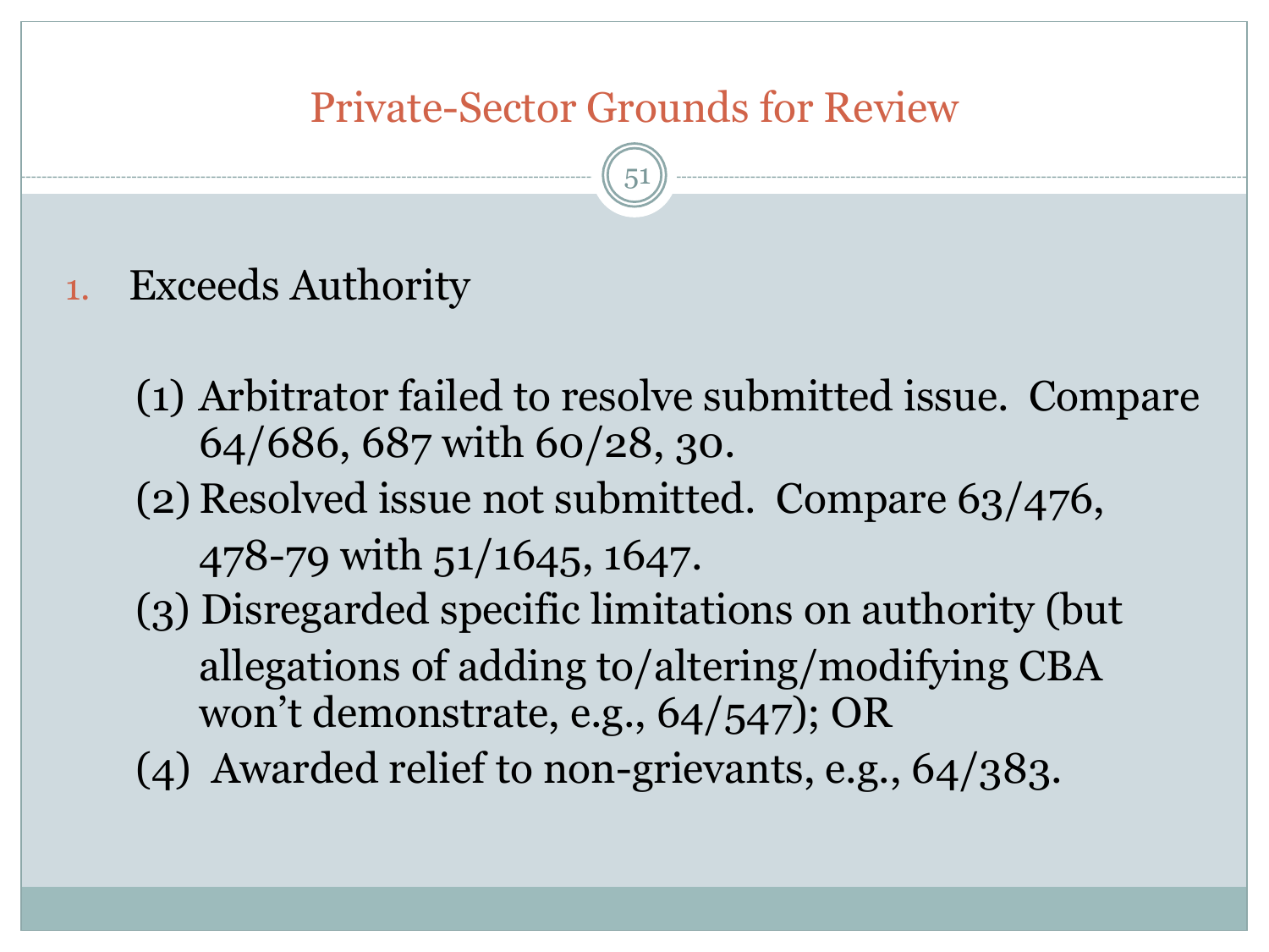# Private-Sector Grounds for Review

1. Exceeds Authority

   (1) Arbitrator failed to resolve submitted issue. Compare 64/686, 687 with 60/28, 30.

   (2) Resolved issue not submitted. Compare 63/476, 478-79 with 51/1645, 1647.

   (3) Disregarded specific limitations on authority (but allegations of adding to/altering/modifying CBA won't demonstrate, e.g., 64/547); OR

   (4) Awarded relief to non-grievants, e.g., 64/383.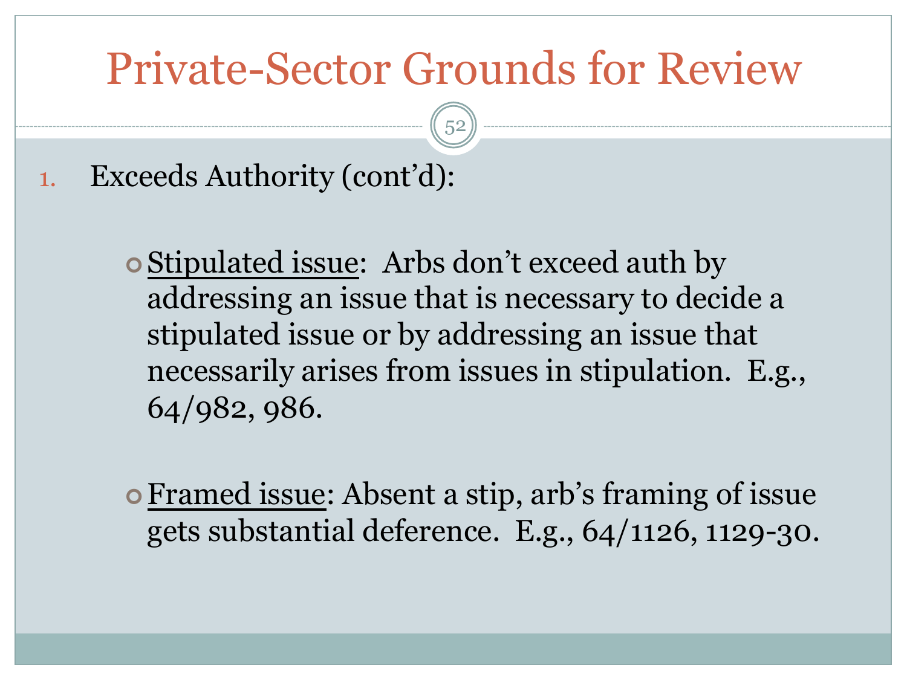# Private-Sector Grounds for Review

1. Exceeds Authority (cont'd):

   - Stipulated issue: Arbs don't exceed auth by addressing an issue that is necessary to decide a stipulated issue or by addressing an issue that necessarily arises from issues in stipulation. E.g., 64/982, 986.

   - Framed issue: Absent a stip, arb's framing of issue gets substantial deference. E.g., 64/1126, 1129-30.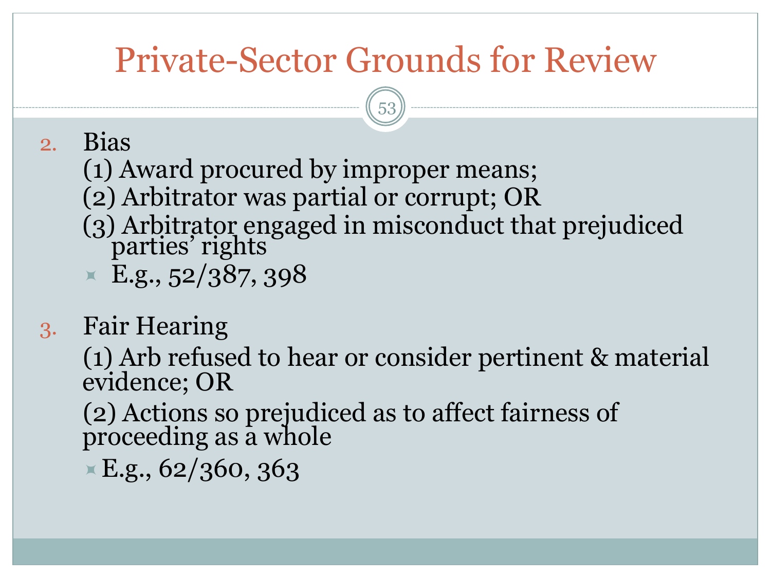# Private-Sector Grounds for Review

2. Bias

   (1) Award procured by improper means;

   (2) Arbitrator was partial or corrupt; OR

   (3) Arbitrator engaged in misconduct that prejudiced parties' rights

   - E.g., 52/387, 398

3. Fair Hearing

   (1) Arb refused to hear or consider pertinent & material evidence; OR

   (2) Actions so prejudiced as to affect fairness of proceeding as a whole

   - E.g., 62/360, 363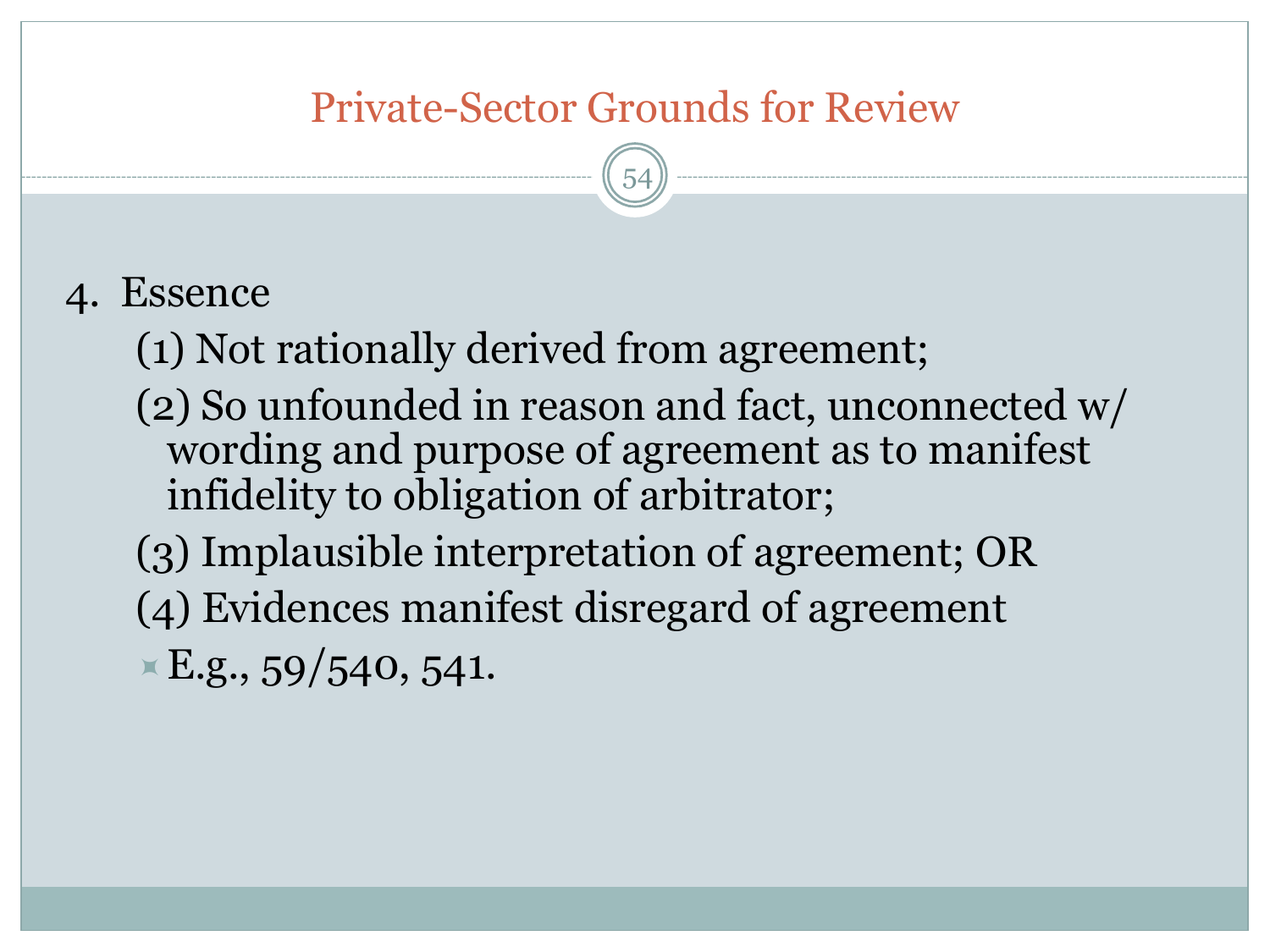# Private-Sector Grounds for Review

4. Essence
   - (1) Not rationally derived from agreement;
   - (2) So unfounded in reason and fact, unconnected w/ wording and purpose of agreement as to manifest infidelity to obligation of arbitrator;
   - (3) Implausible interpretation of agreement; OR
   - (4) Evidences manifest disregard of agreement
     - E.g., 59/540, 541.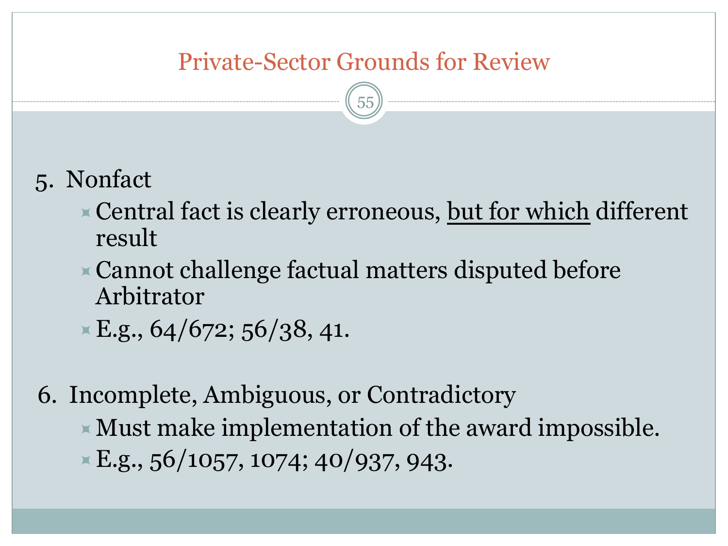## Private-Sector Grounds for Review

5. Nonfact
   - Central fact is clearly erroneous, <u>but for which</u> different result
   - Cannot challenge factual matters disputed before Arbitrator
   - E.g., 64/672; 56/38, 41.

6. Incomplete, Ambiguous, or Contradictory
   - Must make implementation of the award impossible.
   - E.g., 56/1057, 1074; 40/937, 943.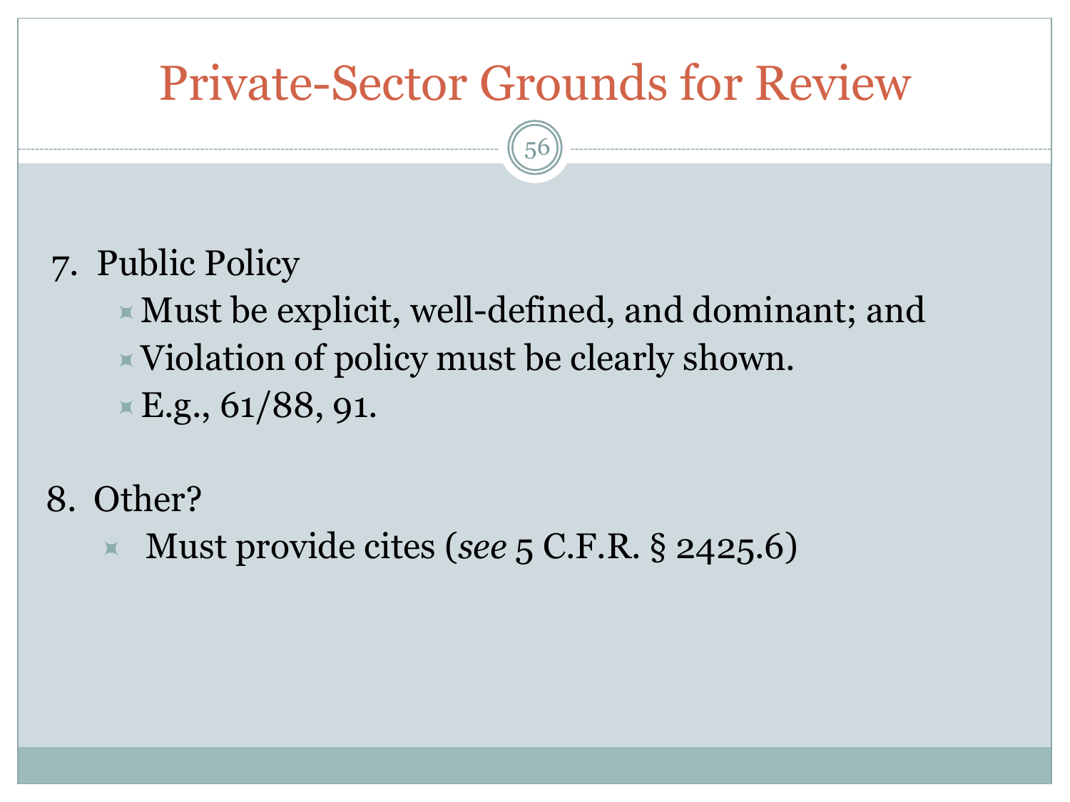# Private-Sector Grounds for Review

7. Public Policy
   - Must be explicit, well-defined, and dominant; and
   - Violation of policy must be clearly shown.
   - E.g., 61/88, 91.

8. Other?
   - Must provide cites (*see* 5 C.F.R. § 2425.6)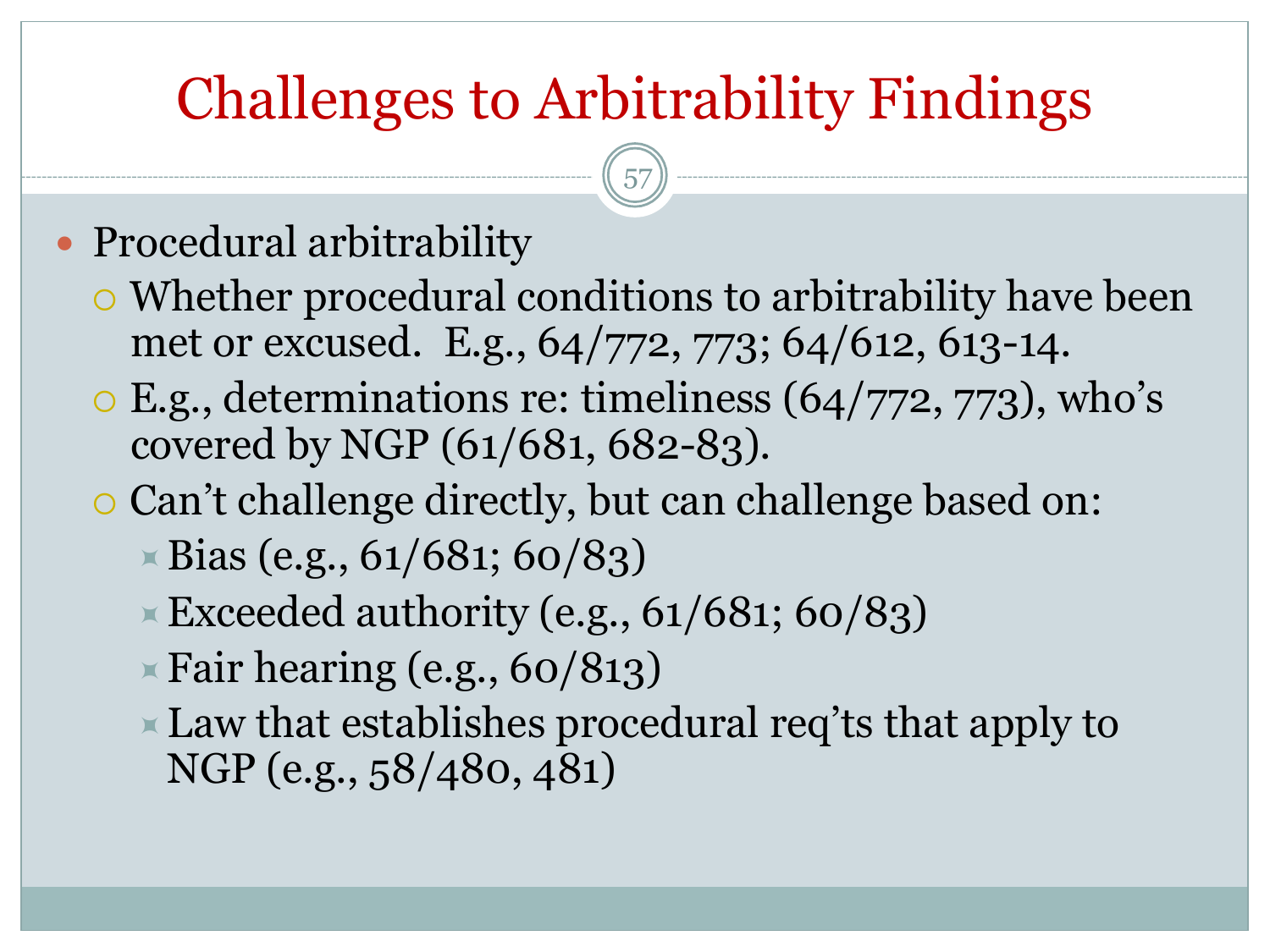# Challenges to Arbitrability Findings

- Procedural arbitrability
  - Whether procedural conditions to arbitrability have been met or excused. E.g., 64/772, 773; 64/612, 613-14.
  - E.g., determinations re: timeliness (64/772, 773), who's covered by NGP (61/681, 682-83).
  - Can't challenge directly, but can challenge based on:
    - Bias (e.g., 61/681; 60/83)
    - Exceeded authority (e.g., 61/681; 60/83)
    - Fair hearing (e.g., 60/813)
    - Law that establishes procedural req'ts that apply to NGP (e.g., 58/480, 481)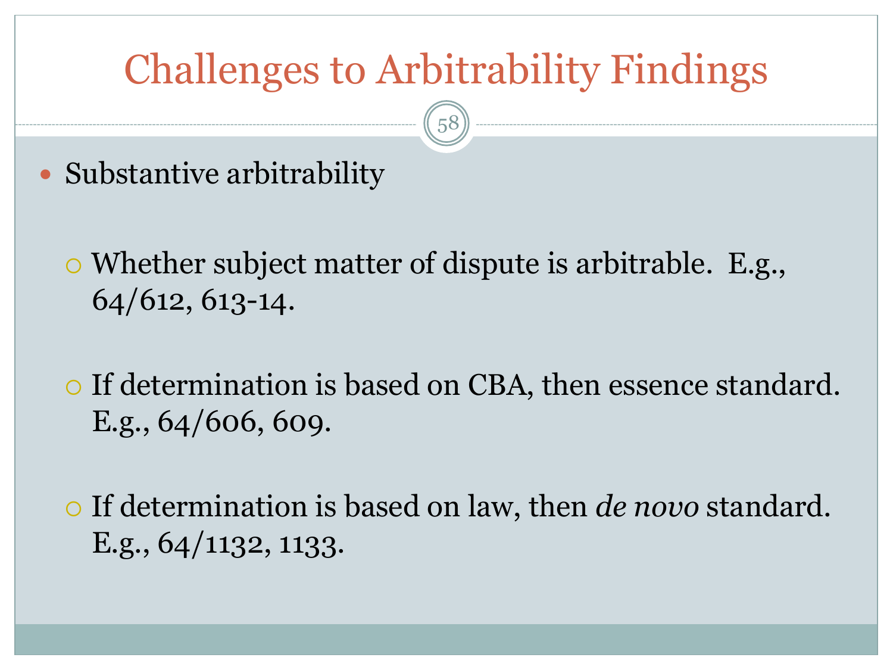# Challenges to Arbitrability Findings

- Substantive arbitrability
  - Whether subject matter of dispute is arbitrable. E.g., 64/612, 613-14.
  - If determination is based on CBA, then essence standard. E.g., 64/606, 609.
  - If determination is based on law, then *de novo* standard. E.g., 64/1132, 1133.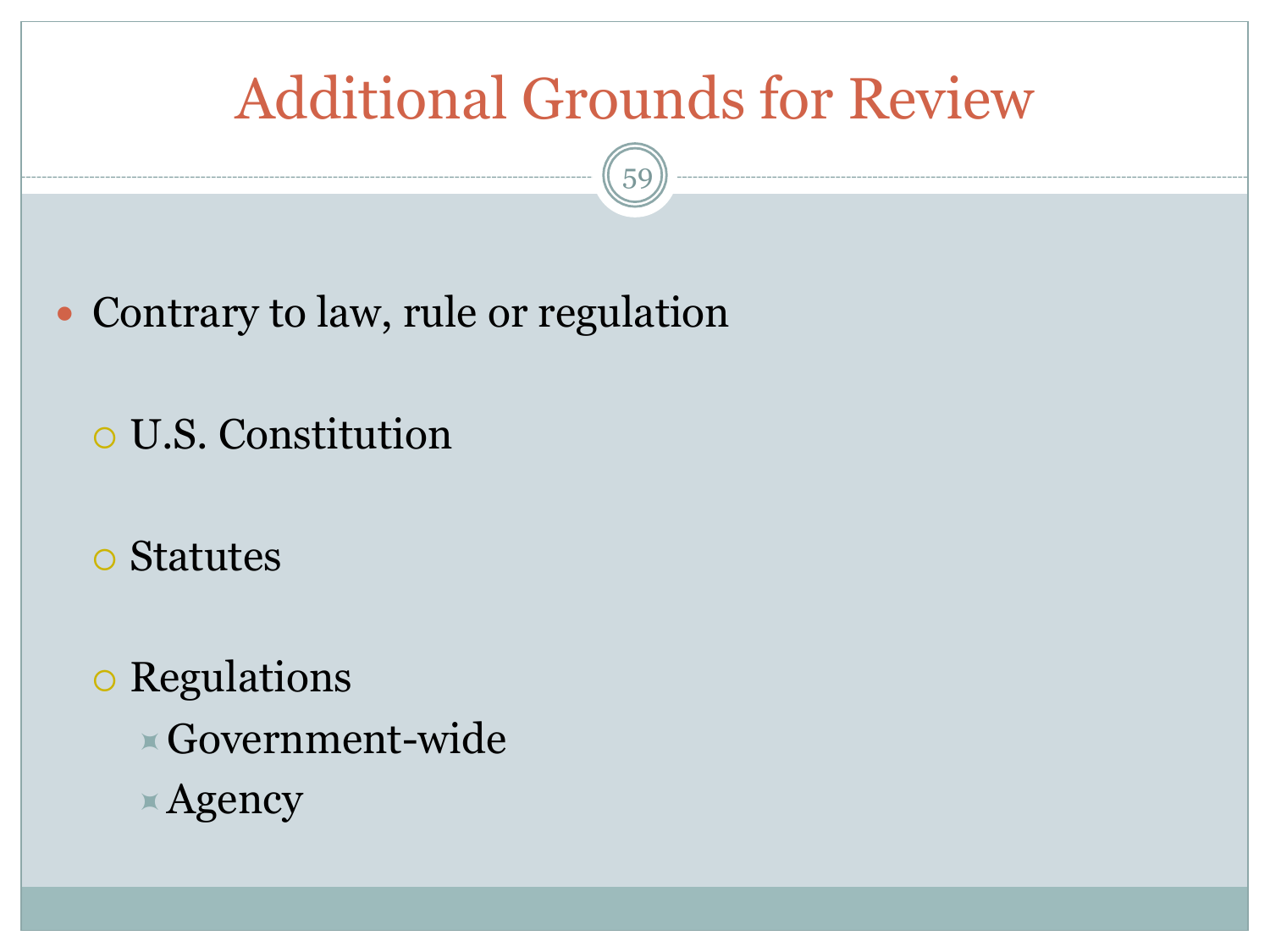# Additional Grounds for Review

- Contrary to law, rule or regulation
  - U.S. Constitution
  - Statutes
  - Regulations
    - Government-wide
    - Agency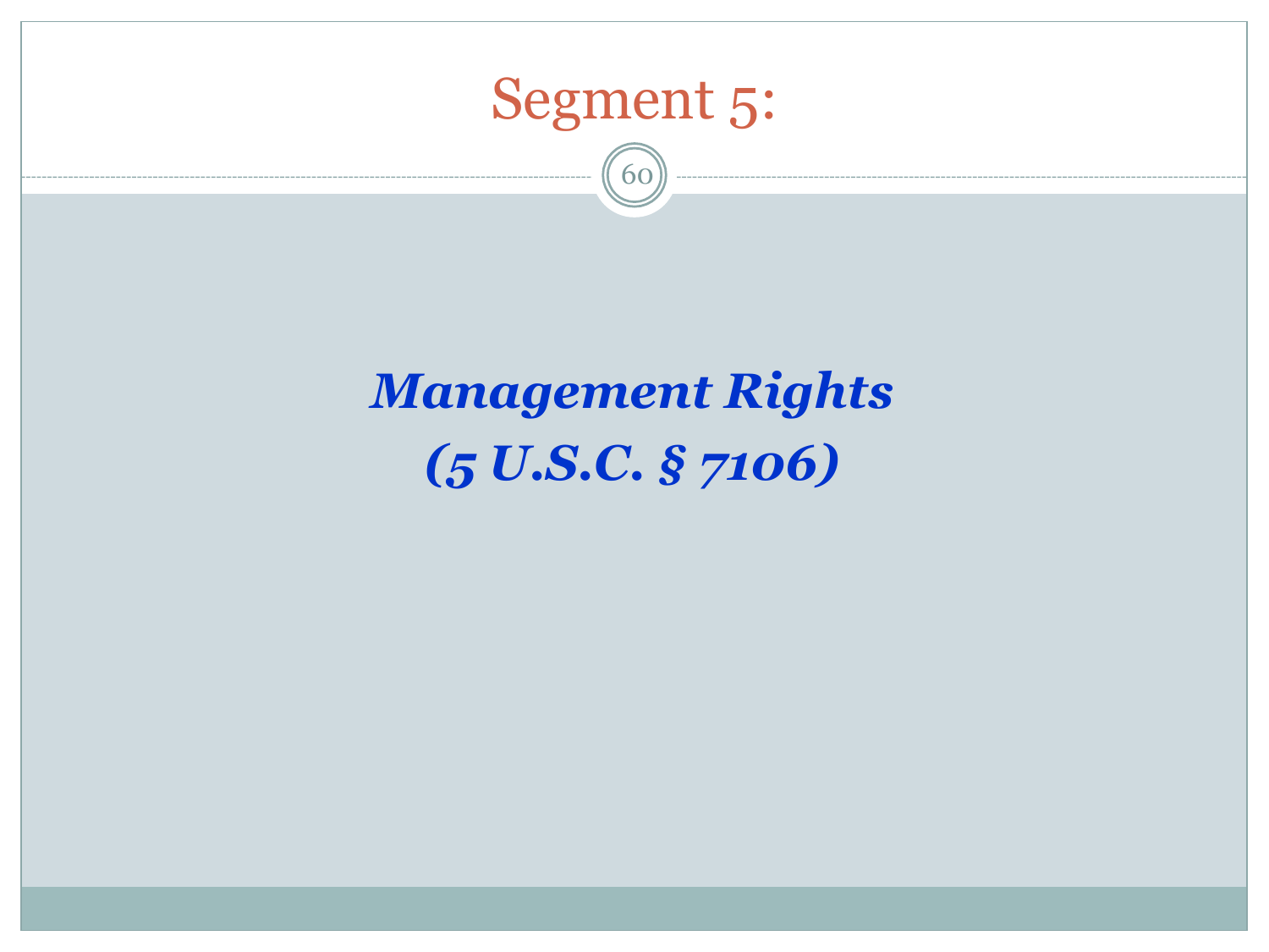# Segment 5:

***Management Rights***
***(5 U.S.C. § 7106)***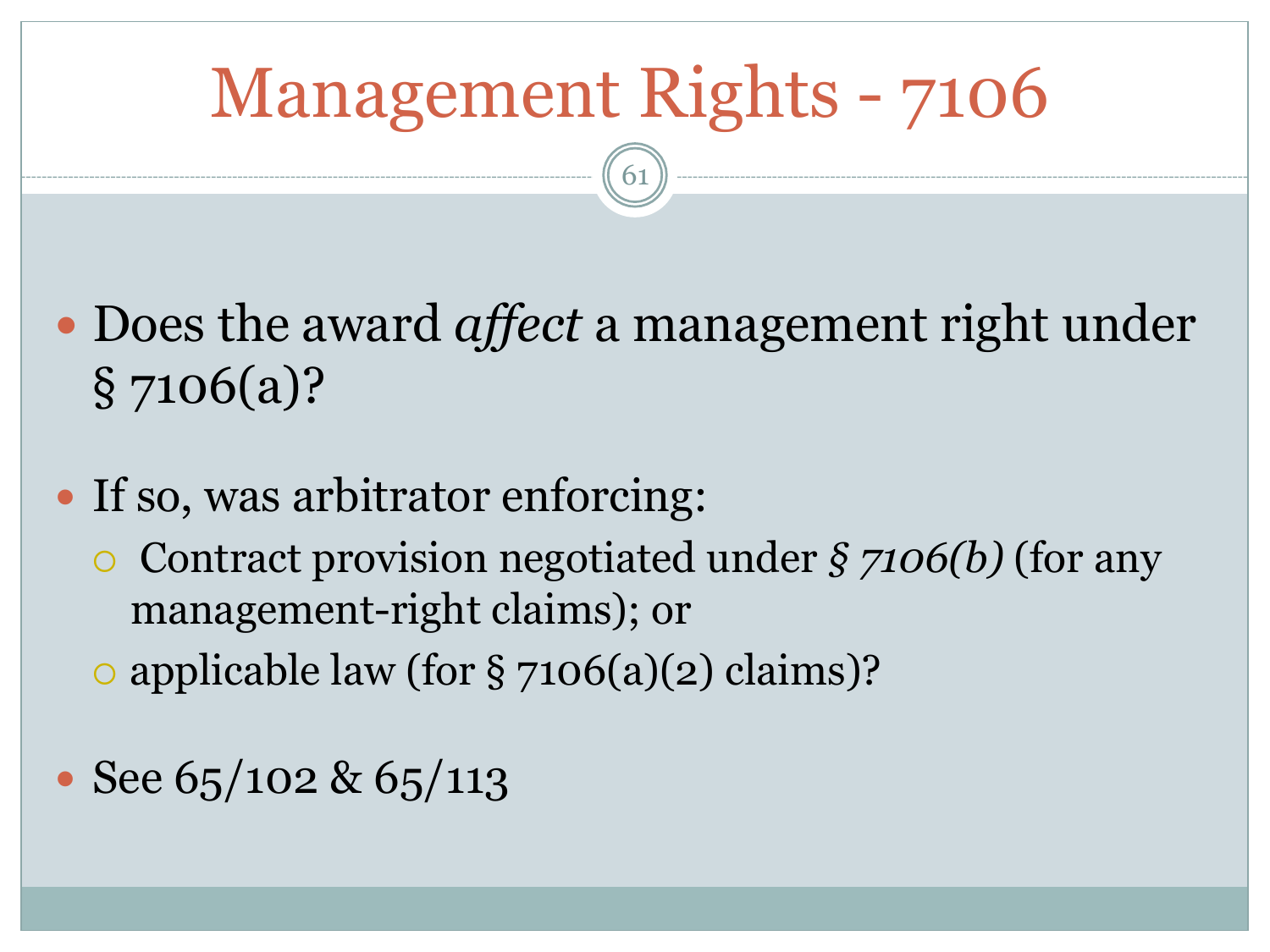# Management Rights - 7106

- Does the award *affect* a management right under § 7106(a)?
- If so, was arbitrator enforcing:
  - Contract provision negotiated under *§ 7106(b)* (for any management-right claims); or
  - applicable law (for § 7106(a)(2) claims)?
- See 65/102 & 65/113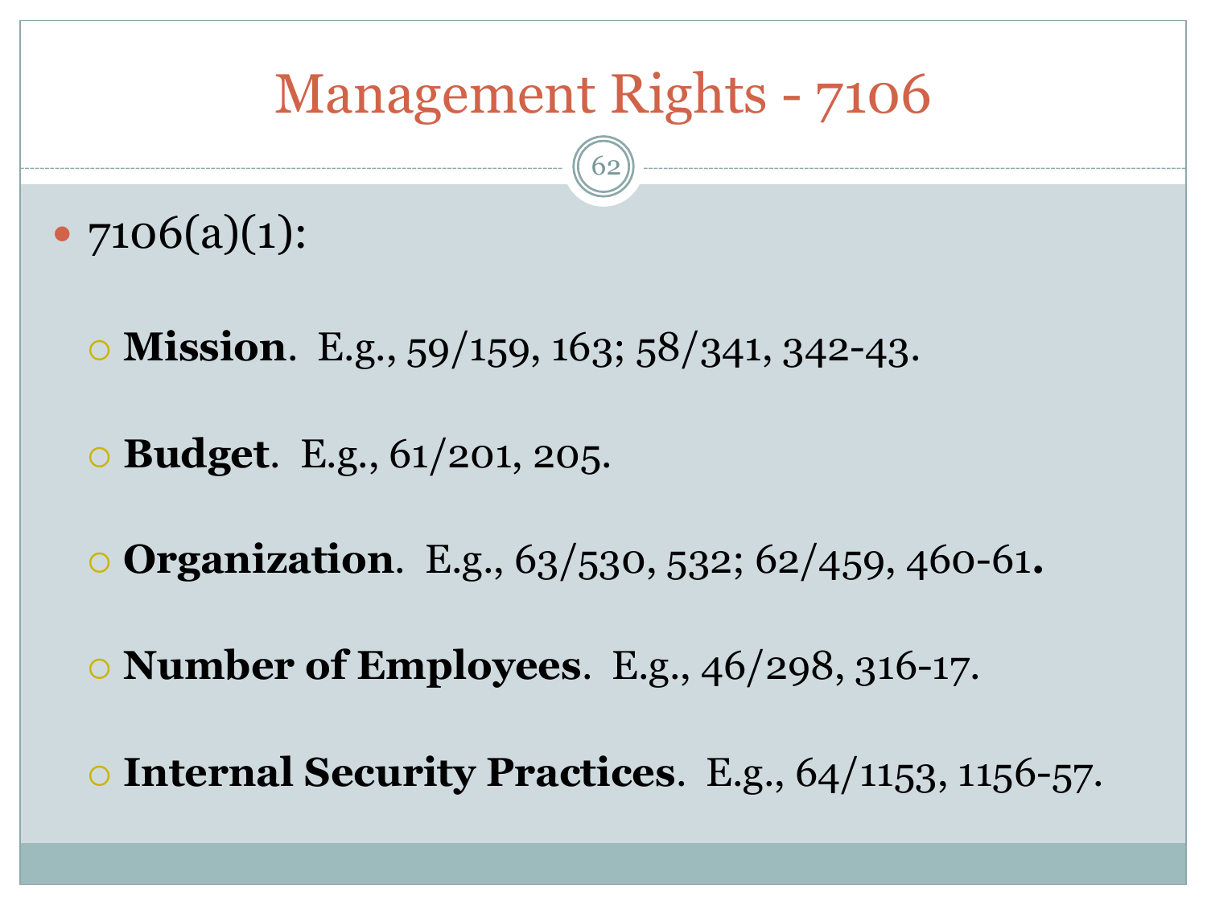# Management Rights - 7106

- 7106(a)(1):
  - **Mission**. E.g., 59/159, 163; 58/341, 342-43.
  - **Budget**. E.g., 61/201, 205.
  - **Organization**. E.g., 63/530, 532; 62/459, 460-61.
  - **Number of Employees**. E.g., 46/298, 316-17.
  - **Internal Security Practices**. E.g., 64/1153, 1156-57.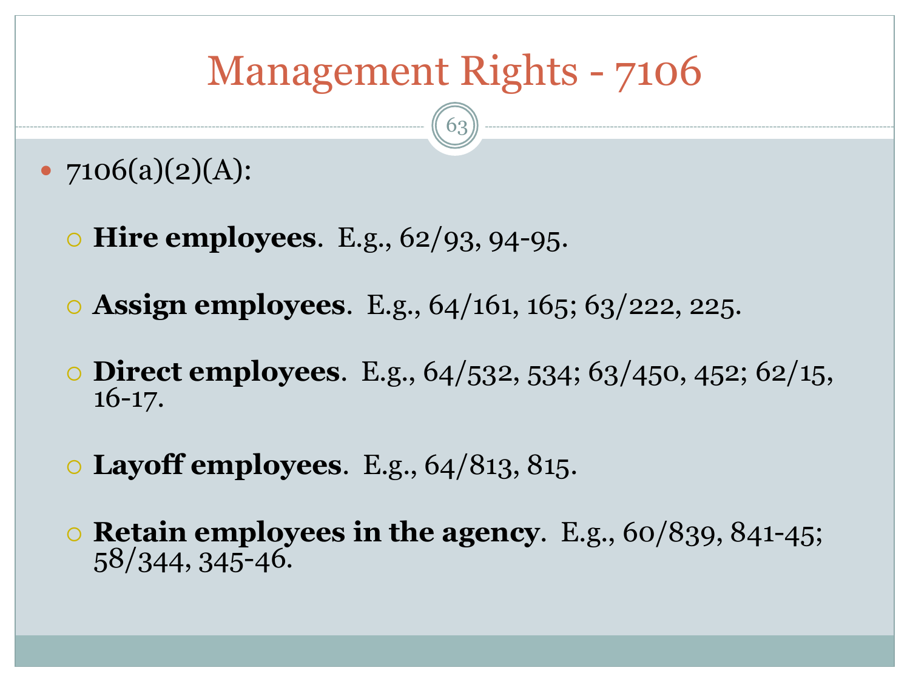# Management Rights - 7106

- 7106(a)(2)(A):
  - **Hire employees**. E.g., 62/93, 94-95.
  - **Assign employees**. E.g., 64/161, 165; 63/222, 225.
  - **Direct employees**. E.g., 64/532, 534; 63/450, 452; 62/15, 16-17.
  - **Layoff employees**. E.g., 64/813, 815.
  - **Retain employees in the agency**. E.g., 60/839, 841-45; 58/344, 345-46.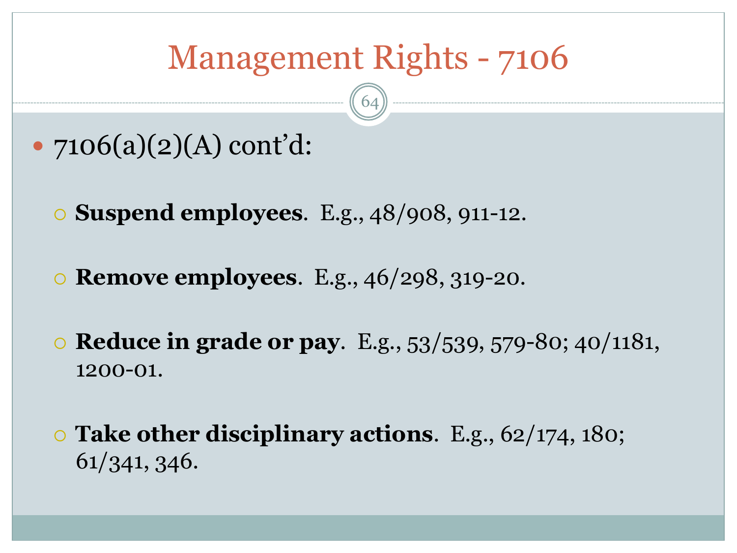# Management Rights - 7106

- 7106(a)(2)(A) cont'd:
  - **Suspend employees**. E.g., 48/908, 911-12.
  - **Remove employees**. E.g., 46/298, 319-20.
  - **Reduce in grade or pay**. E.g., 53/539, 579-80; 40/1181, 1200-01.
  - **Take other disciplinary actions**. E.g., 62/174, 180; 61/341, 346.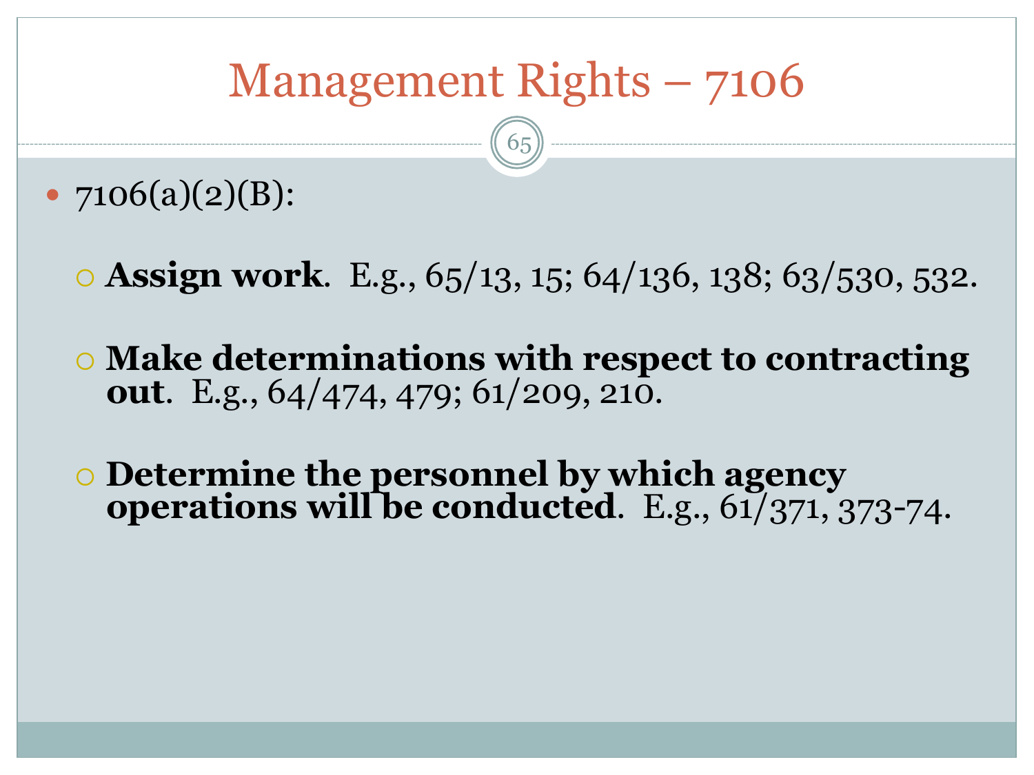# Management Rights – 7106

- 7106(a)(2)(B):
  - **Assign work**. E.g., 65/13, 15; 64/136, 138; 63/530, 532.
  - **Make determinations with respect to contracting out**. E.g., 64/474, 479; 61/209, 210.
  - **Determine the personnel by which agency operations will be conducted**. E.g., 61/371, 373-74.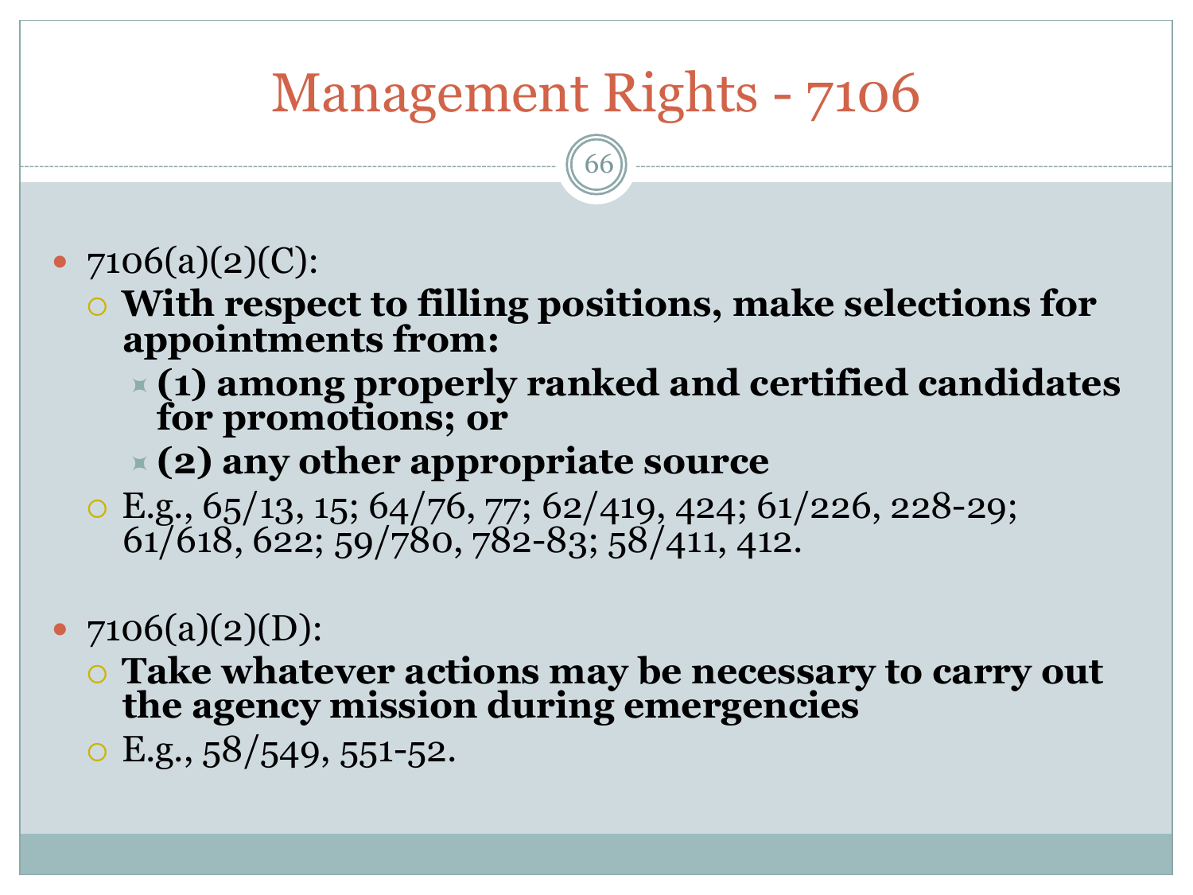# Management Rights - 7106

- 7106(a)(2)(C):
  - **With respect to filling positions, make selections for appointments from:**
    - **(1) among properly ranked and certified candidates for promotions; or**
    - **(2) any other appropriate source**
  - E.g., 65/13, 15; 64/76, 77; 62/419, 424; 61/226, 228-29; 61/618, 622; 59/780, 782-83; 58/411, 412.

- 7106(a)(2)(D):
  - **Take whatever actions may be necessary to carry out the agency mission during emergencies**
  - E.g., 58/549, 551-52.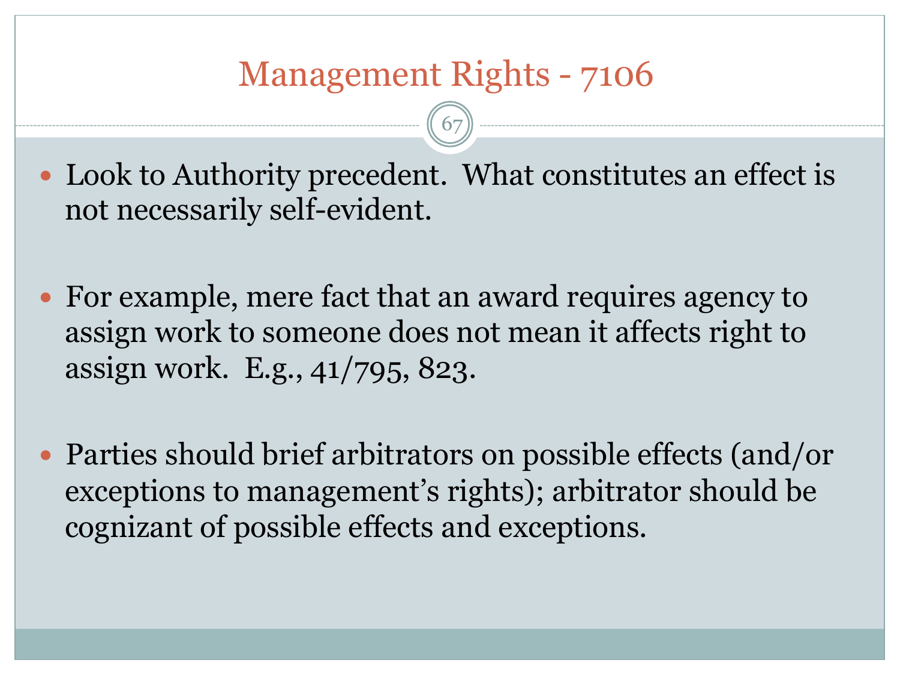# Management Rights - 7106

- Look to Authority precedent. What constitutes an effect is not necessarily self-evident.

- For example, mere fact that an award requires agency to assign work to someone does not mean it affects right to assign work. E.g., 41/795, 823.

- Parties should brief arbitrators on possible effects (and/or exceptions to management's rights); arbitrator should be cognizant of possible effects and exceptions.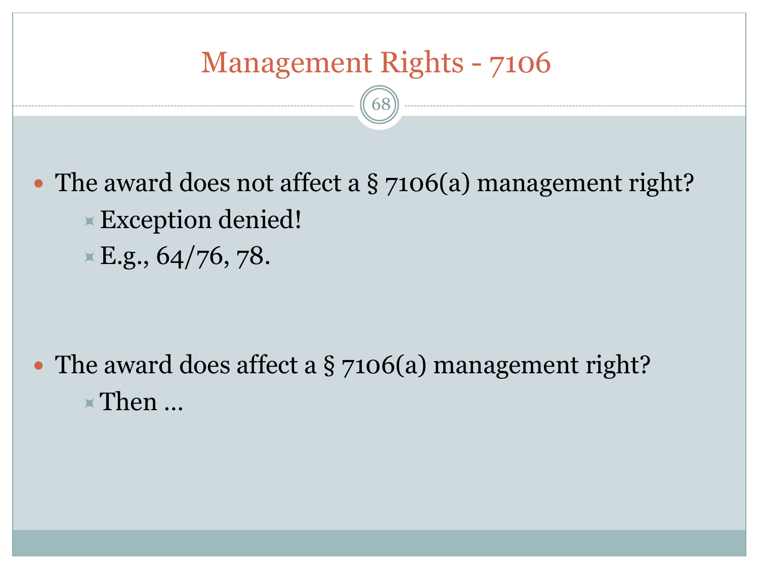# Management Rights - 7106

- The award does not affect a § 7106(a) management right?
  - Exception denied!
  - E.g., 64/76, 78.

- The award does affect a § 7106(a) management right?
  - Then …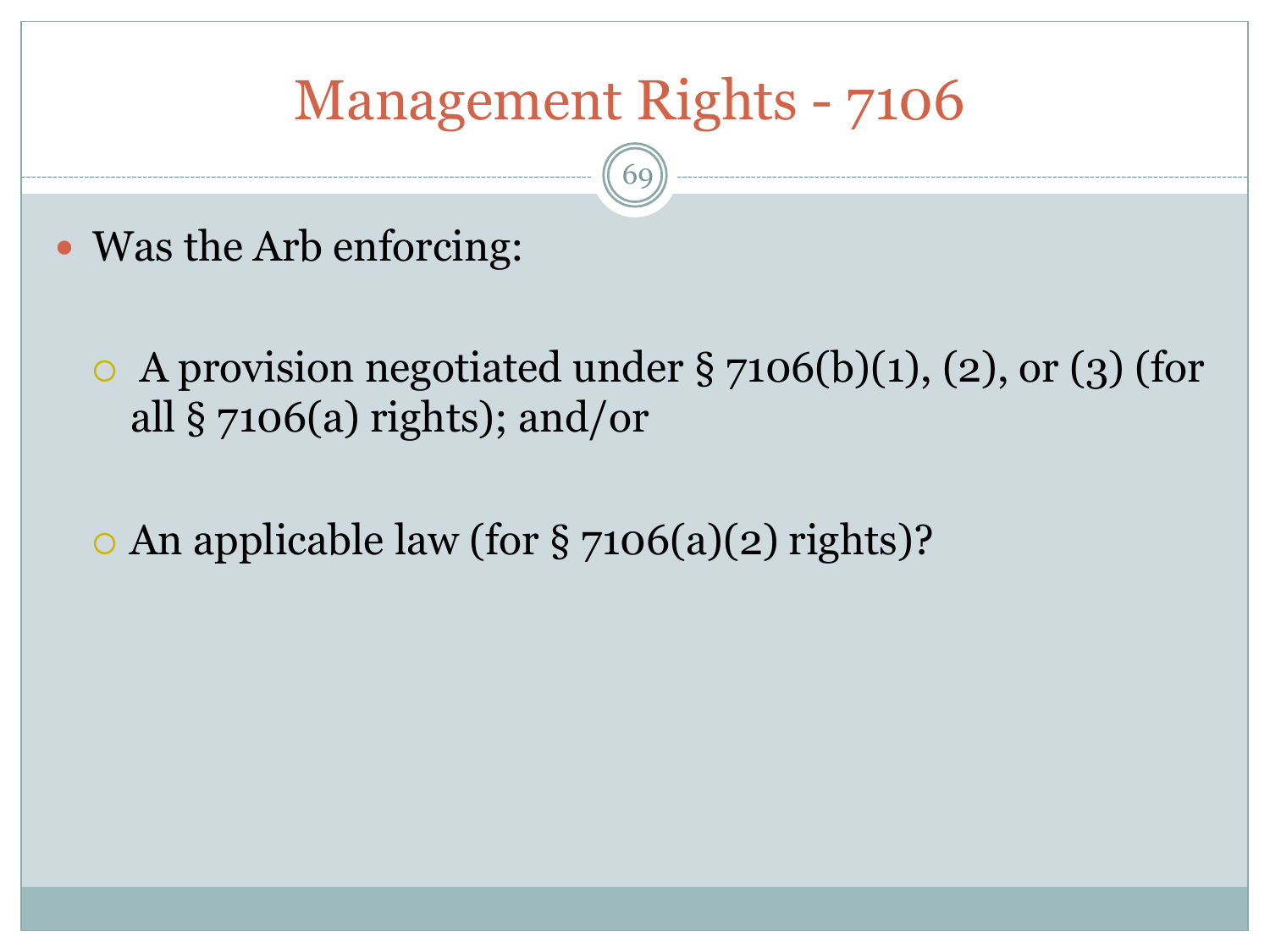# Management Rights - 7106

- Was the Arb enforcing:
  - A provision negotiated under § 7106(b)(1), (2), or (3) (for all § 7106(a) rights); and/or
  - An applicable law (for § 7106(a)(2) rights)?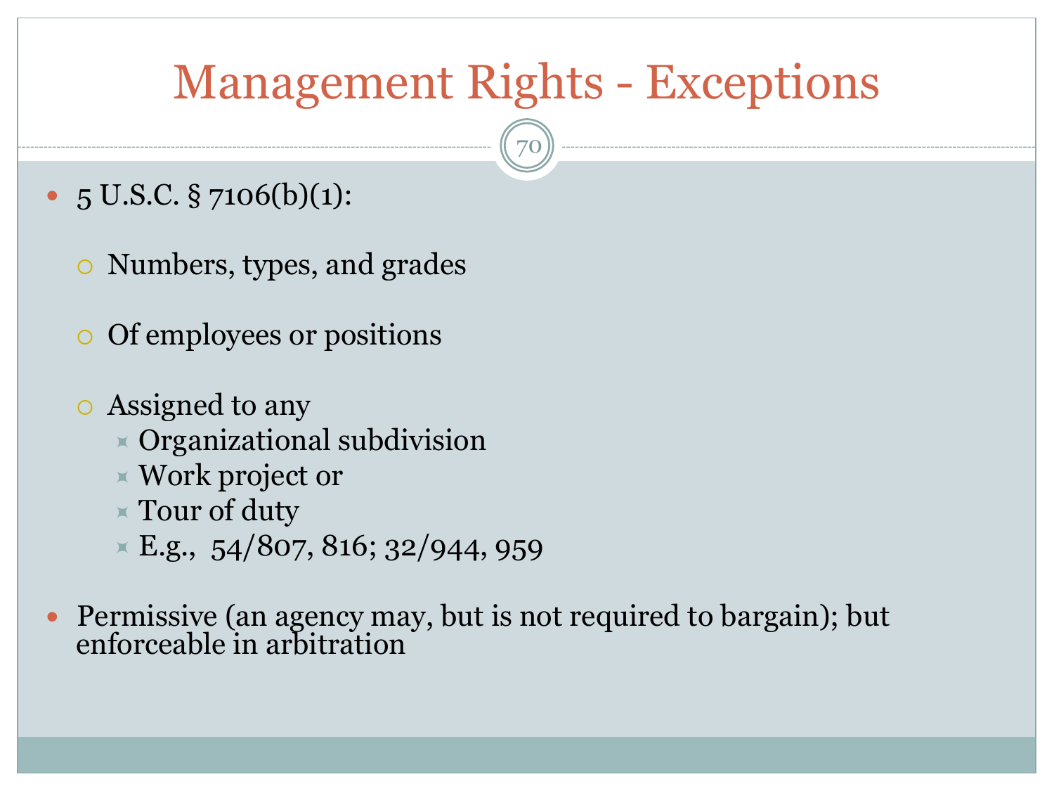# Management Rights - Exceptions

- 5 U.S.C. § 7106(b)(1):
  - Numbers, types, and grades
  - Of employees or positions
  - Assigned to any
    - Organizational subdivision
    - Work project or
    - Tour of duty
    - E.g., 54/807, 816; 32/944, 959
- Permissive (an agency may, but is not required to bargain); but enforceable in arbitration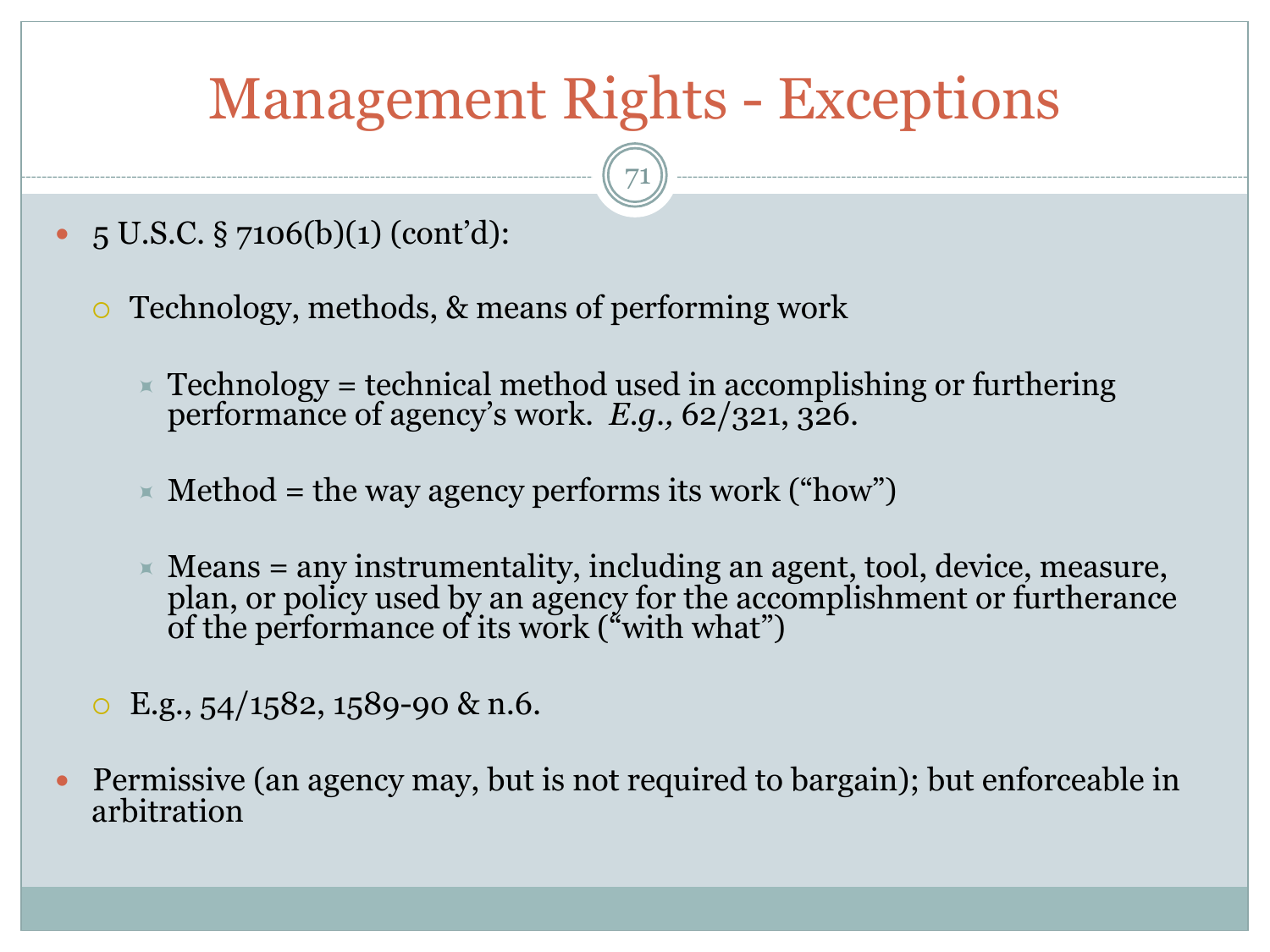# Management Rights - Exceptions

- 5 U.S.C. § 7106(b)(1) (cont'd):
  - Technology, methods, & means of performing work
    - Technology = technical method used in accomplishing or furthering performance of agency's work. *E.g.,* 62/321, 326.
    - Method = the way agency performs its work ("how")
    - Means = any instrumentality, including an agent, tool, device, measure, plan, or policy used by an agency for the accomplishment or furtherance of the performance of its work ("with what")
  - E.g., 54/1582, 1589-90 & n.6.
- Permissive (an agency may, but is not required to bargain); but enforceable in arbitration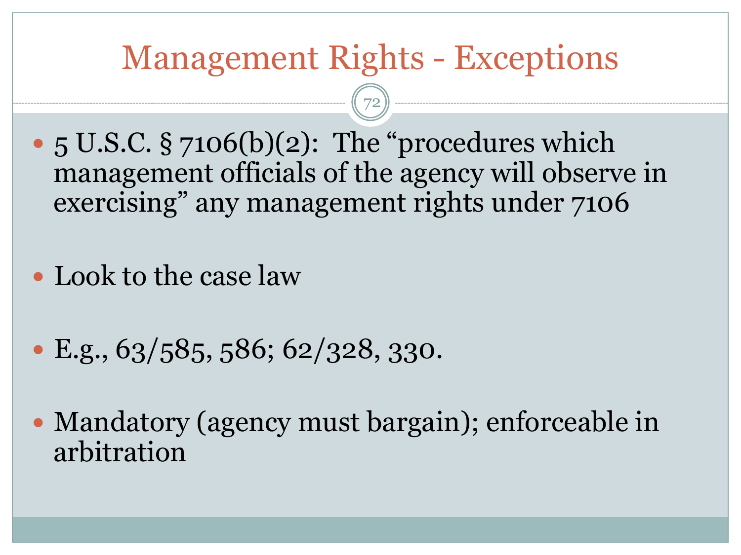# Management Rights - Exceptions

- 5 U.S.C. § 7106(b)(2): The "procedures which management officials of the agency will observe in exercising" any management rights under 7106
- Look to the case law
- E.g., 63/585, 586; 62/328, 330.
- Mandatory (agency must bargain); enforceable in arbitration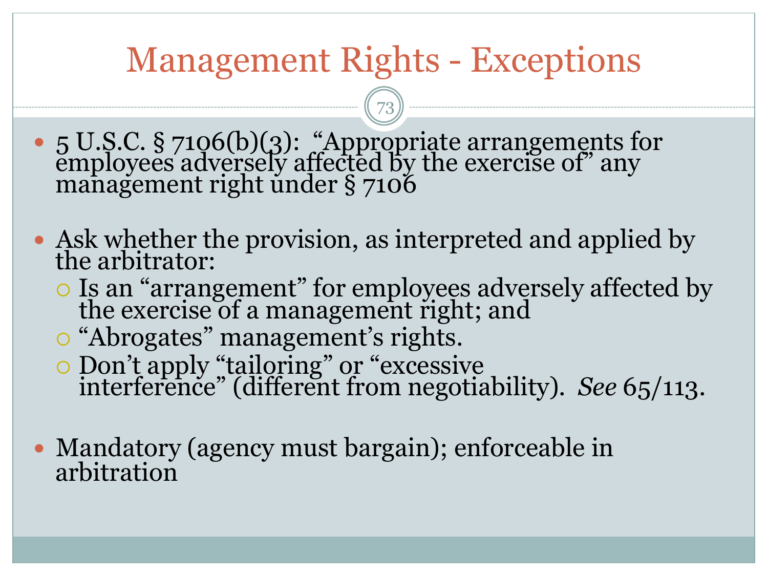# Management Rights - Exceptions

- 5 U.S.C. § 7106(b)(3): "Appropriate arrangements for employees adversely affected by the exercise of" any management right under § 7106

- Ask whether the provision, as interpreted and applied by the arbitrator:
  - Is an "arrangement" for employees adversely affected by the exercise of a management right; and
  - "Abrogates" management's rights.
  - Don't apply "tailoring" or "excessive interference" (different from negotiability). *See* 65/113.

- Mandatory (agency must bargain); enforceable in arbitration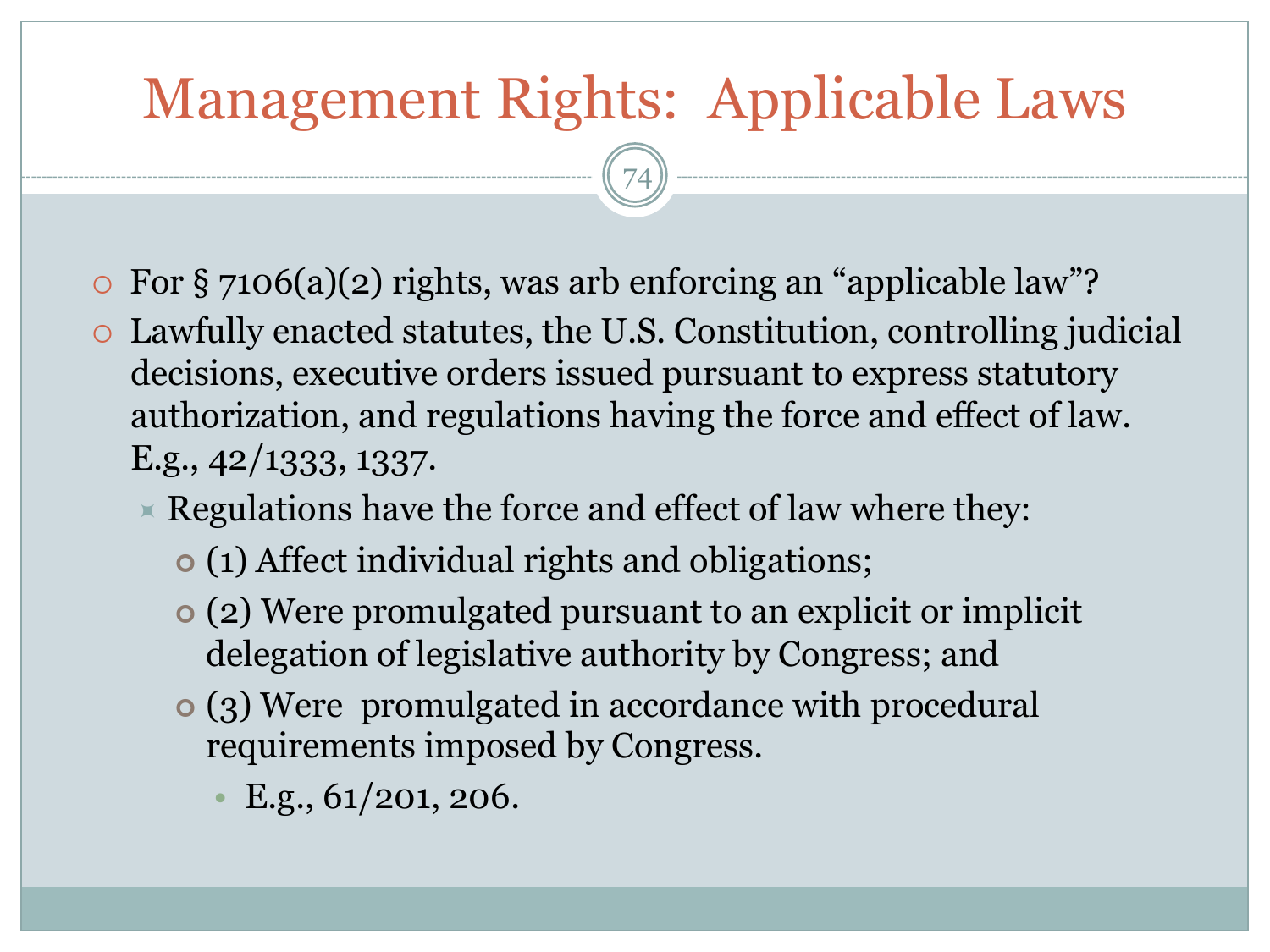# Management Rights: Applicable Laws

- For § 7106(a)(2) rights, was arb enforcing an “applicable law”?
- Lawfully enacted statutes, the U.S. Constitution, controlling judicial decisions, executive orders issued pursuant to express statutory authorization, and regulations having the force and effect of law. E.g., 42/1333, 1337.
  - Regulations have the force and effect of law where they:
    - (1) Affect individual rights and obligations;
    - (2) Were promulgated pursuant to an explicit or implicit delegation of legislative authority by Congress; and
    - (3) Were promulgated in accordance with procedural requirements imposed by Congress.
      - E.g., 61/201, 206.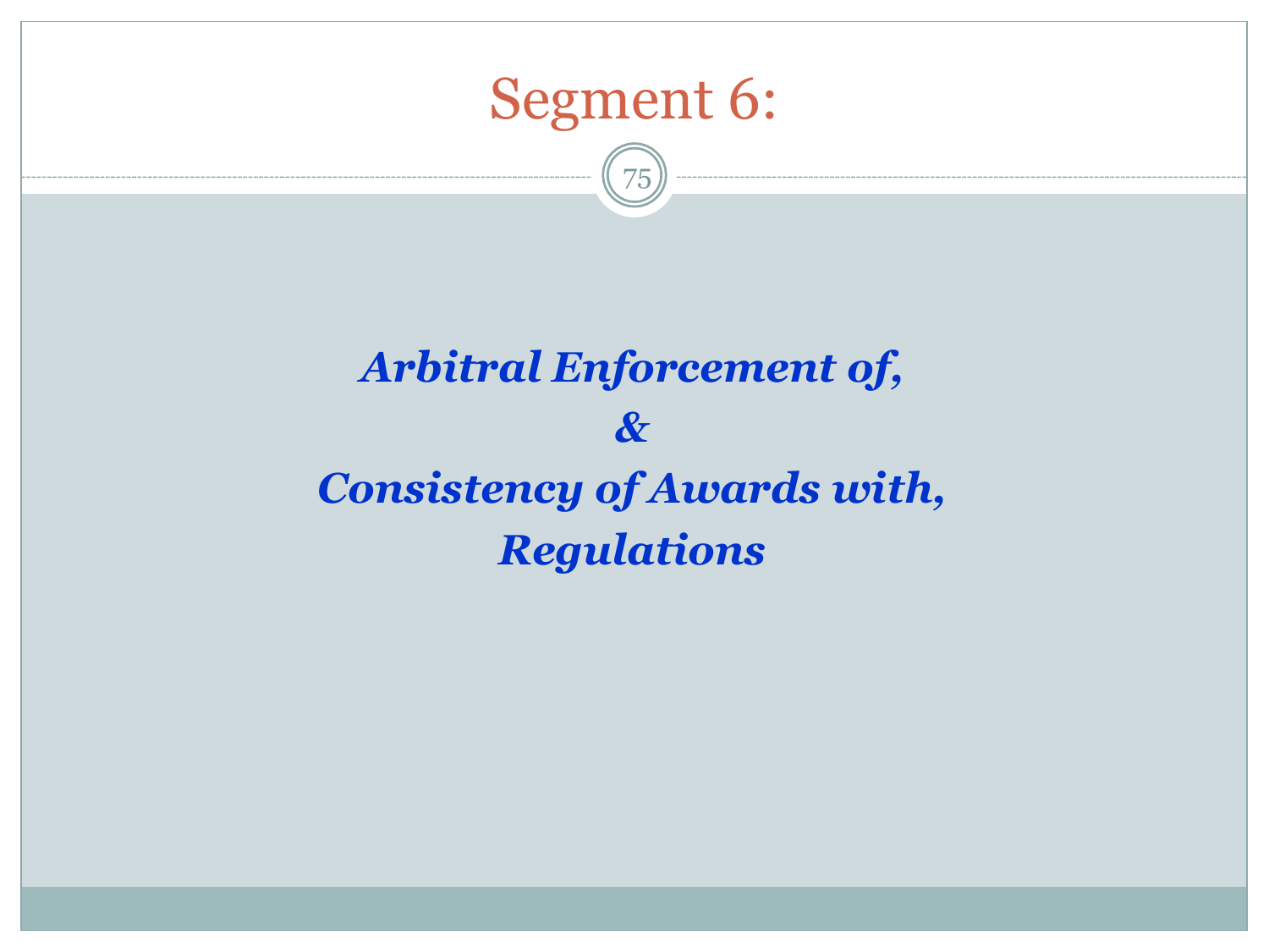# Segment 6:

***Arbitral Enforcement of,***

***&***

***Consistency of Awards with,***

***Regulations***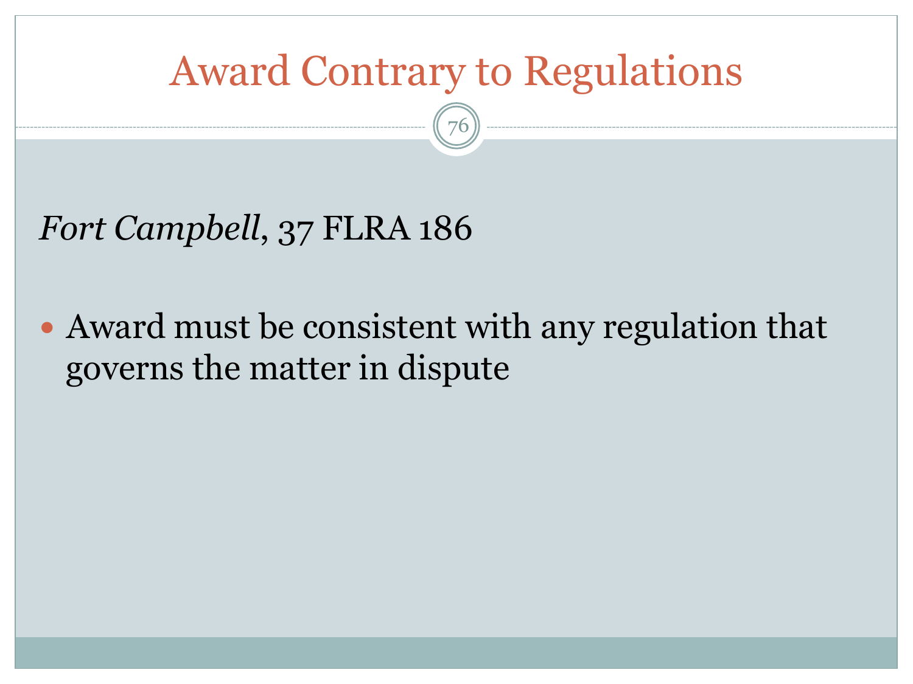# Award Contrary to Regulations

*Fort Campbell*, 37 FLRA 186

- Award must be consistent with any regulation that governs the matter in dispute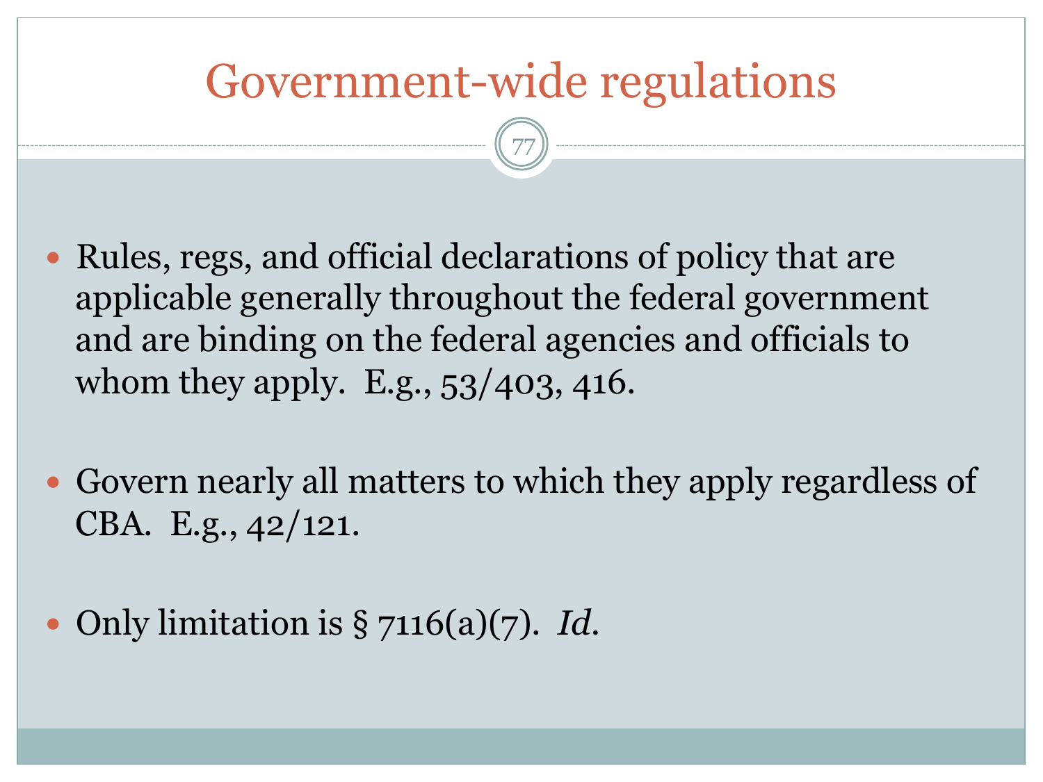# Government-wide regulations

- Rules, regs, and official declarations of policy that are applicable generally throughout the federal government and are binding on the federal agencies and officials to whom they apply. E.g., 53/403, 416.
- Govern nearly all matters to which they apply regardless of CBA. E.g., 42/121.
- Only limitation is § 7116(a)(7). *Id.*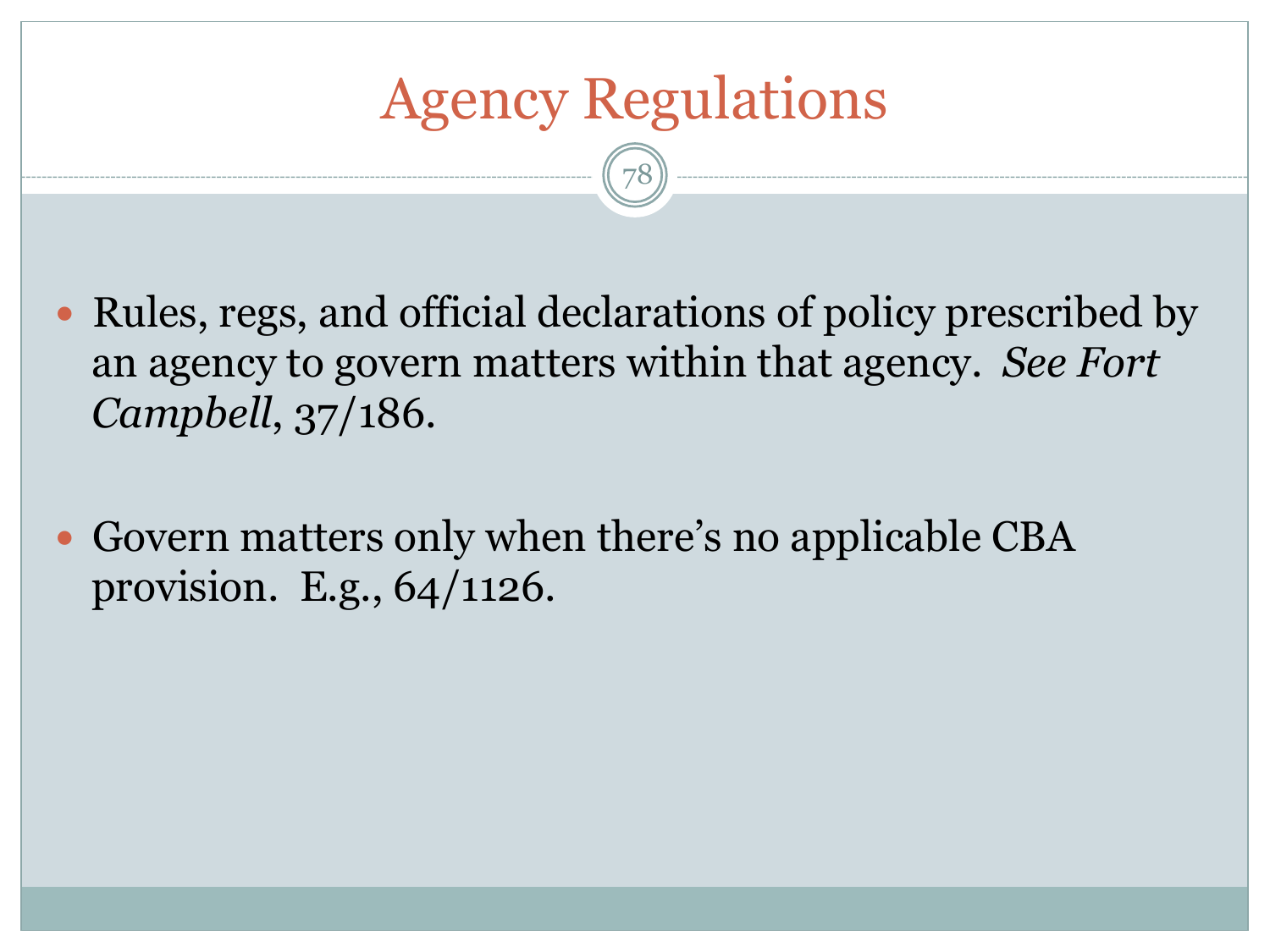# Agency Regulations

- Rules, regs, and official declarations of policy prescribed by an agency to govern matters within that agency. *See Fort Campbell*, 37/186.

- Govern matters only when there's no applicable CBA provision. E.g., 64/1126.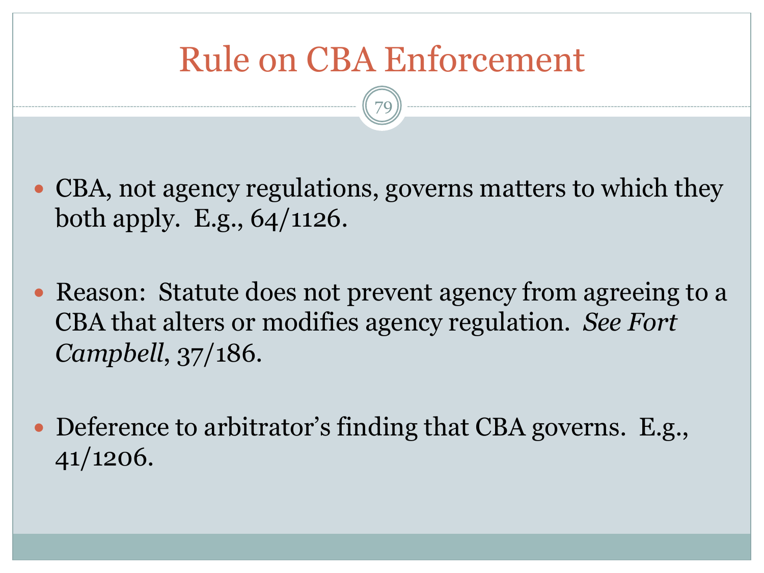# Rule on CBA Enforcement

- CBA, not agency regulations, governs matters to which they both apply. E.g., 64/1126.
- Reason: Statute does not prevent agency from agreeing to a CBA that alters or modifies agency regulation. *See Fort Campbell*, 37/186.
- Deference to arbitrator's finding that CBA governs. E.g., 41/1206.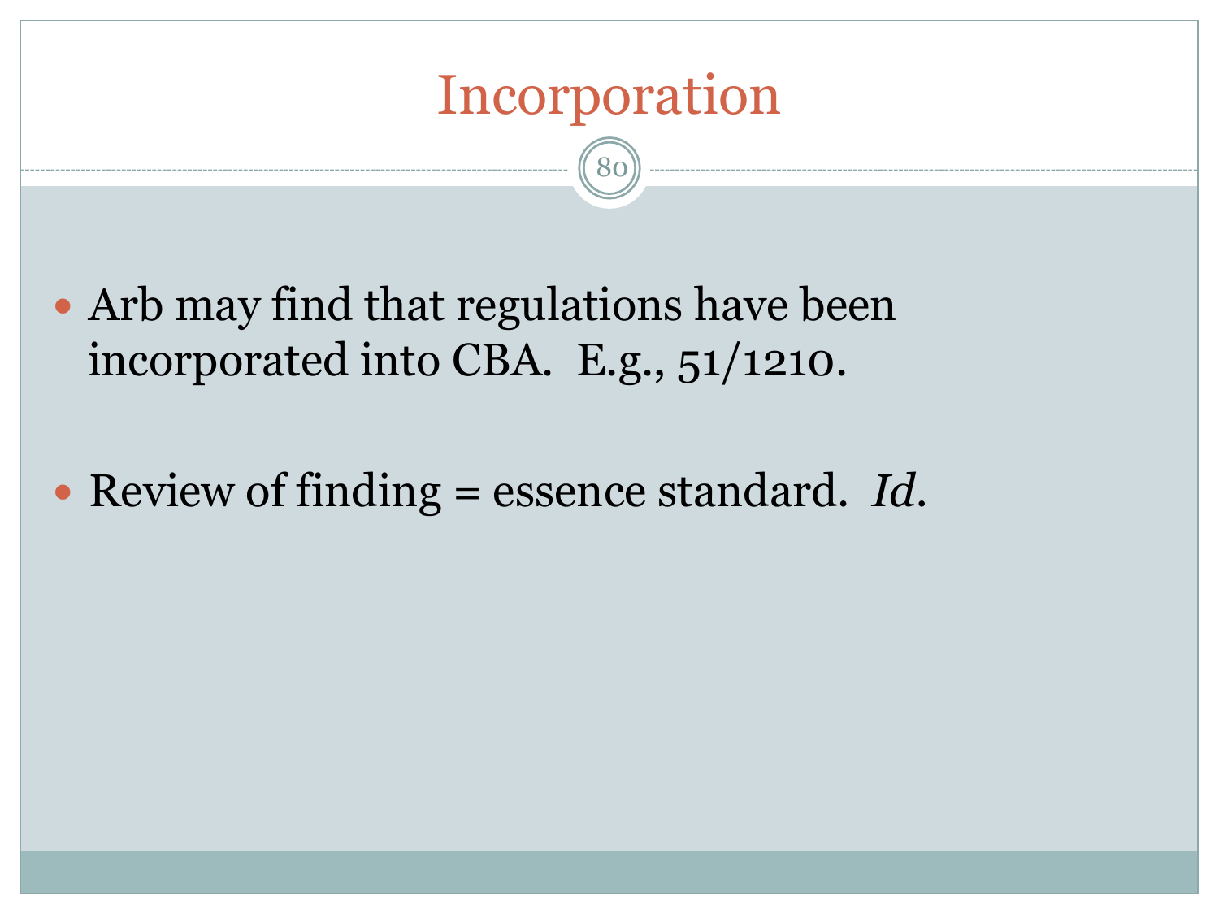# Incorporation

- Arb may find that regulations have been incorporated into CBA. E.g., 51/1210.
- Review of finding = essence standard. *Id*.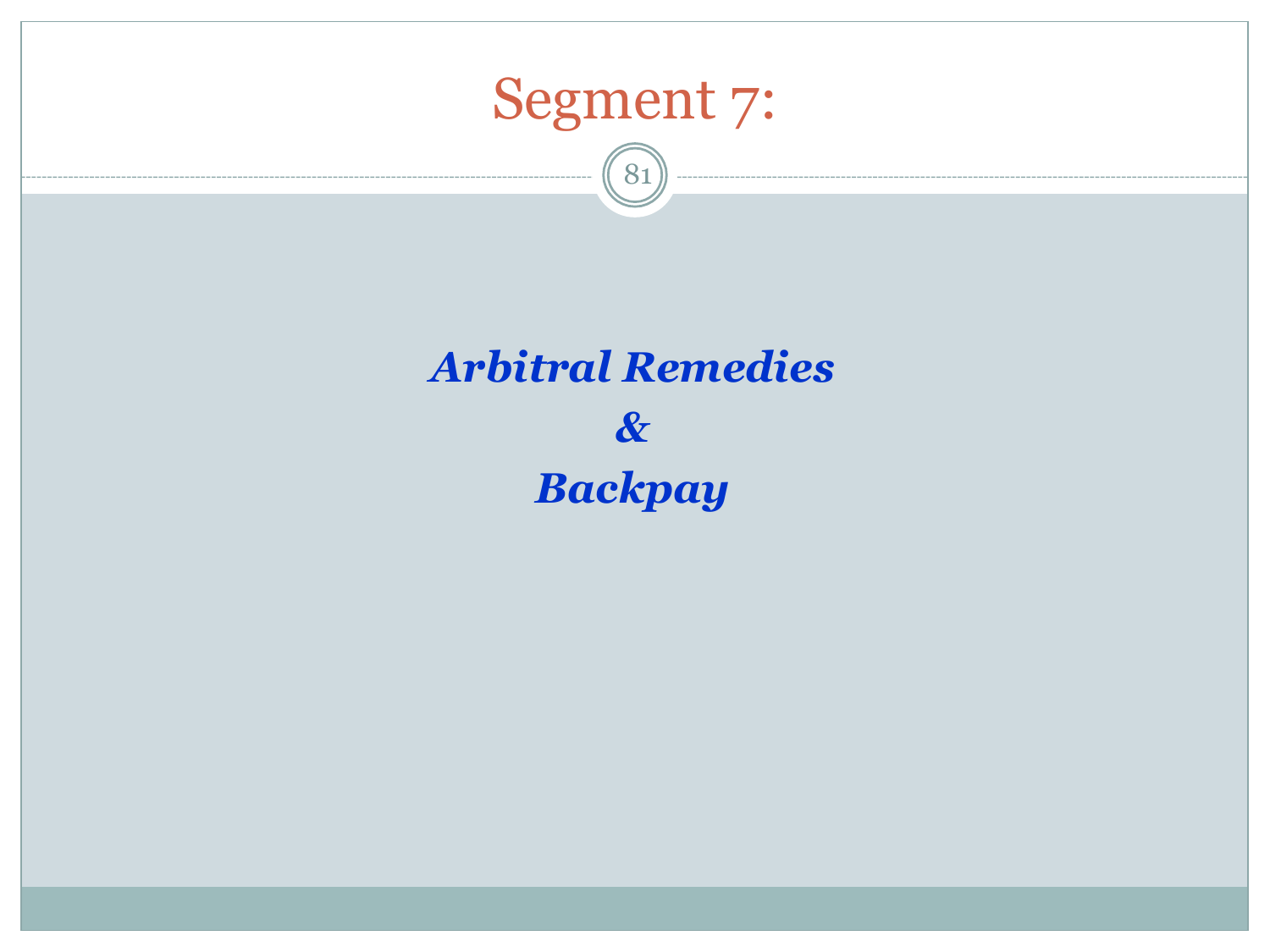# Segment 7:

***Arbitral Remedies***

***&***

***Backpay***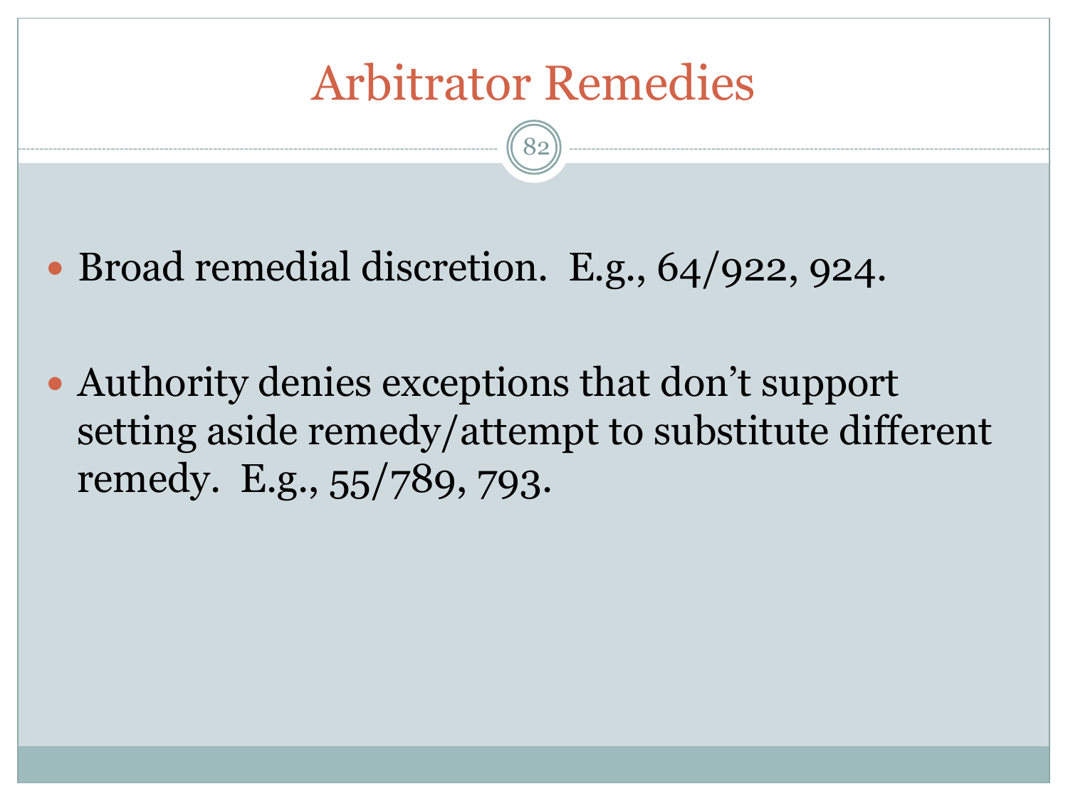# Arbitrator Remedies

- Broad remedial discretion. E.g., 64/922, 924.

- Authority denies exceptions that don't support setting aside remedy/attempt to substitute different remedy. E.g., 55/789, 793.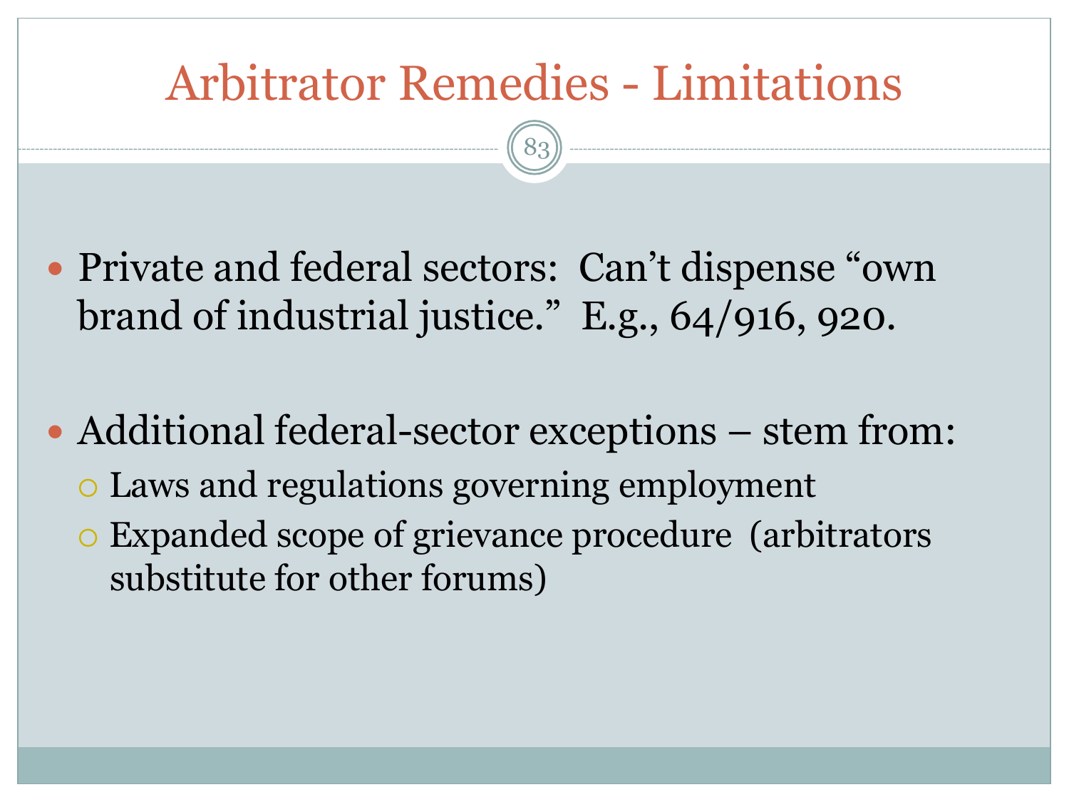# Arbitrator Remedies - Limitations

- Private and federal sectors: Can't dispense "own brand of industrial justice." E.g., 64/916, 920.

- Additional federal-sector exceptions – stem from:
  - Laws and regulations governing employment
  - Expanded scope of grievance procedure (arbitrators substitute for other forums)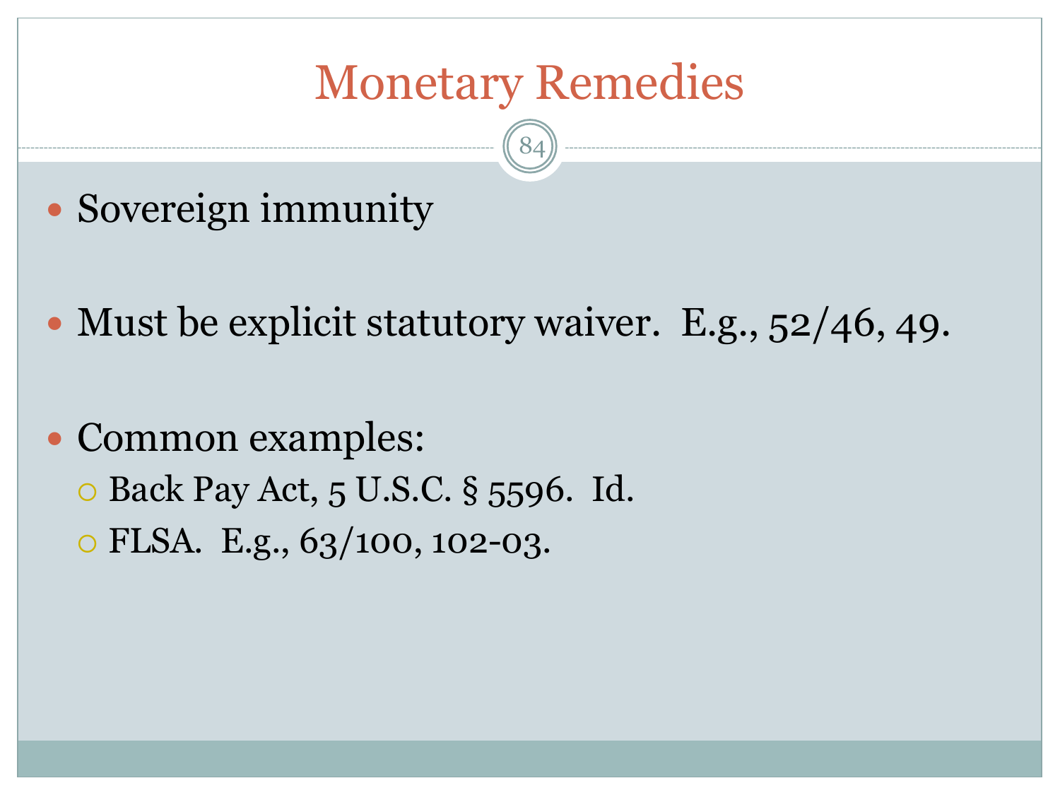# Monetary Remedies

- Sovereign immunity

- Must be explicit statutory waiver. E.g., 52/46, 49.

- Common examples:
  - Back Pay Act, 5 U.S.C. § 5596. Id.
  - FLSA. E.g., 63/100, 102-03.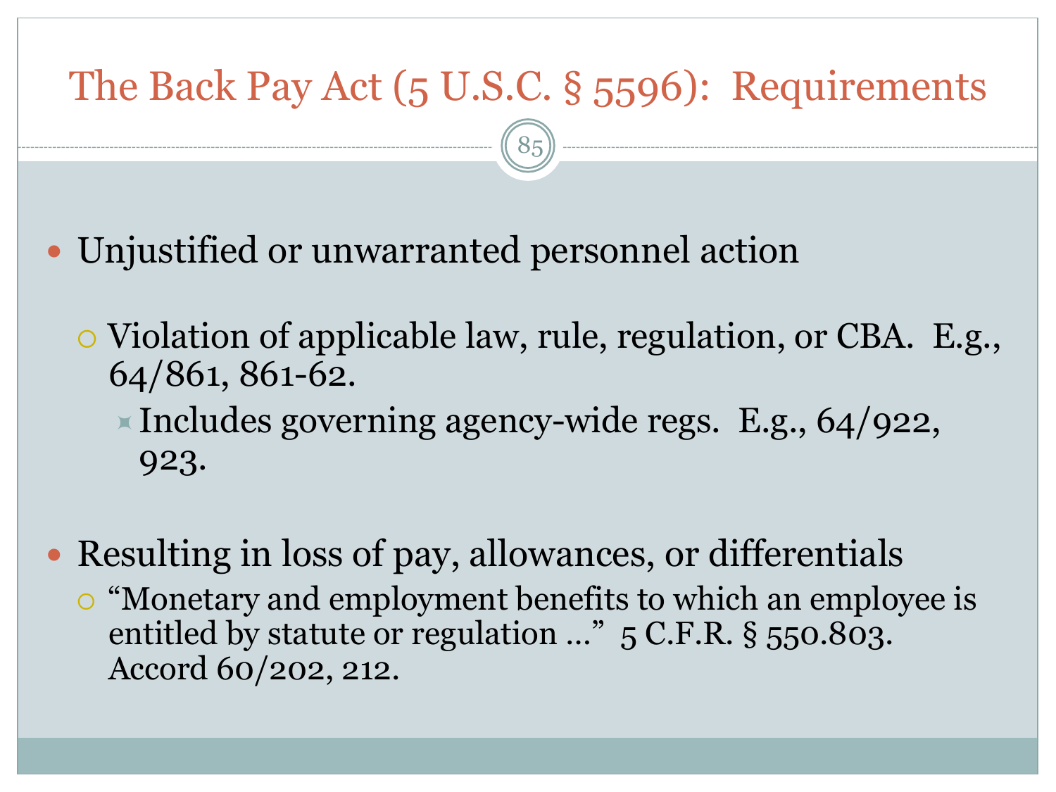# The Back Pay Act (5 U.S.C. § 5596): Requirements

- Unjustified or unwarranted personnel action
  - Violation of applicable law, rule, regulation, or CBA. E.g., 64/861, 861-62.
    - Includes governing agency-wide regs. E.g., 64/922, 923.

- Resulting in loss of pay, allowances, or differentials
  - "Monetary and employment benefits to which an employee is entitled by statute or regulation …" 5 C.F.R. § 550.803. Accord 60/202, 212.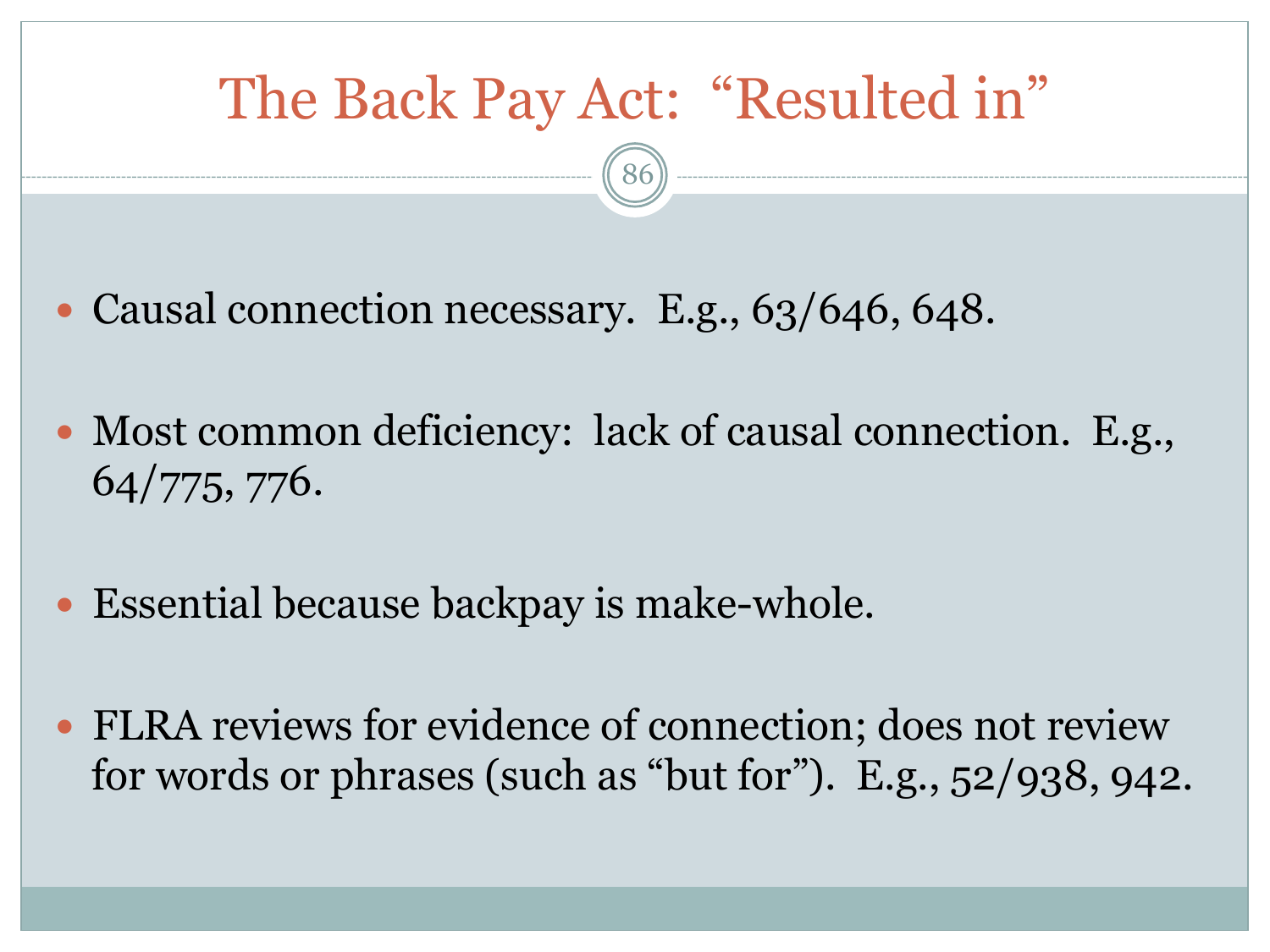# The Back Pay Act: “Resulted in”

- Causal connection necessary. E.g., 63/646, 648.
- Most common deficiency: lack of causal connection. E.g., 64/775, 776.
- Essential because backpay is make-whole.
- FLRA reviews for evidence of connection; does not review for words or phrases (such as “but for”). E.g., 52/938, 942.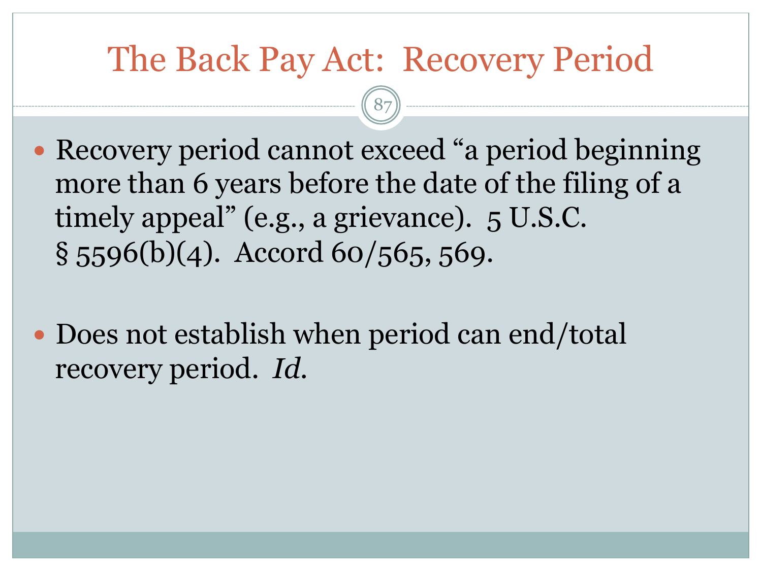# The Back Pay Act: Recovery Period

- Recovery period cannot exceed “a period beginning more than 6 years before the date of the filing of a timely appeal” (e.g., a grievance). 5 U.S.C. § 5596(b)(4). Accord 60/565, 569.

- Does not establish when period can end/total recovery period. *Id.*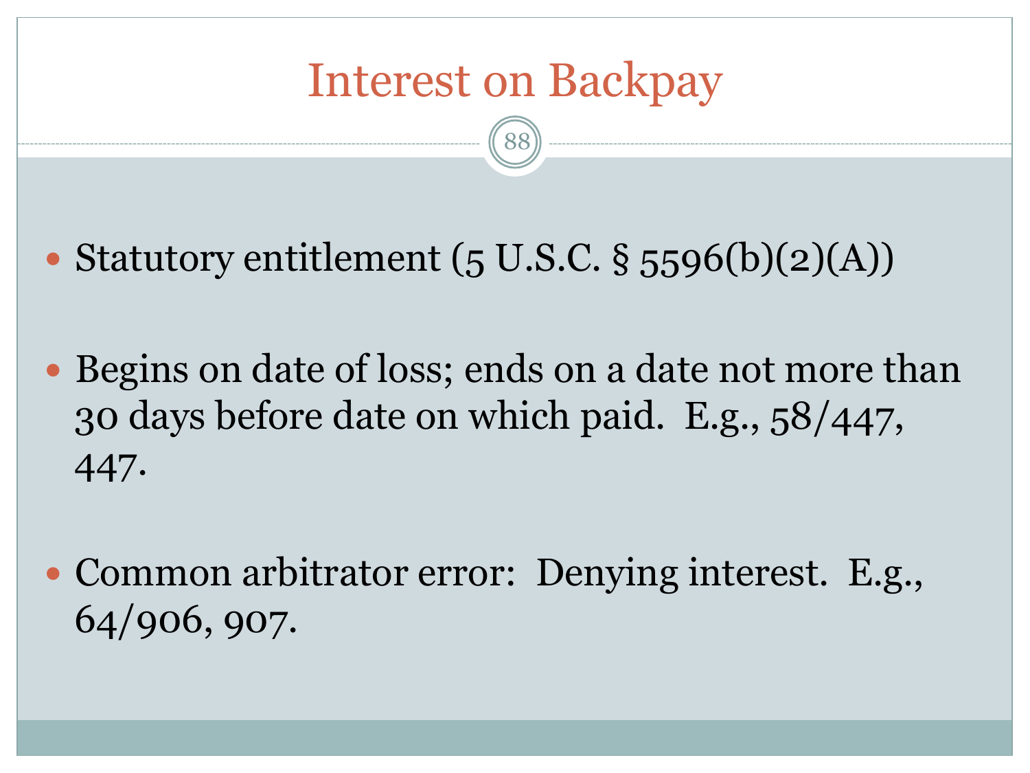# Interest on Backpay

- Statutory entitlement (5 U.S.C. § 5596(b)(2)(A))
- Begins on date of loss; ends on a date not more than 30 days before date on which paid. E.g., 58/447, 447.
- Common arbitrator error: Denying interest. E.g., 64/906, 907.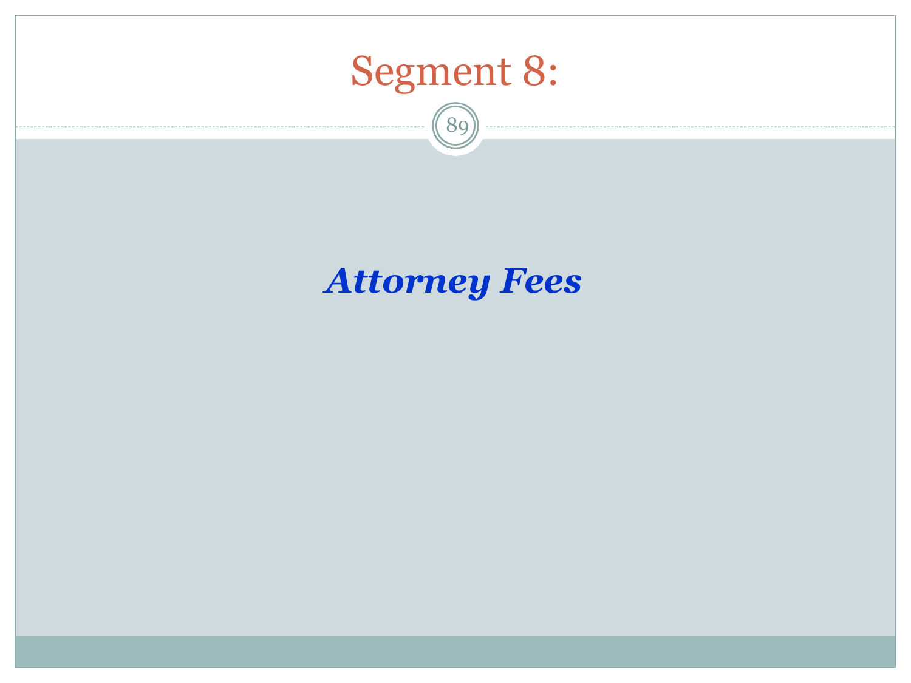# Segment 8:

***Attorney Fees***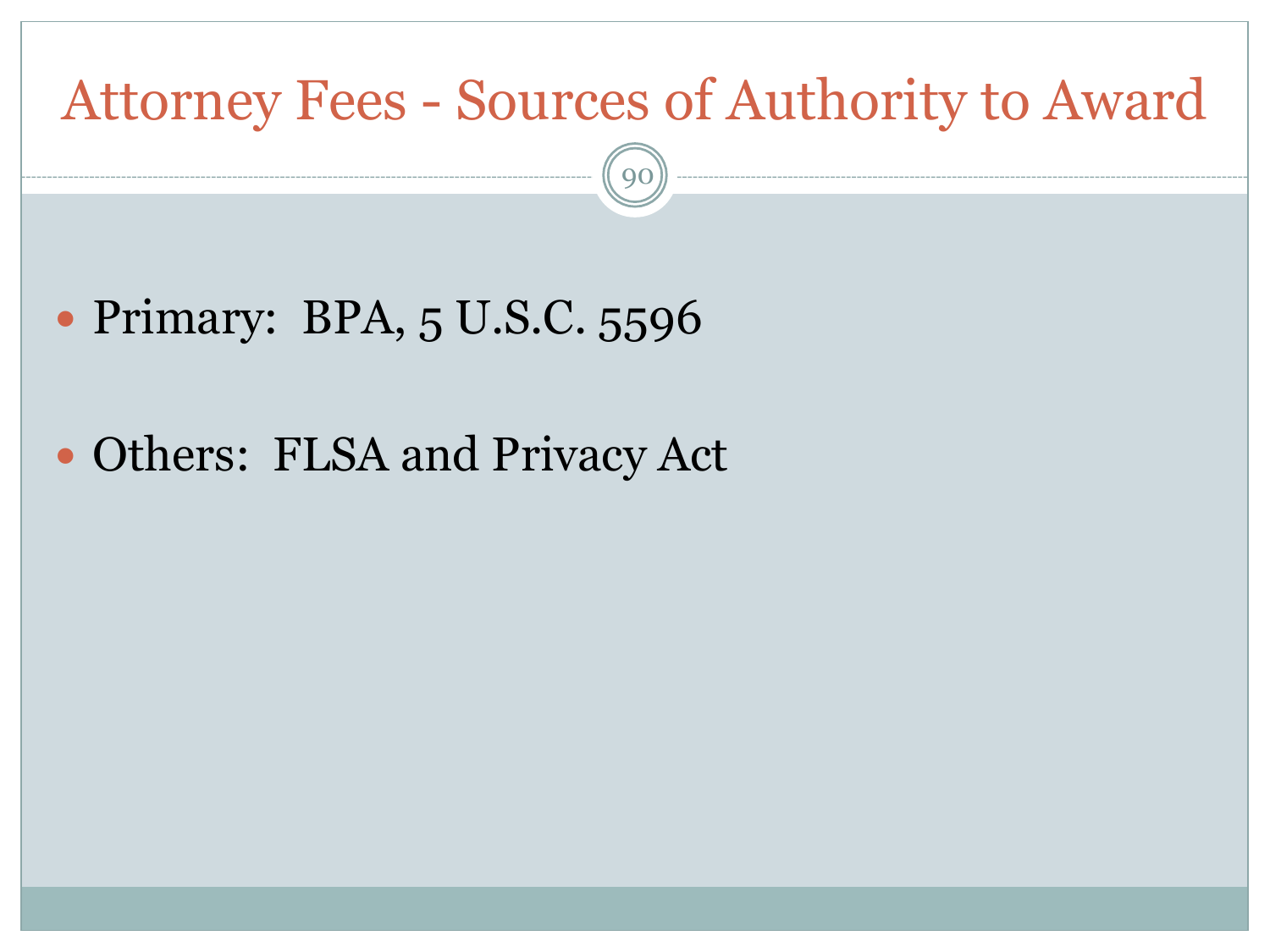# Attorney Fees - Sources of Authority to Award

- Primary: BPA, 5 U.S.C. 5596
- Others: FLSA and Privacy Act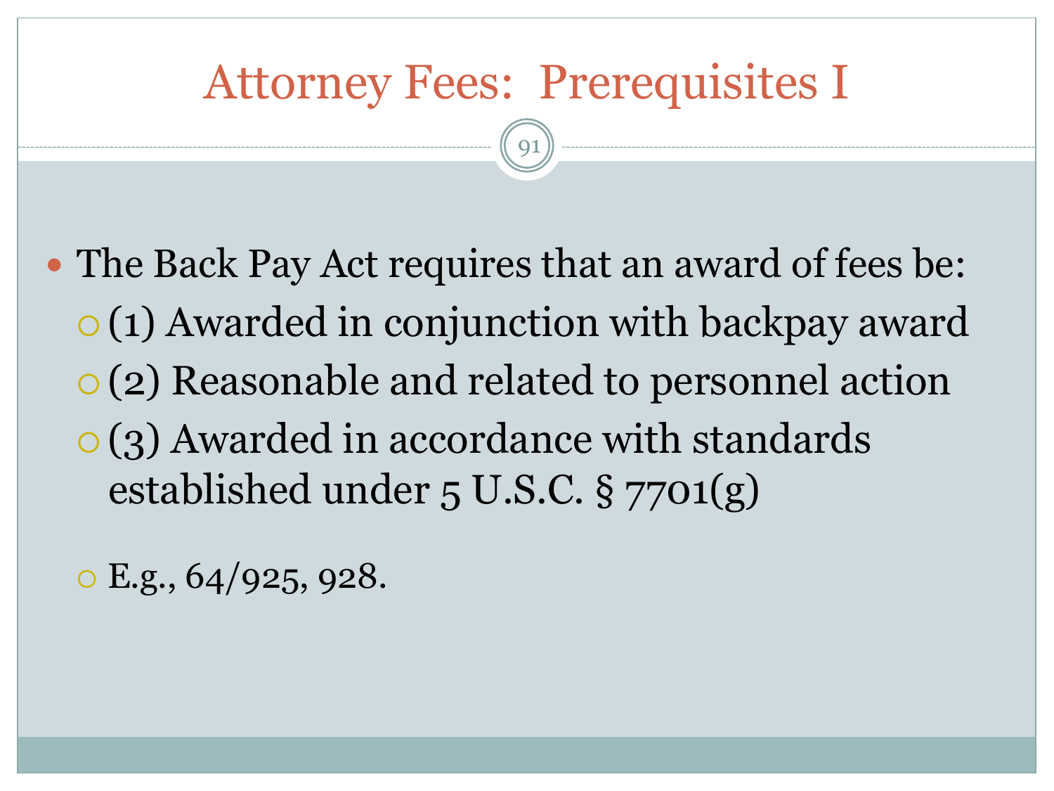# Attorney Fees: Prerequisites I

- The Back Pay Act requires that an award of fees be:
  - (1) Awarded in conjunction with backpay award
  - (2) Reasonable and related to personnel action
  - (3) Awarded in accordance with standards established under 5 U.S.C. § 7701(g)
  - E.g., 64/925, 928.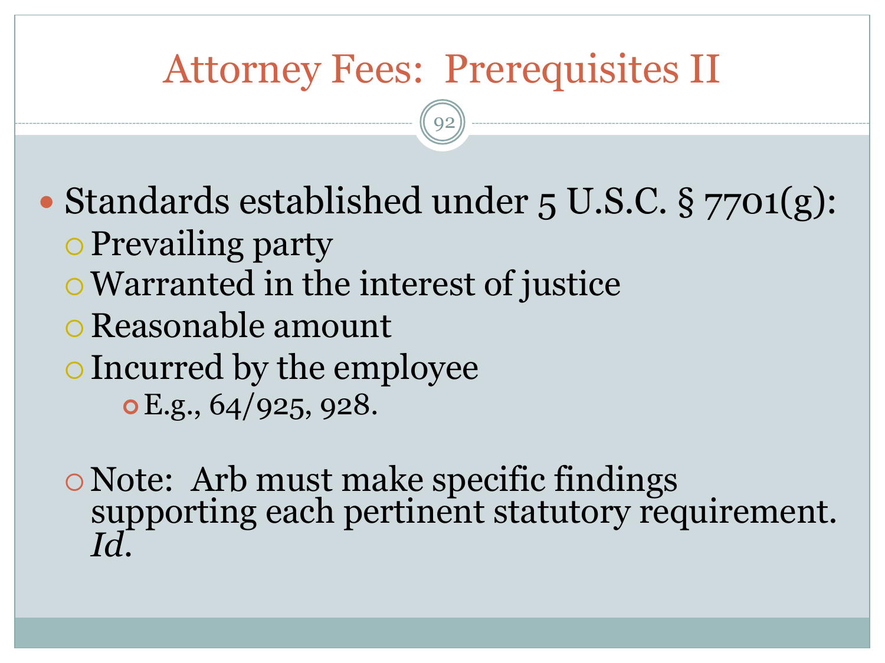# Attorney Fees: Prerequisites II

- Standards established under 5 U.S.C. § 7701(g):
  - Prevailing party
  - Warranted in the interest of justice
  - Reasonable amount
  - Incurred by the employee
    - E.g., 64/925, 928.

  - Note: Arb must make specific findings supporting each pertinent statutory requirement. *Id.*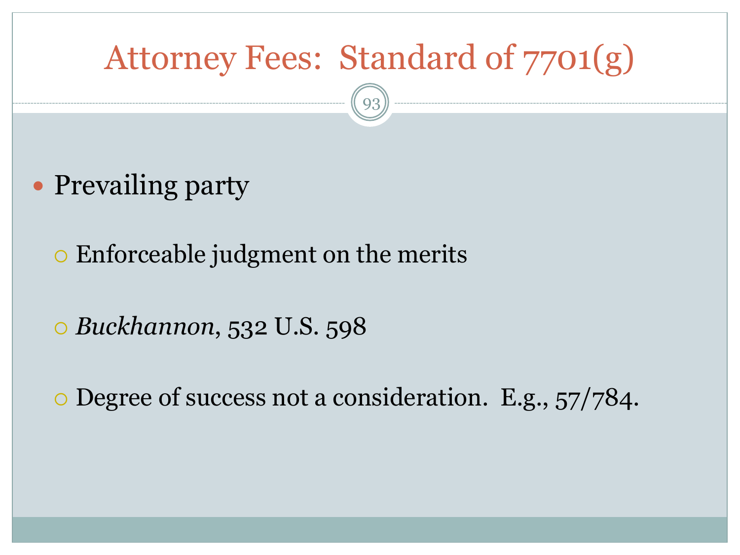# Attorney Fees: Standard of 7701(g)

- Prevailing party
  - Enforceable judgment on the merits
  - *Buckhannon*, 532 U.S. 598
  - Degree of success not a consideration. E.g., 57/784.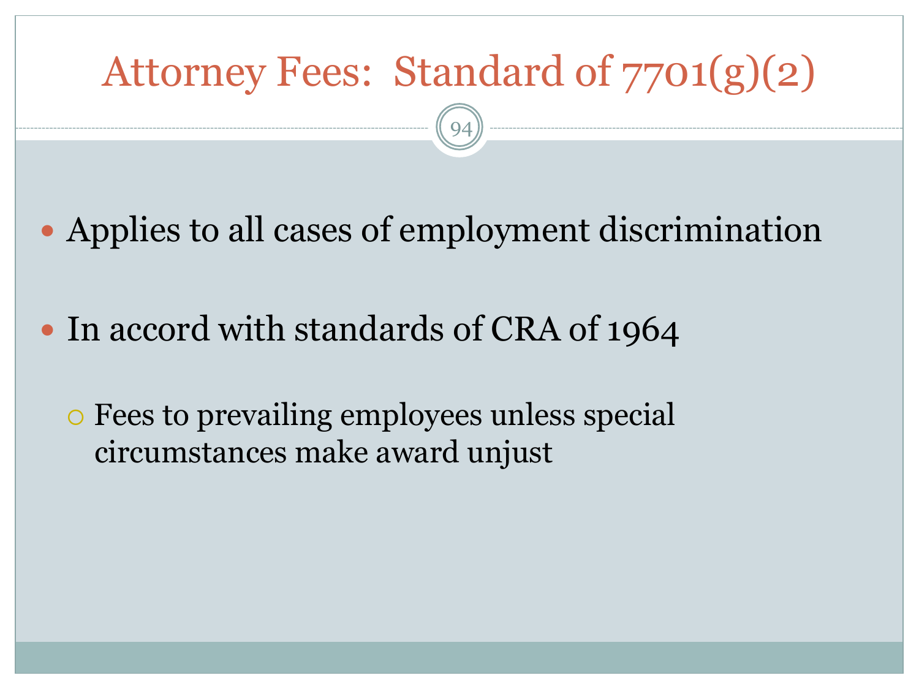# Attorney Fees: Standard of 7701(g)(2)

- Applies to all cases of employment discrimination
- In accord with standards of CRA of 1964
  - Fees to prevailing employees unless special circumstances make award unjust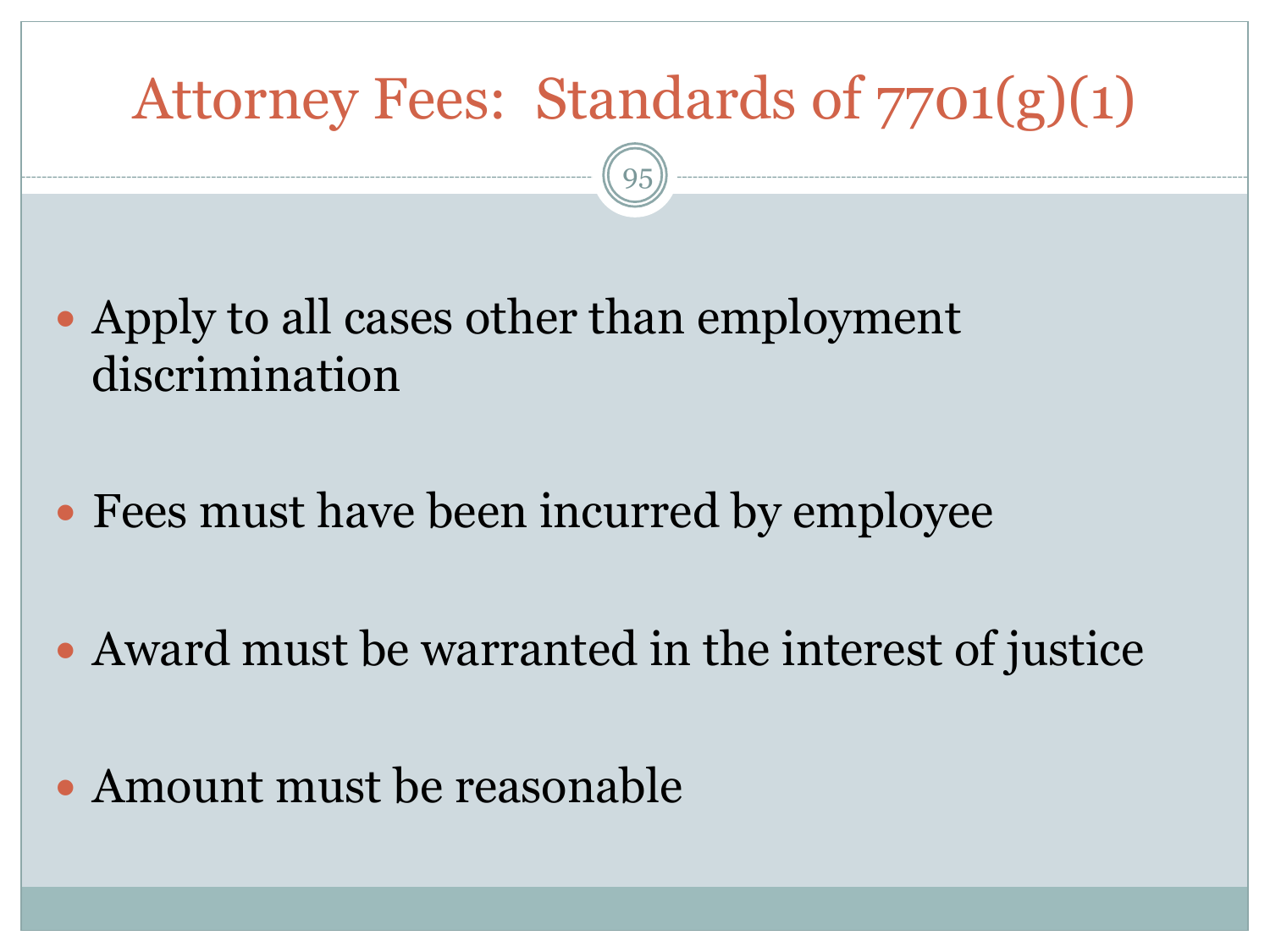# Attorney Fees: Standards of 7701(g)(1)

- Apply to all cases other than employment discrimination
- Fees must have been incurred by employee
- Award must be warranted in the interest of justice
- Amount must be reasonable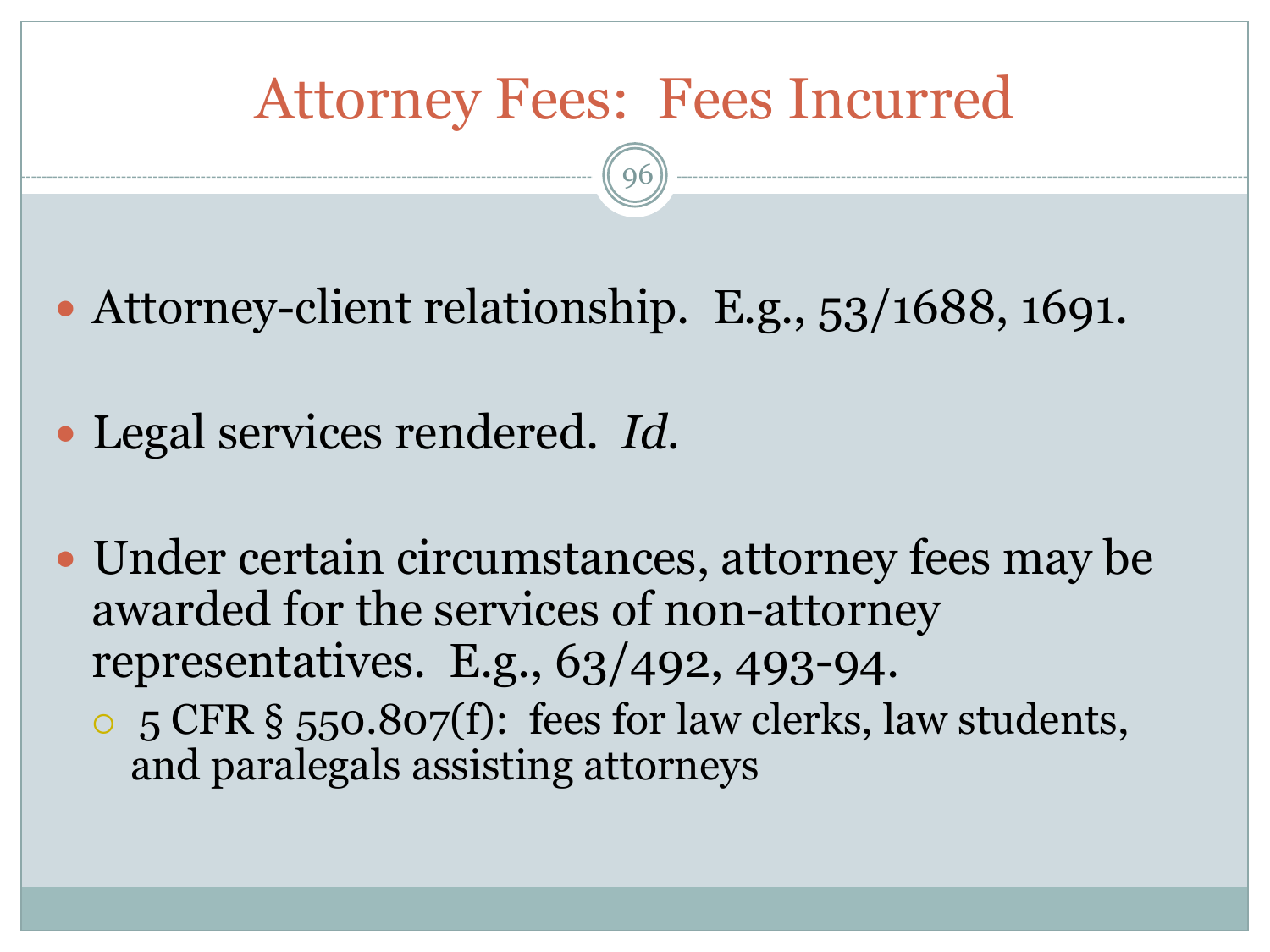# Attorney Fees: Fees Incurred

- Attorney-client relationship. E.g., 53/1688, 1691.
- Legal services rendered. *Id.*
- Under certain circumstances, attorney fees may be awarded for the services of non-attorney representatives. E.g., 63/492, 493-94.
  - 5 CFR § 550.807(f): fees for law clerks, law students, and paralegals assisting attorneys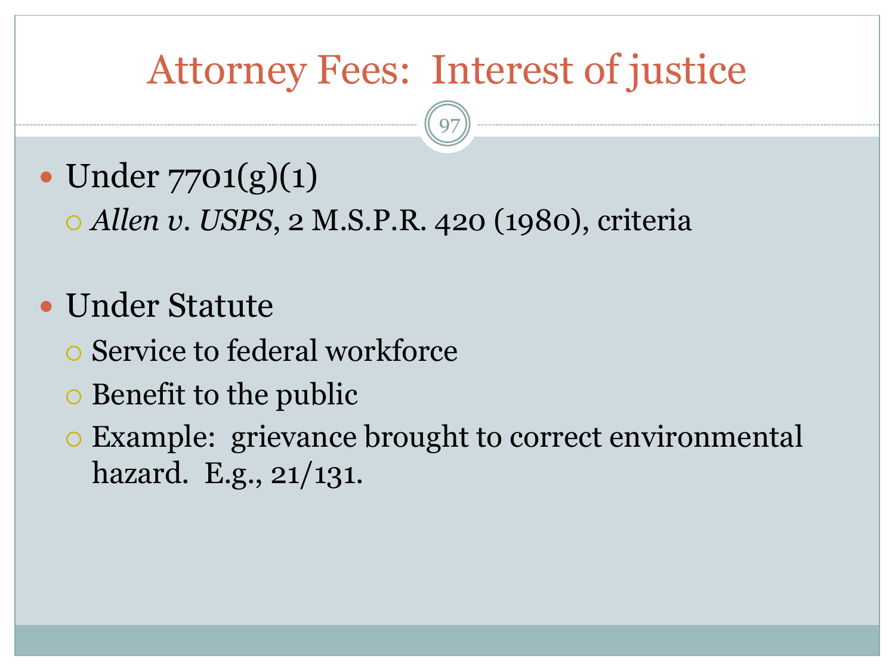# Attorney Fees: Interest of justice

- Under 7701(g)(1)
  - *Allen v. USPS*, 2 M.S.P.R. 420 (1980), criteria

- Under Statute
  - Service to federal workforce
  - Benefit to the public
  - Example: grievance brought to correct environmental hazard. E.g., 21/131.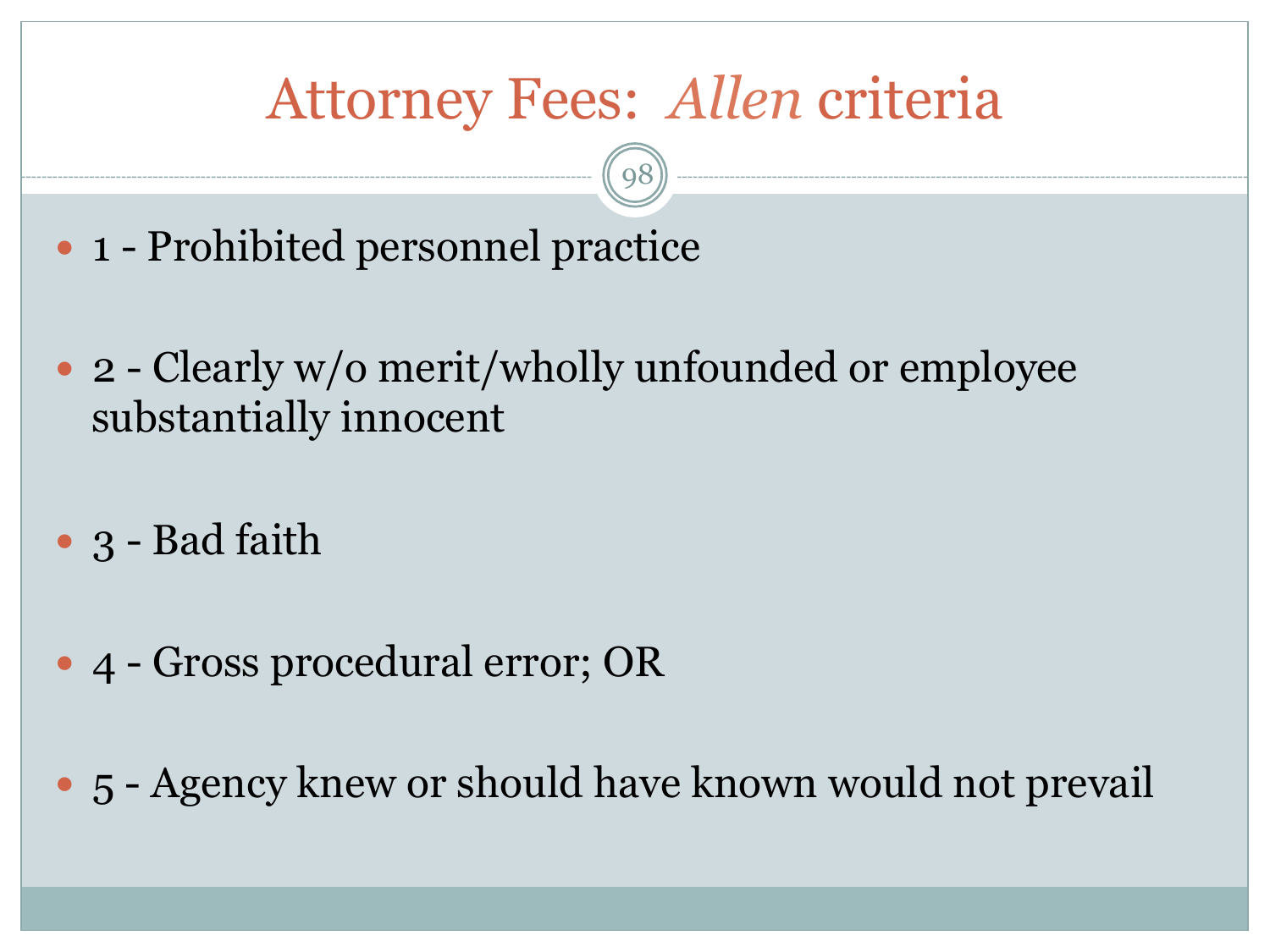# Attorney Fees: *Allen* criteria

- 1 - Prohibited personnel practice
- 2 - Clearly w/o merit/wholly unfounded or employee substantially innocent
- 3 - Bad faith
- 4 - Gross procedural error; OR
- 5 - Agency knew or should have known would not prevail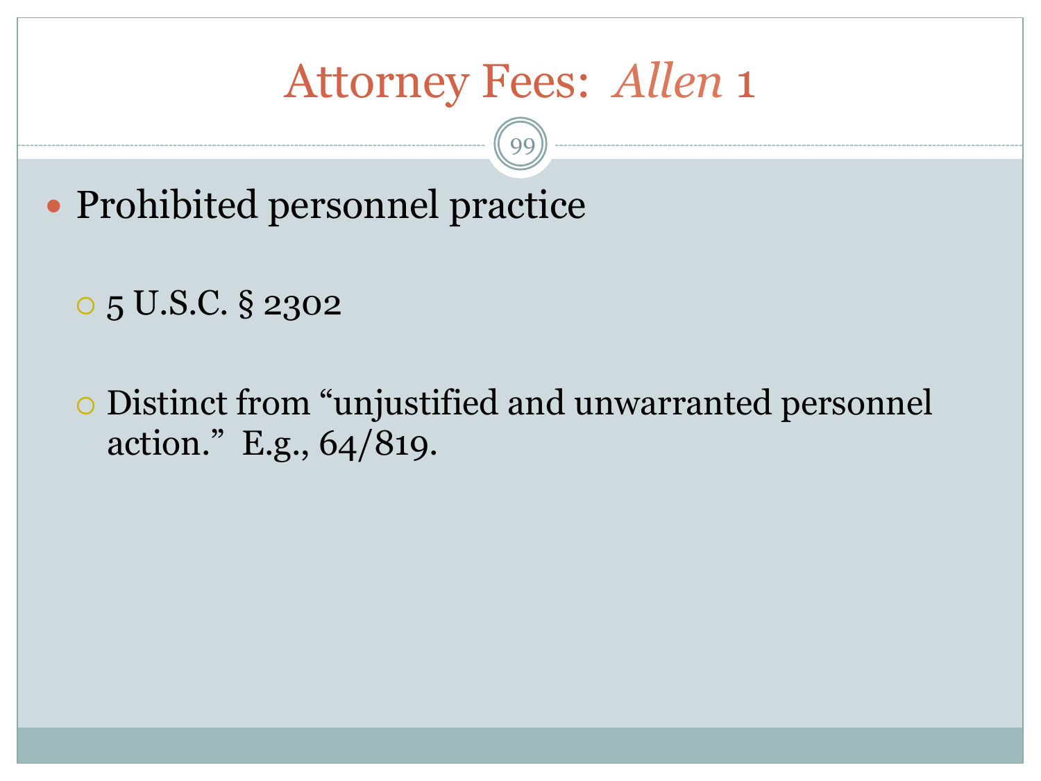# Attorney Fees: *Allen* 1

- Prohibited personnel practice
  - 5 U.S.C. § 2302
  - Distinct from "unjustified and unwarranted personnel action." E.g., 64/819.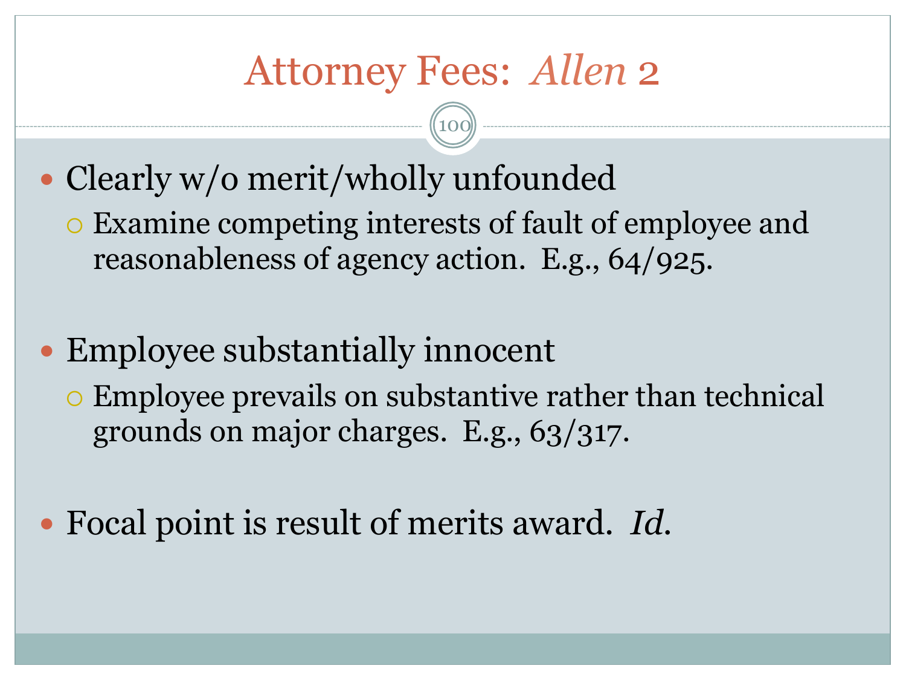# Attorney Fees: *Allen* 2

- Clearly w/o merit/wholly unfounded
  - Examine competing interests of fault of employee and reasonableness of agency action. E.g., 64/925.
- Employee substantially innocent
  - Employee prevails on substantive rather than technical grounds on major charges. E.g., 63/317.
- Focal point is result of merits award. *Id.*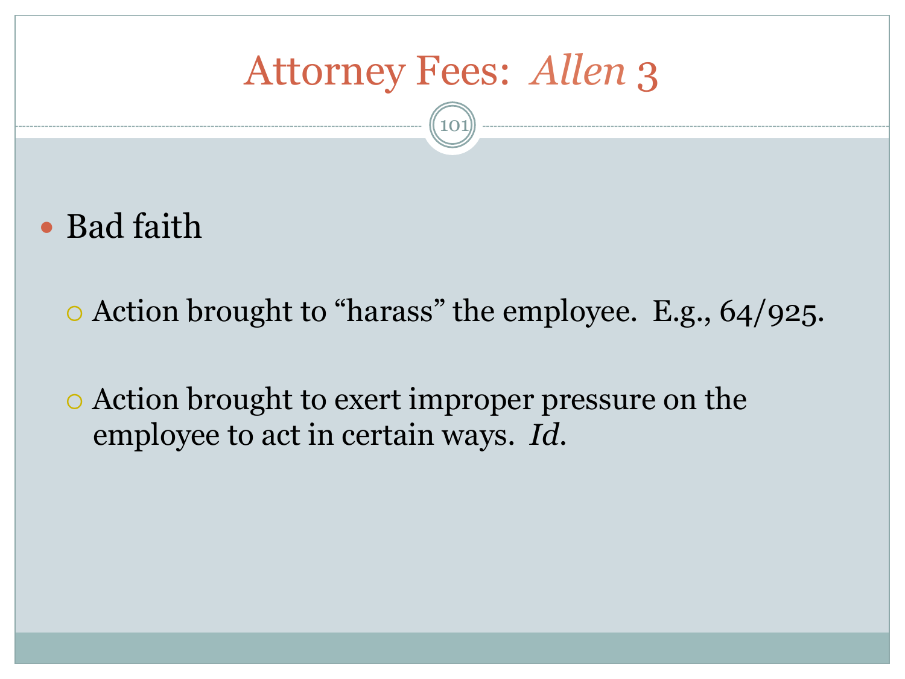# Attorney Fees: *Allen* 3

- Bad faith
  - Action brought to "harass" the employee. E.g., 64/925.
  - Action brought to exert improper pressure on the employee to act in certain ways. *Id.*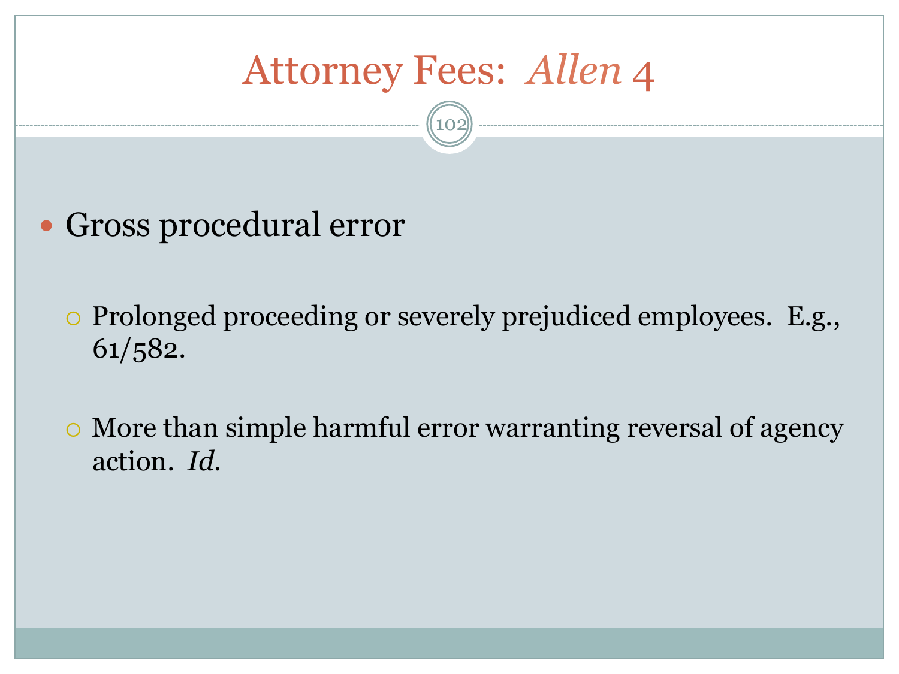# Attorney Fees: *Allen* 4

- Gross procedural error
  - Prolonged proceeding or severely prejudiced employees. E.g., 61/582.
  - More than simple harmful error warranting reversal of agency action. *Id.*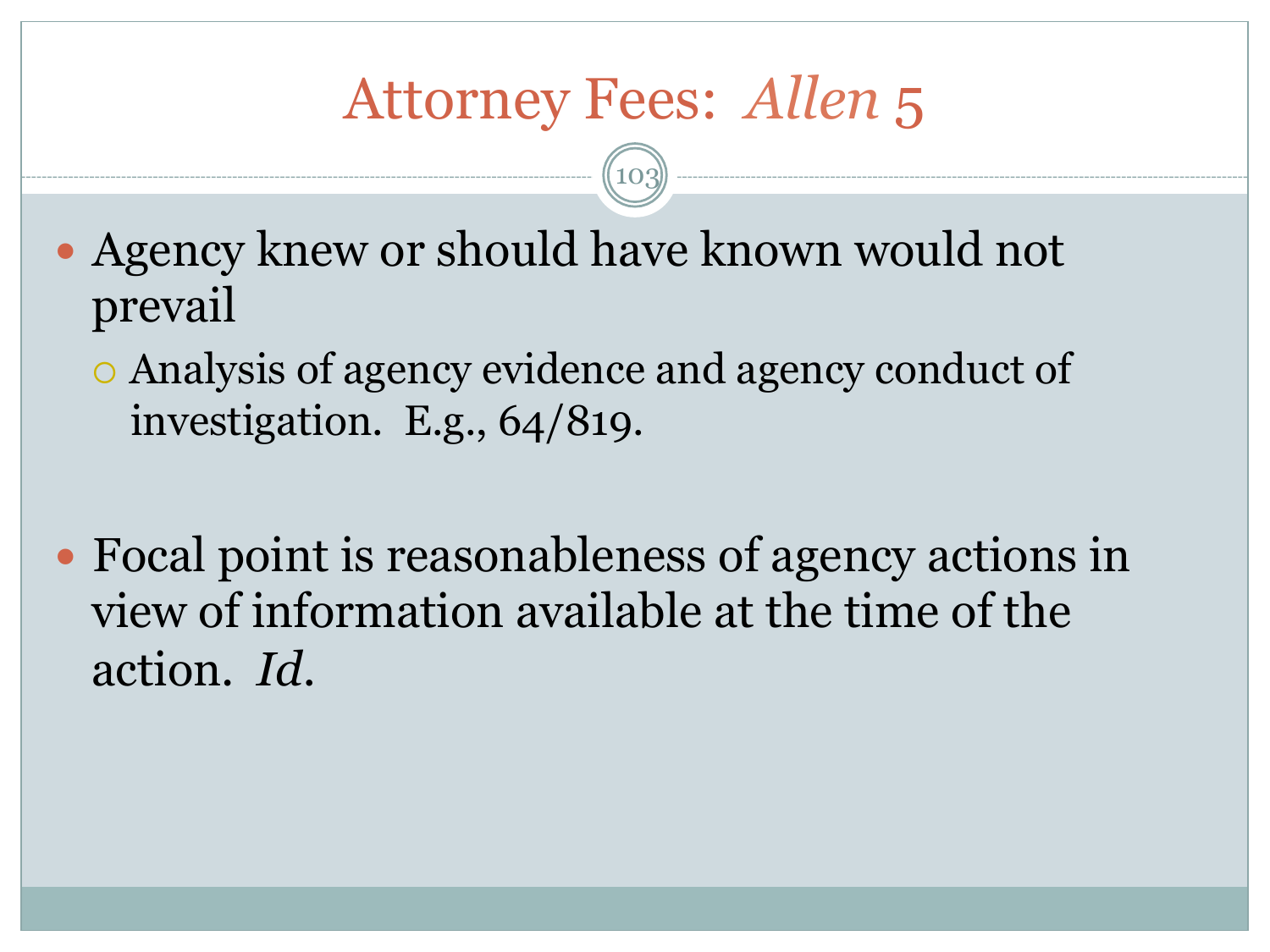# Attorney Fees: *Allen* 5

- Agency knew or should have known would not prevail
  - Analysis of agency evidence and agency conduct of investigation. E.g., 64/819.

- Focal point is reasonableness of agency actions in view of information available at the time of the action. *Id*.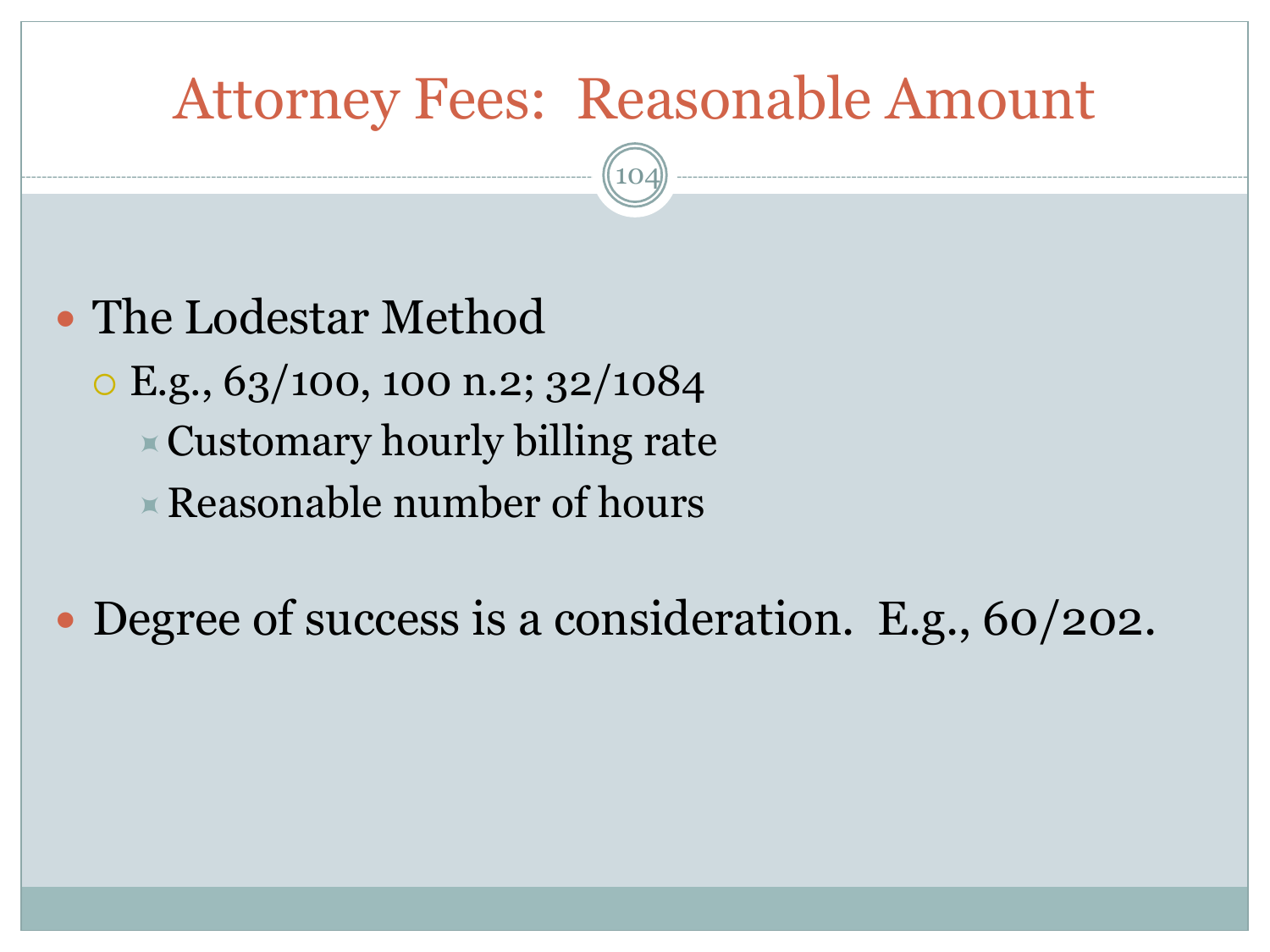# Attorney Fees: Reasonable Amount

- The Lodestar Method
  - E.g., 63/100, 100 n.2; 32/1084
    - Customary hourly billing rate
    - Reasonable number of hours
- Degree of success is a consideration. E.g., 60/202.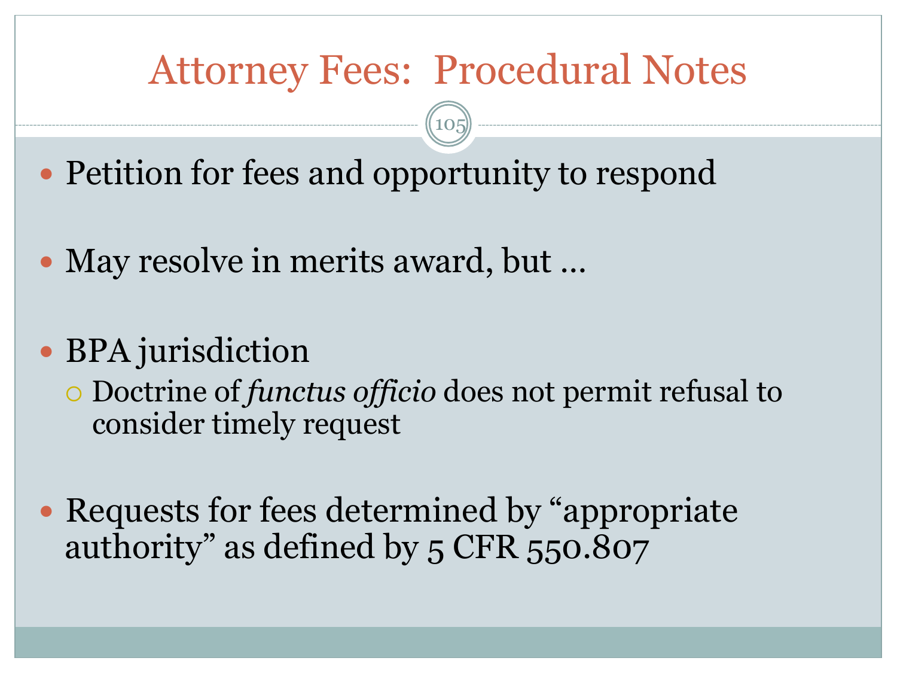# Attorney Fees: Procedural Notes

- Petition for fees and opportunity to respond
- May resolve in merits award, but …
- BPA jurisdiction
  - Doctrine of *functus officio* does not permit refusal to consider timely request
- Requests for fees determined by "appropriate authority" as defined by 5 CFR 550.807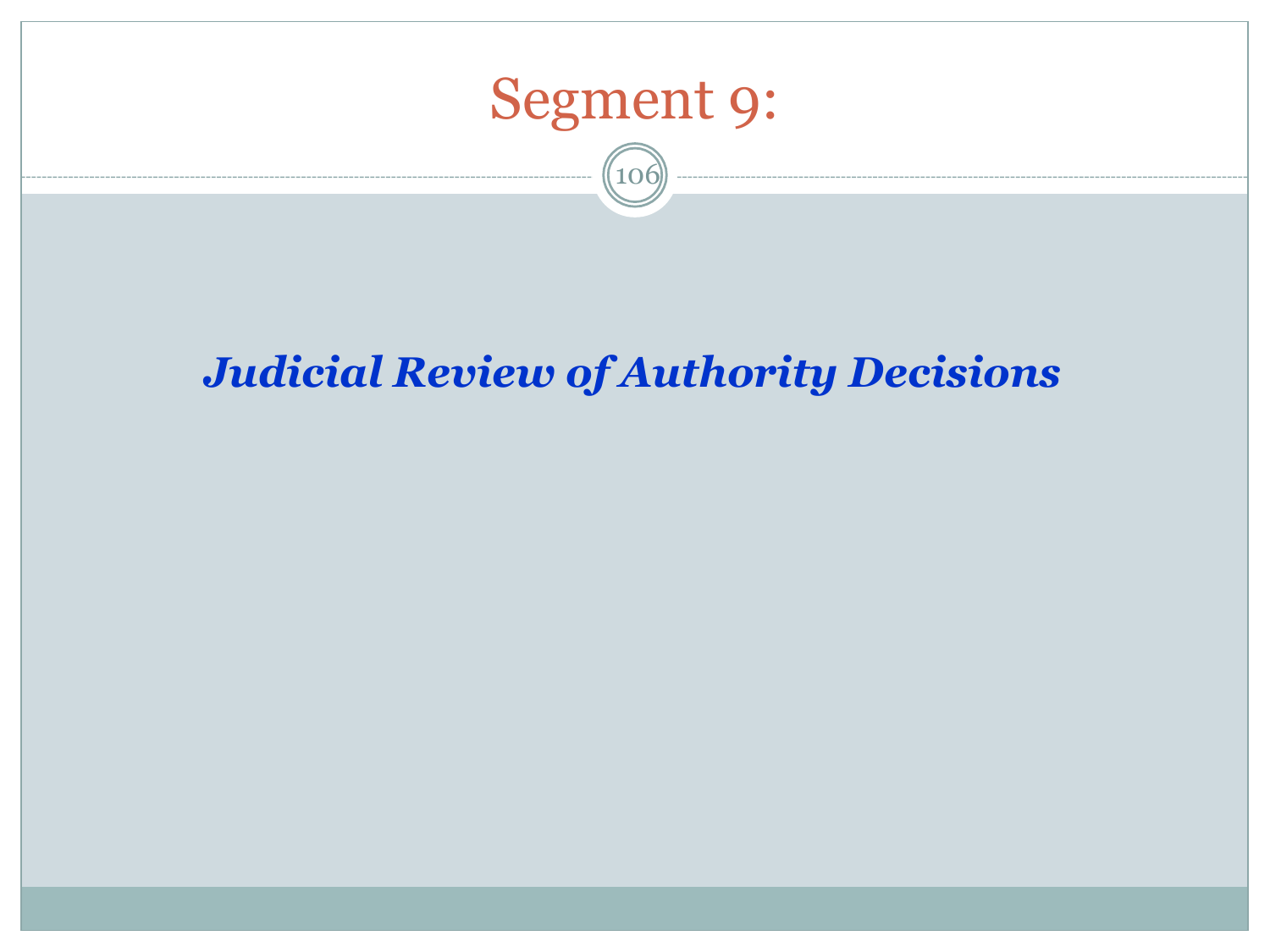# Segment 9:

***Judicial Review of Authority Decisions***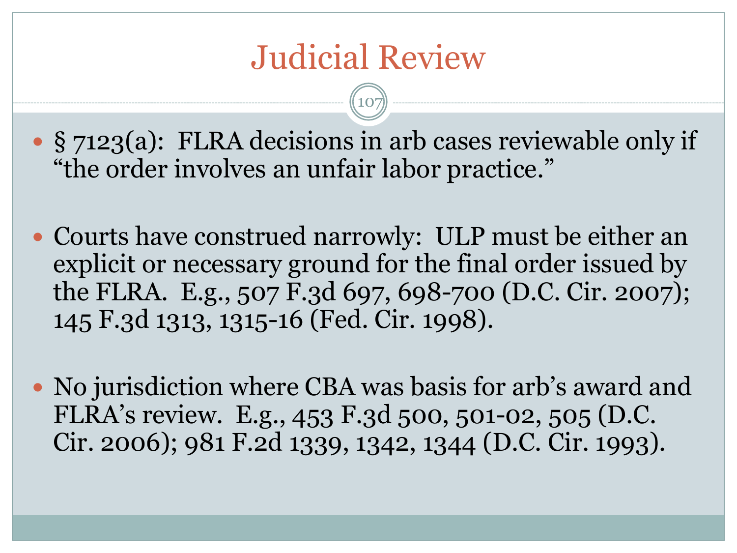# Judicial Review

- § 7123(a): FLRA decisions in arb cases reviewable only if "the order involves an unfair labor practice."
- Courts have construed narrowly: ULP must be either an explicit or necessary ground for the final order issued by the FLRA. E.g., 507 F.3d 697, 698-700 (D.C. Cir. 2007); 145 F.3d 1313, 1315-16 (Fed. Cir. 1998).
- No jurisdiction where CBA was basis for arb's award and FLRA's review. E.g., 453 F.3d 500, 501-02, 505 (D.C. Cir. 2006); 981 F.2d 1339, 1342, 1344 (D.C. Cir. 1993).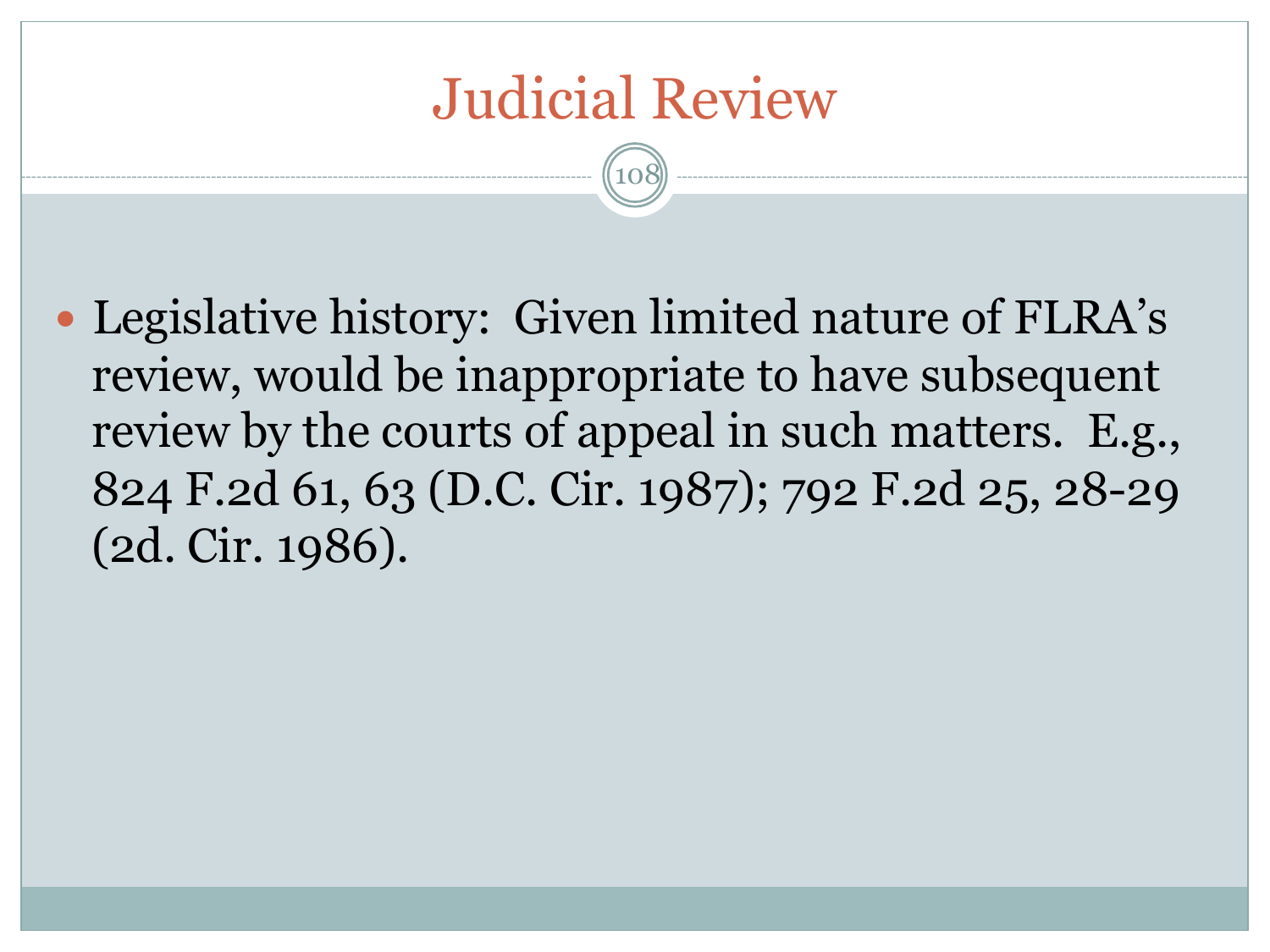# Judicial Review

- Legislative history: Given limited nature of FLRA's review, would be inappropriate to have subsequent review by the courts of appeal in such matters. E.g., 824 F.2d 61, 63 (D.C. Cir. 1987); 792 F.2d 25, 28-29 (2d. Cir. 1986).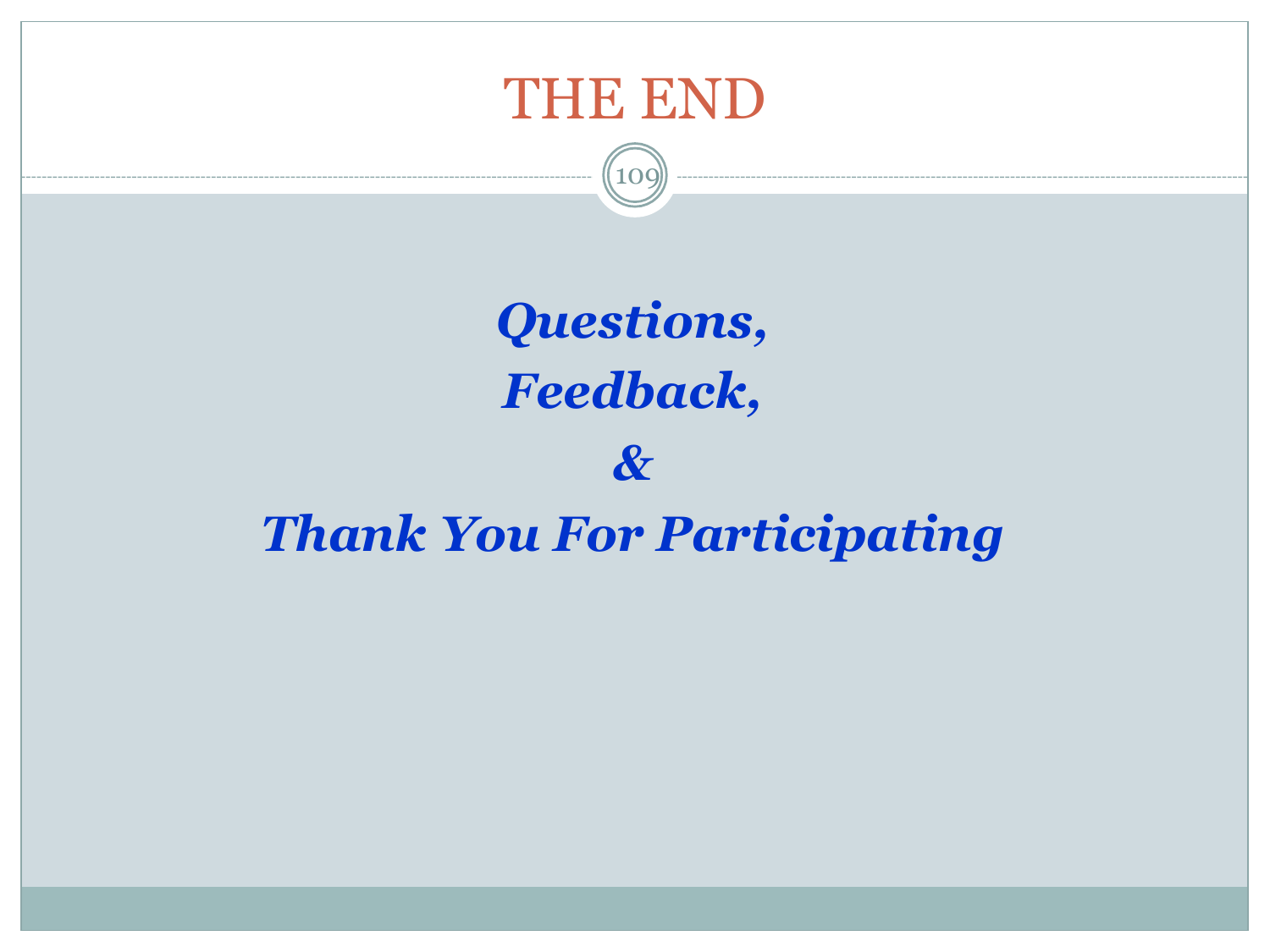# THE END

***Questions,***

***Feedback,***

***&***

***Thank You For Participating***